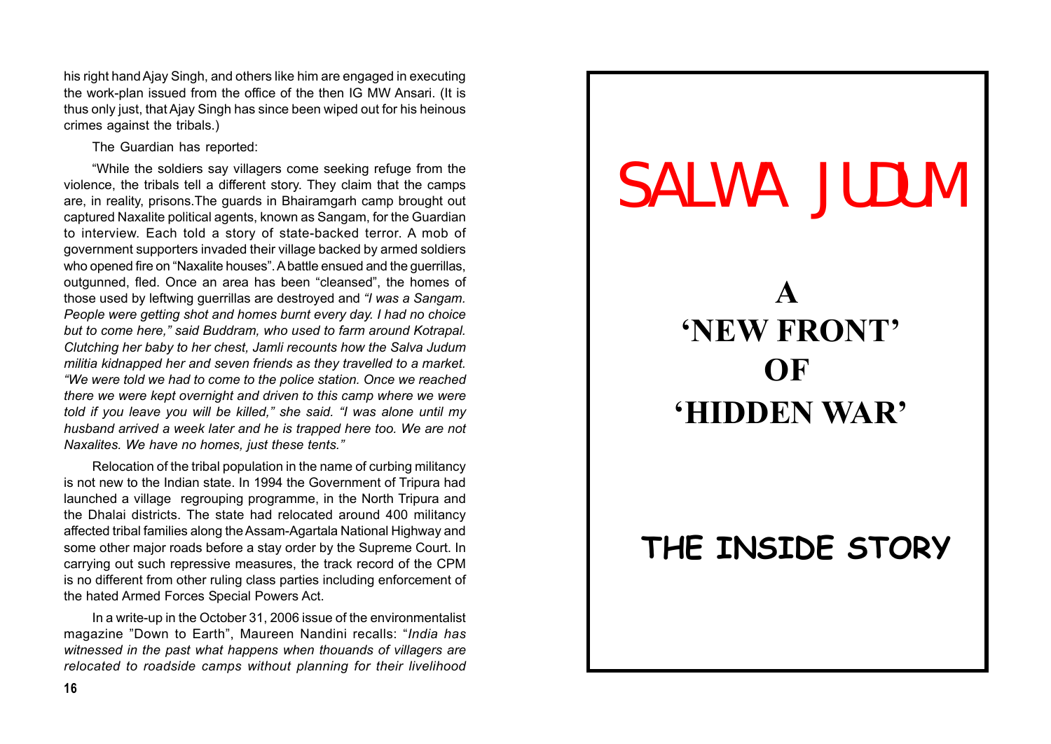his right hand Ajay Singh, and others like him are engaged in executing the work-plan issued from the office of the then IG MW Ansari. (It is thus only just, that Ajay Singh has since been wiped out for his heinous crimes against the tribals.)

The Guardian has reported:

"While the soldiers say villagers come seeking refuge from the violence, the tribals tell a different story. They claim that the camps are, in reality, prisons.The guards in Bhairamgarh camp brought out captured Naxalite political agents, known as Sangam, for the Guardian to interview. Each told a story of state-backed terror. A mob of government supporters invaded their village backed by armed soldiers who opened fire on "Naxalite houses". A battle ensued and the guerrillas, outgunned, fled. Once an area has been "cleansed", the homes of those used by leftwing guerrillas are destroyed and *"I was a Sangam. People were getting shot and homes burnt every day. I had no choice but to come here," said Buddram, who used to farm around Kotrapal. Clutching her baby to her chest, Jamli recounts how the Salva Judum militia kidnapped her and seven friends as they travelled to a market. "We were told we had to come to the police station. Once we reached there we were kept overnight and driven to this camp where we were told if you leave you will be killed," she said. "I was alone until my husband arrived a week later and he is trapped here too. We are not Naxalites. We have no homes, just these tents."*

Relocation of the tribal population in the name of curbing militancy is not new to the Indian state. In 1994 the Government of Tripura had launched a village regrouping programme, in the North Tripura and the Dhalai districts. The state had relocated around 400 militancy affected tribal families along the Assam-Agartala National Highway and some other major roads before a stay order by the Supreme Court. In carrying out such repressive measures, the track record of the CPM is no different from other ruling class parties including enforcement of the hated Armed Forces Special Powers Act.

In a write-up in the October 31, 2006 issue of the environmentalist magazine "Down to Earth", Maureen Nandini recalls: "*India has witnessed in the past what happens when thouands of villagers are relocated to roadside camps without planning for their livelihood*

# SALWA JUDUM

## A 'NEW FRONT' OF 'HIDDEN WAR'

## THE INSIDE STORY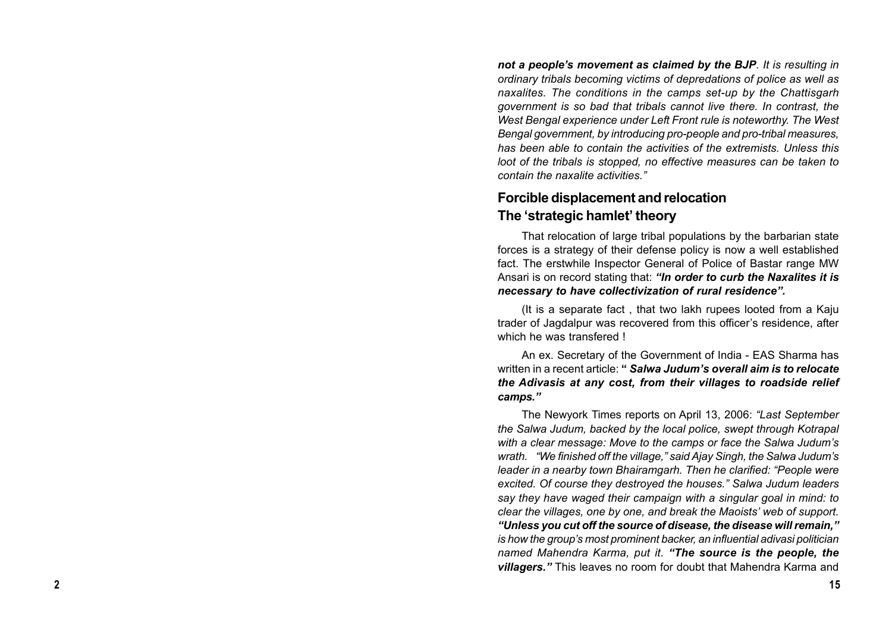***not a people's movement as claimed by the BJP**. It is resulting in ordinary tribals becoming victims of depredations of police as well as naxalites. The conditions in the camps set-up by the Chattisgarh government is so bad that tribals cannot live there. In contrast, the West Bengal experience under Left Front rule is noteworthy. The West Bengal government, by introducing pro-people and pro-tribal measures, has been able to contain the activities of the extremists. Unless this loot of the tribals is stopped, no effective measures can be taken to contain the naxalite activities."*

## Forcible displacement and relocation
## The 'strategic hamlet' theory

That relocation of large tribal populations by the barbarian state forces is a strategy of their defense policy is now a well established fact. The erstwhile Inspector General of Police of Bastar range MW Ansari is on record stating that: ***"In order to curb the Naxalites it is necessary to have collectivization of rural residence".***

(It is a separate fact , that two lakh rupees looted from a Kaju trader of Jagdalpur was recovered from this officer's residence, after which he was transfered !

An ex. Secretary of the Government of India - EAS Sharma has written in a recent article: **" *Salwa Judum's overall aim is to relocate the Adivasis at any cost, from their villages to roadside relief camps."***

The Newyork Times reports on April 13, 2006: *"Last September the Salwa Judum, backed by the local police, swept through Kotrapal with a clear message: Move to the camps or face the Salwa Judum's wrath. "We finished off the village," said Ajay Singh, the Salwa Judum's leader in a nearby town Bhairamgarh. Then he clarified: "People were excited. Of course they destroyed the houses." Salwa Judum leaders say they have waged their campaign with a singular goal in mind: to clear the villages, one by one, and break the Maoists' web of support.* ***"Unless you cut off the source of disease, the disease will remain,"*** *is how the group's most prominent backer, an influential adivasi politician named Mahendra Karma, put it.* ***"The source is the people, the villagers."*** This leaves no room for doubt that Mahendra Karma and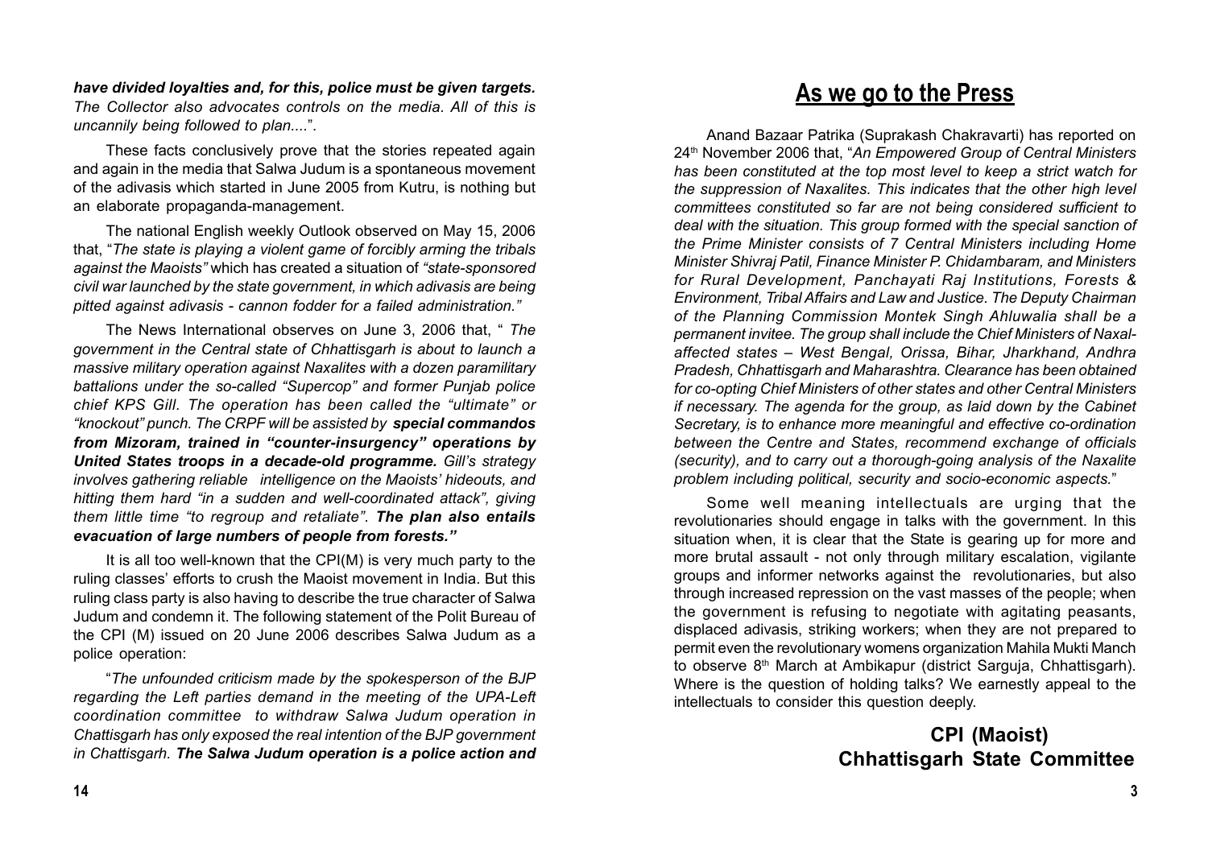*have divided loyalties and, for this, police must be given targets.* *The Collector also advocates controls on the media. All of this is uncannily being followed to plan....*".

These facts conclusively prove that the stories repeated again and again in the media that Salwa Judum is a spontaneous movement of the adivasis which started in June 2005 from Kutru, is nothing but an elaborate propaganda-management.

The national English weekly Outlook observed on May 15, 2006 that, "*The state is playing a violent game of forcibly arming the tribals against the Maoists"* which has created a situation of *"state-sponsored civil war launched by the state government, in which adivasis are being pitted against adivasis - cannon fodder for a failed administration."*

The News International observes on June 3, 2006 that, " *The government in the Central state of Chhattisgarh is about to launch a massive military operation against Naxalites with a dozen paramilitary battalions under the so-called "Supercop" and former Punjab police chief KPS Gill. The operation has been called the "ultimate" or "knockout" punch. The CRPF will be assisted by* ***special commandos from Mizoram, trained in "counter-insurgency" operations by United States troops in a decade-old programme.*** *Gill's strategy involves gathering reliable intelligence on the Maoists' hideouts, and hitting them hard "in a sudden and well-coordinated attack", giving them little time "to regroup and retaliate".* ***The plan also entails evacuation of large numbers of people from forests."***

It is all too well-known that the CPI(M) is very much party to the ruling classes' efforts to crush the Maoist movement in India. But this ruling class party is also having to describe the true character of Salwa Judum and condemn it. The following statement of the Polit Bureau of the CPI (M) issued on 20 June 2006 describes Salwa Judum as a police operation:

"*The unfounded criticism made by the spokesperson of the BJP regarding the Left parties demand in the meeting of the UPA-Left coordination committee to withdraw Salwa Judum operation in Chattisgarh has only exposed the real intention of the BJP government in Chattisgarh.* ***The Salwa Judum operation is a police action and***

## As we go to the Press

Anand Bazaar Patrika (Suprakash Chakravarti) has reported on 24th November 2006 that, "*An Empowered Group of Central Ministers has been constituted at the top most level to keep a strict watch for the suppression of Naxalites. This indicates that the other high level committees constituted so far are not being considered sufficient to deal with the situation. This group formed with the special sanction of the Prime Minister consists of 7 Central Ministers including Home Minister Shivraj Patil, Finance Minister P. Chidambaram, and Ministers for Rural Development, Panchayati Raj Institutions, Forests & Environment, Tribal Affairs and Law and Justice. The Deputy Chairman of the Planning Commission Montek Singh Ahluwalia shall be a permanent invitee. The group shall include the Chief Ministers of Naxal-affected states – West Bengal, Orissa, Bihar, Jharkhand, Andhra Pradesh, Chhattisgarh and Maharashtra. Clearance has been obtained for co-opting Chief Ministers of other states and other Central Ministers if necessary. The agenda for the group, as laid down by the Cabinet Secretary, is to enhance more meaningful and effective co-ordination between the Centre and States, recommend exchange of officials (security), and to carry out a thorough-going analysis of the Naxalite problem including political, security and socio-economic aspects.*"

Some well meaning intellectuals are urging that the revolutionaries should engage in talks with the government. In this situation when, it is clear that the State is gearing up for more and more brutal assault - not only through military escalation, vigilante groups and informer networks against the revolutionaries, but also through increased repression on the vast masses of the people; when the government is refusing to negotiate with agitating peasants, displaced adivasis, striking workers; when they are not prepared to permit even the revolutionary womens organization Mahila Mukti Manch to observe 8th March at Ambikapur (district Sarguja, Chhattisgarh). Where is the question of holding talks? We earnestly appeal to the intellectuals to consider this question deeply.

**CPI (Maoist)**
**Chhattisgarh State Committee**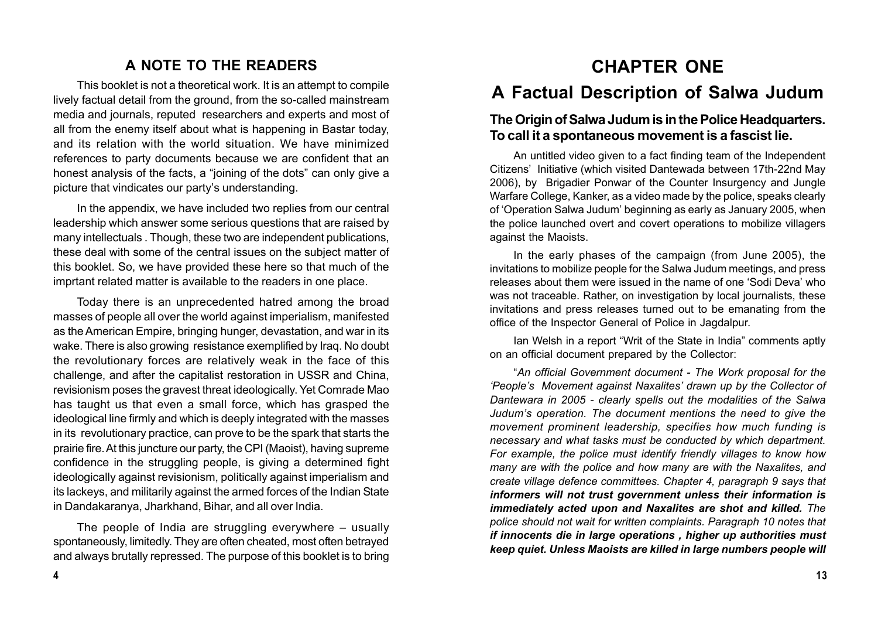## A NOTE TO THE READERS

This booklet is not a theoretical work. It is an attempt to compile lively factual detail from the ground, from the so-called mainstream media and journals, reputed researchers and experts and most of all from the enemy itself about what is happening in Bastar today, and its relation with the world situation. We have minimized references to party documents because we are confident that an honest analysis of the facts, a "joining of the dots" can only give a picture that vindicates our party's understanding.

In the appendix, we have included two replies from our central leadership which answer some serious questions that are raised by many intellectuals . Though, these two are independent publications, these deal with some of the central issues on the subject matter of this booklet. So, we have provided these here so that much of the imprtant related matter is available to the readers in one place.

Today there is an unprecedented hatred among the broad masses of people all over the world against imperialism, manifested as the American Empire, bringing hunger, devastation, and war in its wake. There is also growing resistance exemplified by Iraq. No doubt the revolutionary forces are relatively weak in the face of this challenge, and after the capitalist restoration in USSR and China, revisionism poses the gravest threat ideologically. Yet Comrade Mao has taught us that even a small force, which has grasped the ideological line firmly and which is deeply integrated with the masses in its revolutionary practice, can prove to be the spark that starts the prairie fire. At this juncture our party, the CPI (Maoist), having supreme confidence in the struggling people, is giving a determined fight ideologically against revisionism, politically against imperialism and its lackeys, and militarily against the armed forces of the Indian State in Dandakaranya, Jharkhand, Bihar, and all over India.

The people of India are struggling everywhere – usually spontaneously, limitedly. They are often cheated, most often betrayed and always brutally repressed. The purpose of this booklet is to bring

# CHAPTER ONE

## A Factual Description of Salwa Judum

### The Origin of Salwa Judum is in the Police Headquarters. To call it a spontaneous movement is a fascist lie.

An untitled video given to a fact finding team of the Independent Citizens' Initiative (which visited Dantewada between 17th-22nd May 2006), by Brigadier Ponwar of the Counter Insurgency and Jungle Warfare College, Kanker, as a video made by the police, speaks clearly of 'Operation Salwa Judum' beginning as early as January 2005, when the police launched overt and covert operations to mobilize villagers against the Maoists.

In the early phases of the campaign (from June 2005), the invitations to mobilize people for the Salwa Judum meetings, and press releases about them were issued in the name of one 'Sodi Deva' who was not traceable. Rather, on investigation by local journalists, these invitations and press releases turned out to be emanating from the office of the Inspector General of Police in Jagdalpur.

Ian Welsh in a report "Writ of the State in India" comments aptly on an official document prepared by the Collector:

"*An official Government document - The Work proposal for the 'People's Movement against Naxalites' drawn up by the Collector of Dantewara in 2005 - clearly spells out the modalities of the Salwa Judum's operation. The document mentions the need to give the movement prominent leadership, specifies how much funding is necessary and what tasks must be conducted by which department. For example, the police must identify friendly villages to know how many are with the police and how many are with the Naxalites, and create village defence committees. Chapter 4, paragraph 9 says that* ***informers will not trust government unless their information is immediately acted upon and Naxalites are shot and killed.*** *The police should not wait for written complaints. Paragraph 10 notes that* ***if innocents die in large operations , higher up authorities must keep quiet. Unless Maoists are killed in large numbers people will***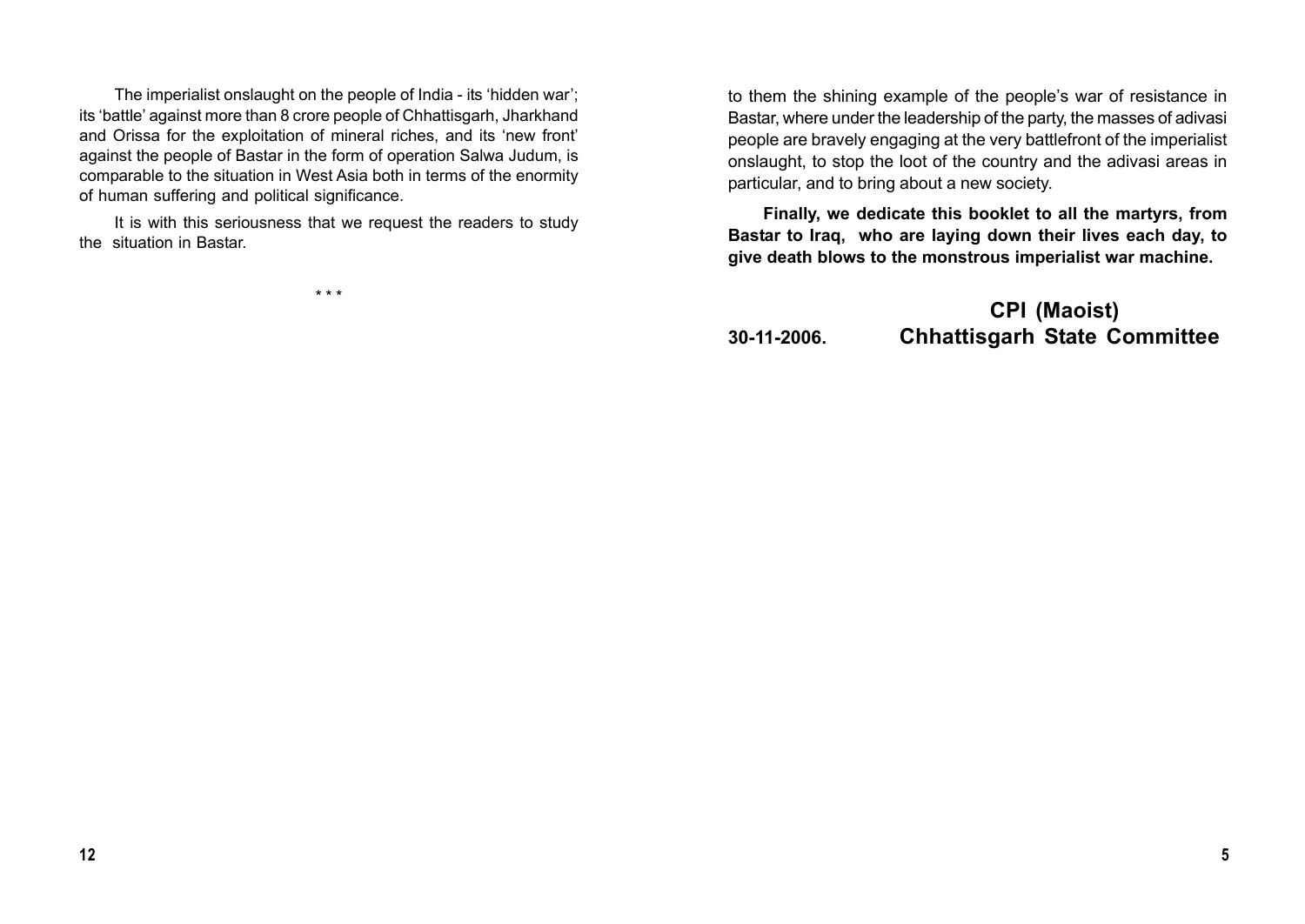The imperialist onslaught on the people of India - its 'hidden war'; its 'battle' against more than 8 crore people of Chhattisgarh, Jharkhand and Orissa for the exploitation of mineral riches, and its 'new front' against the people of Bastar in the form of operation Salwa Judum, is comparable to the situation in West Asia both in terms of the enormity of human suffering and political significance.

It is with this seriousness that we request the readers to study the situation in Bastar.

\* \* \*

to them the shining example of the people's war of resistance in Bastar, where under the leadership of the party, the masses of adivasi people are bravely engaging at the very battlefront of the imperialist onslaught, to stop the loot of the country and the adivasi areas in particular, and to bring about a new society.

**Finally, we dedicate this booklet to all the martyrs, from Bastar to Iraq, who are laying down their lives each day, to give death blows to the monstrous imperialist war machine.**

**CPI (Maoist)**
**Chhattisgarh State Committee**

**30-11-2006.**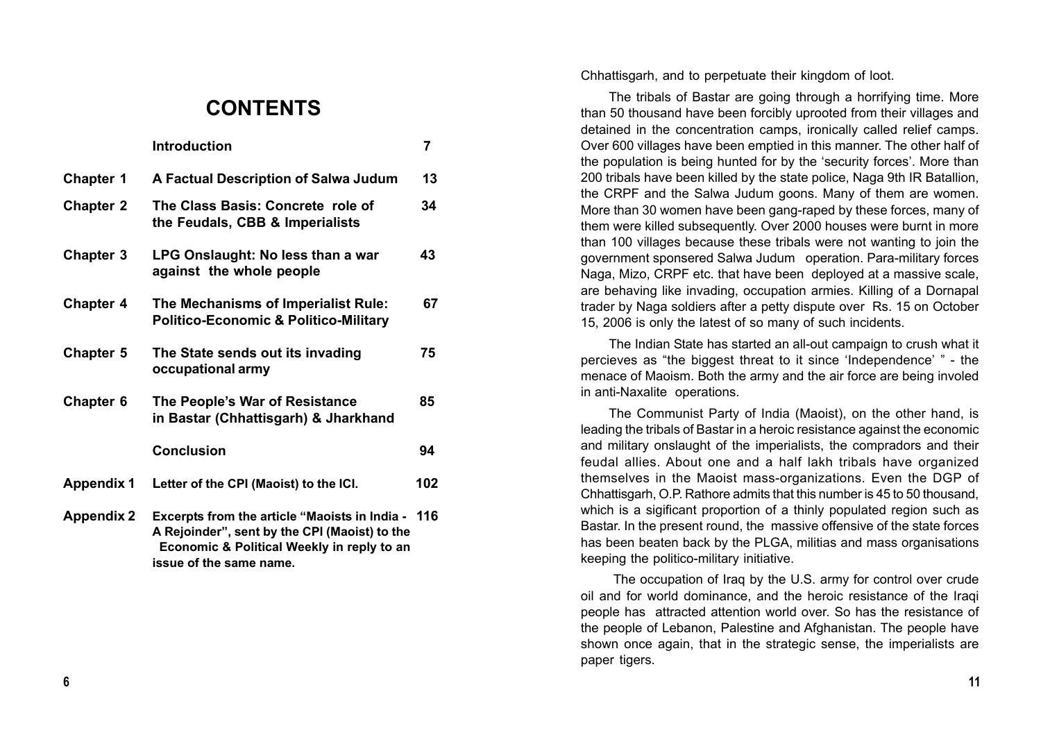# CONTENTS

| | | |
|---|---|---|
| | **Introduction** | **7** |
| **Chapter 1** | **A Factual Description of Salwa Judum** | **13** |
| **Chapter 2** | **The Class Basis: Concrete role of the Feudals, CBB & Imperialists** | **34** |
| **Chapter 3** | **LPG Onslaught: No less than a war against the whole people** | **43** |
| **Chapter 4** | **The Mechanisms of Imperialist Rule: Politico-Economic & Politico-Military** | **67** |
| **Chapter 5** | **The State sends out its invading occupational army** | **75** |
| **Chapter 6** | **The People's War of Resistance in Bastar (Chhattisgarh) & Jharkhand** | **85** |
| | **Conclusion** | **94** |
| **Appendix 1** | **Letter of the CPI (Maoist) to the ICI.** | **102** |
| **Appendix 2** | **Excerpts from the article "Maoists in India - A Rejoinder", sent by the CPI (Maoist) to the Economic & Political Weekly in reply to an issue of the same name.** | **116** |

Chhattisgarh, and to perpetuate their kingdom of loot.

The tribals of Bastar are going through a horrifying time. More than 50 thousand have been forcibly uprooted from their villages and detained in the concentration camps, ironically called relief camps. Over 600 villages have been emptied in this manner. The other half of the population is being hunted for by the 'security forces'. More than 200 tribals have been killed by the state police, Naga 9th IR Batallion, the CRPF and the Salwa Judum goons. Many of them are women. More than 30 women have been gang-raped by these forces, many of them were killed subsequently. Over 2000 houses were burnt in more than 100 villages because these tribals were not wanting to join the government sponsered Salwa Judum operation. Para-military forces Naga, Mizo, CRPF etc. that have been deployed at a massive scale, are behaving like invading, occupation armies. Killing of a Dornapal trader by Naga soldiers after a petty dispute over Rs. 15 on October 15, 2006 is only the latest of so many of such incidents.

The Indian State has started an all-out campaign to crush what it percieves as "the biggest threat to it since 'Independence' " - the menace of Maoism. Both the army and the air force are being involed in anti-Naxalite operations.

The Communist Party of India (Maoist), on the other hand, is leading the tribals of Bastar in a heroic resistance against the economic and military onslaught of the imperialists, the compradors and their feudal allies. About one and a half lakh tribals have organized themselves in the Maoist mass-organizations. Even the DGP of Chhattisgarh, O.P. Rathore admits that this number is 45 to 50 thousand, which is a sigificant proportion of a thinly populated region such as Bastar. In the present round, the massive offensive of the state forces has been beaten back by the PLGA, militias and mass organisations keeping the politico-military initiative.

The occupation of Iraq by the U.S. army for control over crude oil and for world dominance, and the heroic resistance of the Iraqi people has attracted attention world over. So has the resistance of the people of Lebanon, Palestine and Afghanistan. The people have shown once again, that in the strategic sense, the imperialists are paper tigers.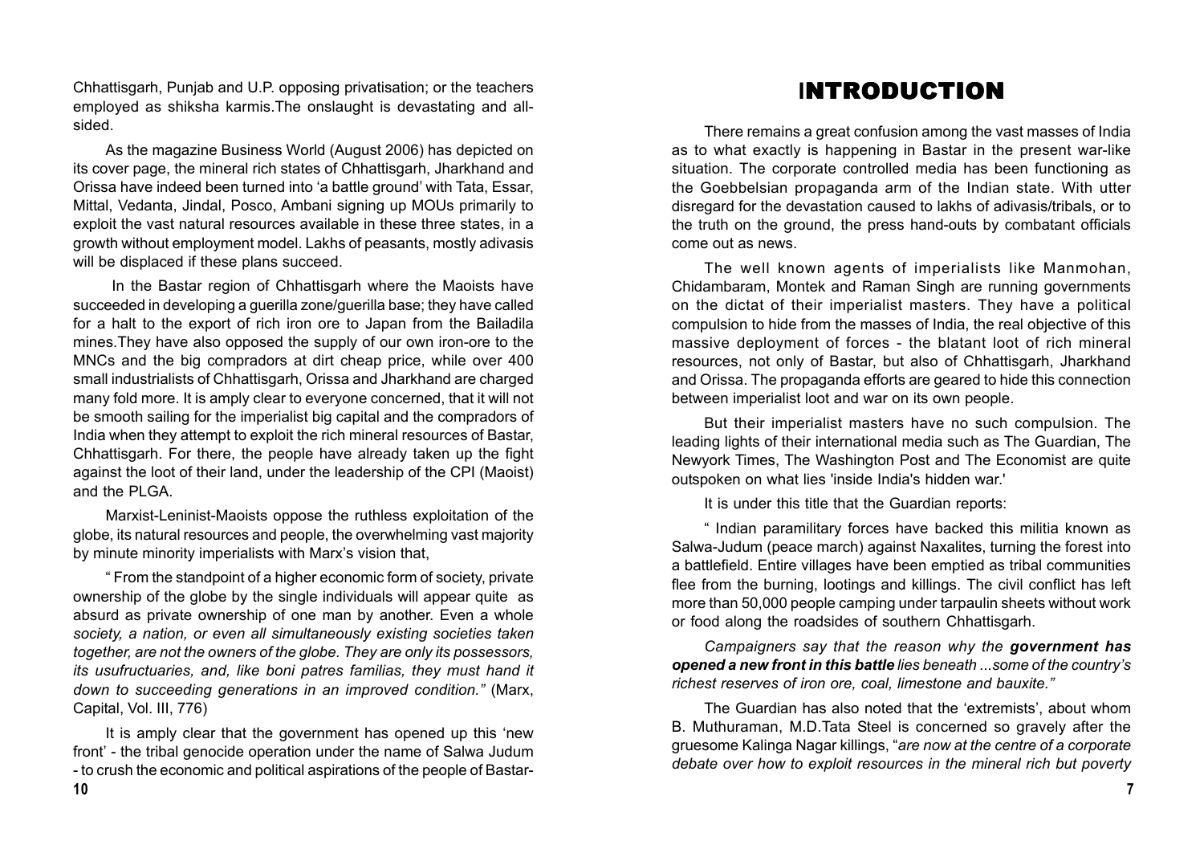Chhattisgarh, Punjab and U.P. opposing privatisation; or the teachers employed as shiksha karmis.The onslaught is devastating and all-sided.

As the magazine Business World (August 2006) has depicted on its cover page, the mineral rich states of Chhattisgarh, Jharkhand and Orissa have indeed been turned into 'a battle ground' with Tata, Essar, Mittal, Vedanta, Jindal, Posco, Ambani signing up MOUs primarily to exploit the vast natural resources available in these three states, in a growth without employment model. Lakhs of peasants, mostly adivasis will be displaced if these plans succeed.

In the Bastar region of Chhattisgarh where the Maoists have succeeded in developing a guerilla zone/guerilla base; they have called for a halt to the export of rich iron ore to Japan from the Bailadila mines.They have also opposed the supply of our own iron-ore to the MNCs and the big compradors at dirt cheap price, while over 400 small industrialists of Chhattisgarh, Orissa and Jharkhand are charged many fold more. It is amply clear to everyone concerned, that it will not be smooth sailing for the imperialist big capital and the compradors of India when they attempt to exploit the rich mineral resources of Bastar, Chhattisgarh. For there, the people have already taken up the fight against the loot of their land, under the leadership of the CPI (Maoist) and the PLGA.

Marxist-Leninist-Maoists oppose the ruthless exploitation of the globe, its natural resources and people, the overwhelming vast majority by minute minority imperialists with Marx's vision that,

" From the standpoint of a higher economic form of society, private ownership of the globe by the single individuals will appear quite as absurd as private ownership of one man by another. Even a whole *society, a nation, or even all simultaneously existing societies taken together, are not the owners of the globe. They are only its possessors, its usufructuaries, and, like boni patres familias, they must hand it down to succeeding generations in an improved condition."* (Marx, Capital, Vol. III, 776)

It is amply clear that the government has opened up this 'new front' - the tribal genocide operation under the name of Salwa Judum - to crush the economic and political aspirations of the people of Bastar-

# INTRODUCTION

There remains a great confusion among the vast masses of India as to what exactly is happening in Bastar in the present war-like situation. The corporate controlled media has been functioning as the Goebbelsian propaganda arm of the Indian state. With utter disregard for the devastation caused to lakhs of adivasis/tribals, or to the truth on the ground, the press hand-outs by combatant officials come out as news.

The well known agents of imperialists like Manmohan, Chidambaram, Montek and Raman Singh are running governments on the dictat of their imperialist masters. They have a political compulsion to hide from the masses of India, the real objective of this massive deployment of forces - the blatant loot of rich mineral resources, not only of Bastar, but also of Chhattisgarh, Jharkhand and Orissa. The propaganda efforts are geared to hide this connection between imperialist loot and war on its own people.

But their imperialist masters have no such compulsion. The leading lights of their international media such as The Guardian, The Newyork Times, The Washington Post and The Economist are quite outspoken on what lies 'inside India's hidden war.'

It is under this title that the Guardian reports:

" Indian paramilitary forces have backed this militia known as Salwa-Judum (peace march) against Naxalites, turning the forest into a battlefield. Entire villages have been emptied as tribal communities flee from the burning, lootings and killings. The civil conflict has left more than 50,000 people camping under tarpaulin sheets without work or food along the roadsides of southern Chhattisgarh.

*Campaigners say that the reason why the **government has opened a new front in this battle** lies beneath ...some of the country's richest reserves of iron ore, coal, limestone and bauxite."*

The Guardian has also noted that the 'extremists', about whom B. Muthuraman, M.D.Tata Steel is concerned so gravely after the gruesome Kalinga Nagar killings, "*are now at the centre of a corporate debate over how to exploit resources in the mineral rich but poverty*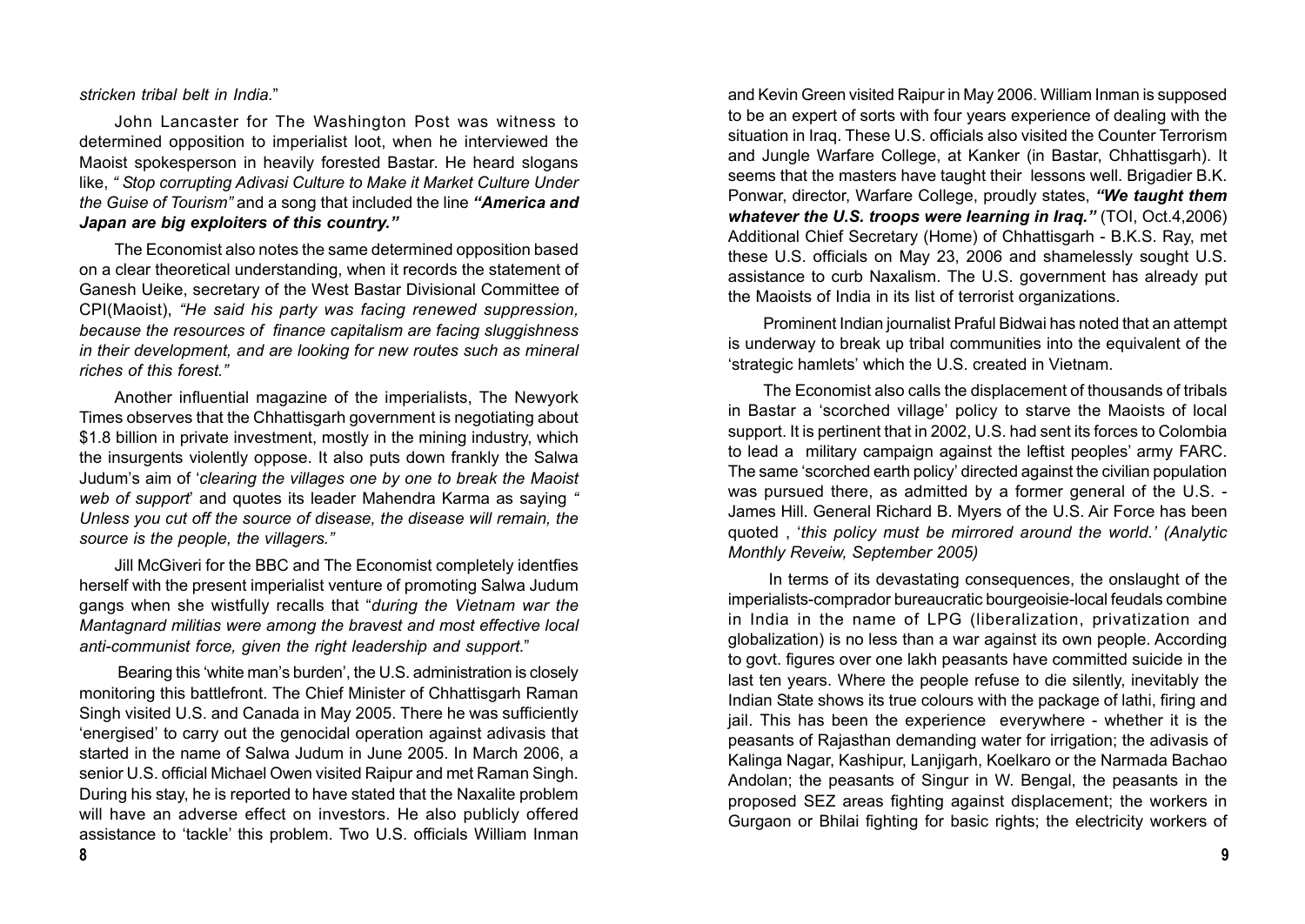*stricken tribal belt in India.*"

John Lancaster for The Washington Post was witness to determined opposition to imperialist loot, when he interviewed the Maoist spokesperson in heavily forested Bastar. He heard slogans like, *" Stop corrupting Adivasi Culture to Make it Market Culture Under the Guise of Tourism"* and a song that included the line ***"America and Japan are big exploiters of this country."***

The Economist also notes the same determined opposition based on a clear theoretical understanding, when it records the statement of Ganesh Ueike, secretary of the West Bastar Divisional Committee of CPI(Maoist), *"He said his party was facing renewed suppression, because the resources of finance capitalism are facing sluggishness in their development, and are looking for new routes such as mineral riches of this forest."*

Another influential magazine of the imperialists, The Newyork Times observes that the Chhattisgarh government is negotiating about $1.8 billion in private investment, mostly in the mining industry, which the insurgents violently oppose. It also puts down frankly the Salwa Judum's aim of '*clearing the villages one by one to break the Maoist web of support*' and quotes its leader Mahendra Karma as saying *" Unless you cut off the source of disease, the disease will remain, the source is the people, the villagers."*

Jill McGiveri for the BBC and The Economist completely identfies herself with the present imperialist venture of promoting Salwa Judum gangs when she wistfully recalls that "*during the Vietnam war the Mantagnard militias were among the bravest and most effective local anti-communist force, given the right leadership and support.*"

Bearing this 'white man's burden', the U.S. administration is closely monitoring this battlefront. The Chief Minister of Chhattisgarh Raman Singh visited U.S. and Canada in May 2005. There he was sufficiently 'energised' to carry out the genocidal operation against adivasis that started in the name of Salwa Judum in June 2005. In March 2006, a senior U.S. official Michael Owen visited Raipur and met Raman Singh. During his stay, he is reported to have stated that the Naxalite problem will have an adverse effect on investors. He also publicly offered assistance to 'tackle' this problem. Two U.S. officials William Inman and Kevin Green visited Raipur in May 2006. William Inman is supposed to be an expert of sorts with four years experience of dealing with the situation in Iraq. These U.S. officials also visited the Counter Terrorism and Jungle Warfare College, at Kanker (in Bastar, Chhattisgarh). It seems that the masters have taught their lessons well. Brigadier B.K. Ponwar, director, Warfare College, proudly states, ***"We taught them whatever the U.S. troops were learning in Iraq."*** (TOI, Oct.4,2006) Additional Chief Secretary (Home) of Chhattisgarh - B.K.S. Ray, met these U.S. officials on May 23, 2006 and shamelessly sought U.S. assistance to curb Naxalism. The U.S. government has already put the Maoists of India in its list of terrorist organizations.

Prominent Indian journalist Praful Bidwai has noted that an attempt is underway to break up tribal communities into the equivalent of the 'strategic hamlets' which the U.S. created in Vietnam.

The Economist also calls the displacement of thousands of tribals in Bastar a 'scorched village' policy to starve the Maoists of local support. It is pertinent that in 2002, U.S. had sent its forces to Colombia to lead a military campaign against the leftist peoples' army FARC. The same 'scorched earth policy' directed against the civilian population was pursued there, as admitted by a former general of the U.S. - James Hill. General Richard B. Myers of the U.S. Air Force has been quoted , '*this policy must be mirrored around the world.' (Analytic Monthly Reveiw, September 2005)*

In terms of its devastating consequences, the onslaught of the imperialists-comprador bureaucratic bourgeoisie-local feudals combine in India in the name of LPG (liberalization, privatization and globalization) is no less than a war against its own people. According to govt. figures over one lakh peasants have committed suicide in the last ten years. Where the people refuse to die silently, inevitably the Indian State shows its true colours with the package of lathi, firing and jail. This has been the experience everywhere - whether it is the peasants of Rajasthan demanding water for irrigation; the adivasis of Kalinga Nagar, Kashipur, Lanjigarh, Koelkaro or the Narmada Bachao Andolan; the peasants of Singur in W. Bengal, the peasants in the proposed SEZ areas fighting against displacement; the workers in Gurgaon or Bhilai fighting for basic rights; the electricity workers of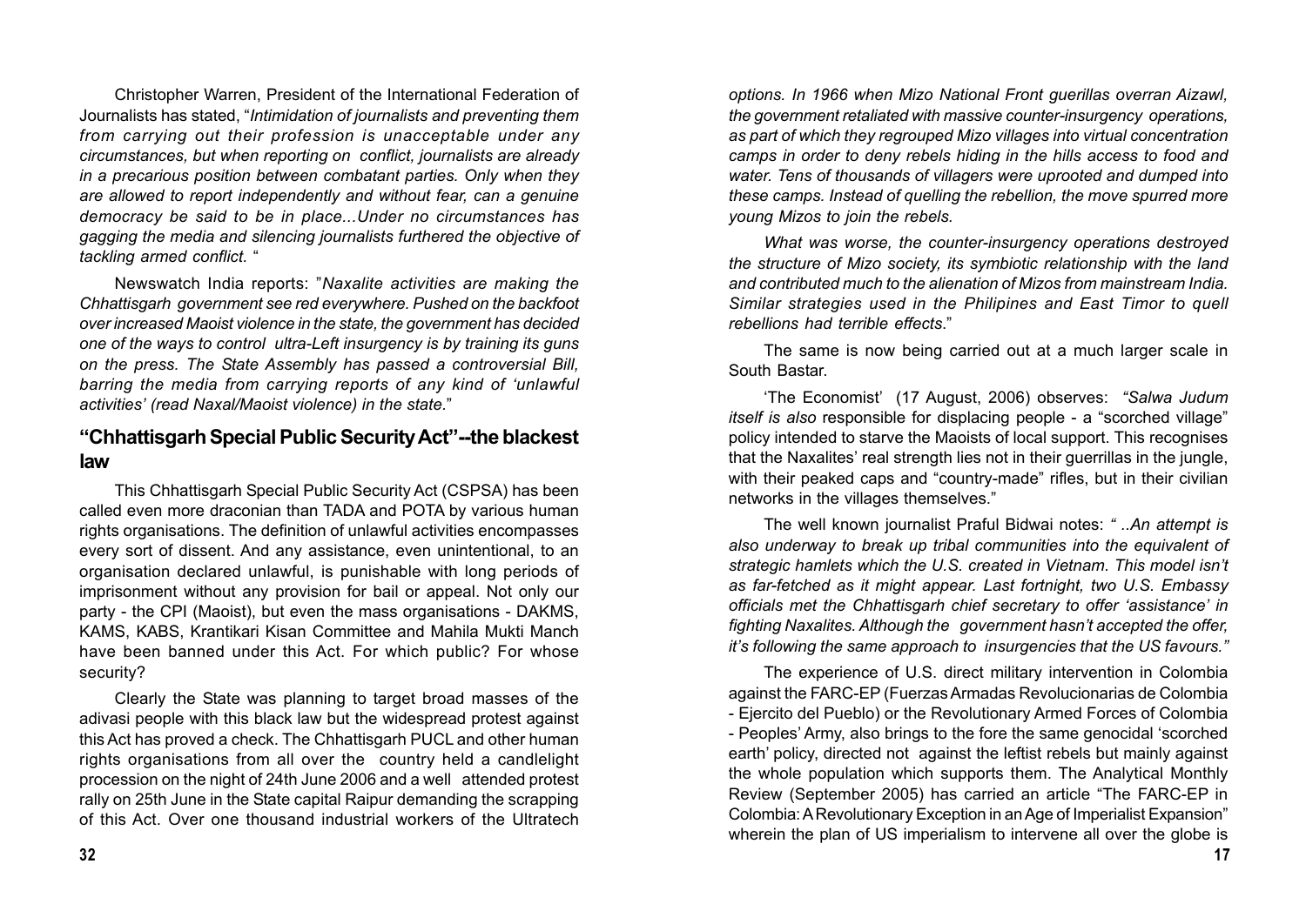Christopher Warren, President of the International Federation of Journalists has stated, "*Intimidation of journalists and preventing them from carrying out their profession is unacceptable under any circumstances, but when reporting on conflict, journalists are already in a precarious position between combatant parties. Only when they are allowed to report independently and without fear, can a genuine democracy be said to be in place...Under no circumstances has gagging the media and silencing journalists furthered the objective of tackling armed conflict.* "

Newswatch India reports: "*Naxalite activities are making the Chhattisgarh government see red everywhere. Pushed on the backfoot over increased Maoist violence in the state, the government has decided one of the ways to control ultra-Left insurgency is by training its guns on the press. The State Assembly has passed a controversial Bill, barring the media from carrying reports of any kind of 'unlawful activities' (read Naxal/Maoist violence) in the state*."

## "Chhattisgarh Special Public Security Act"--the blackest law

This Chhattisgarh Special Public Security Act (CSPSA) has been called even more draconian than TADA and POTA by various human rights organisations. The definition of unlawful activities encompasses every sort of dissent. And any assistance, even unintentional, to an organisation declared unlawful, is punishable with long periods of imprisonment without any provision for bail or appeal. Not only our party - the CPI (Maoist), but even the mass organisations - DAKMS, KAMS, KABS, Krantikari Kisan Committee and Mahila Mukti Manch have been banned under this Act. For which public? For whose security?

Clearly the State was planning to target broad masses of the adivasi people with this black law but the widespread protest against this Act has proved a check. The Chhattisgarh PUCL and other human rights organisations from all over the country held a candlelight procession on the night of 24th June 2006 and a well attended protest rally on 25th June in the State capital Raipur demanding the scrapping of this Act. Over one thousand industrial workers of the Ultratech

*options. In 1966 when Mizo National Front guerillas overran Aizawl, the government retaliated with massive counter-insurgency operations, as part of which they regrouped Mizo villages into virtual concentration camps in order to deny rebels hiding in the hills access to food and water. Tens of thousands of villagers were uprooted and dumped into these camps. Instead of quelling the rebellion, the move spurred more young Mizos to join the rebels.*

*What was worse, the counter-insurgency operations destroyed the structure of Mizo society, its symbiotic relationship with the land and contributed much to the alienation of Mizos from mainstream India. Similar strategies used in the Philipines and East Timor to quell rebellions had terrible effects*."

The same is now being carried out at a much larger scale in South Bastar.

'The Economist' (17 August, 2006) observes: *"Salwa Judum itself is also* responsible for displacing people - a "scorched village" policy intended to starve the Maoists of local support. This recognises that the Naxalites' real strength lies not in their guerrillas in the jungle, with their peaked caps and "country-made" rifles, but in their civilian networks in the villages themselves."

The well known journalist Praful Bidwai notes: *" ..An attempt is also underway to break up tribal communities into the equivalent of strategic hamlets which the U.S. created in Vietnam. This model isn't as far-fetched as it might appear. Last fortnight, two U.S. Embassy officials met the Chhattisgarh chief secretary to offer 'assistance' in fighting Naxalites. Although the government hasn't accepted the offer, it's following the same approach to insurgencies that the US favours."*

The experience of U.S. direct military intervention in Colombia against the FARC-EP (Fuerzas Armadas Revolucionarias de Colombia - Ejercito del Pueblo) or the Revolutionary Armed Forces of Colombia - Peoples' Army, also brings to the fore the same genocidal 'scorched earth' policy, directed not against the leftist rebels but mainly against the whole population which supports them. The Analytical Monthly Review (September 2005) has carried an article "The FARC-EP in Colombia: A Revolutionary Exception in an Age of Imperialist Expansion" wherein the plan of US imperialism to intervene all over the globe is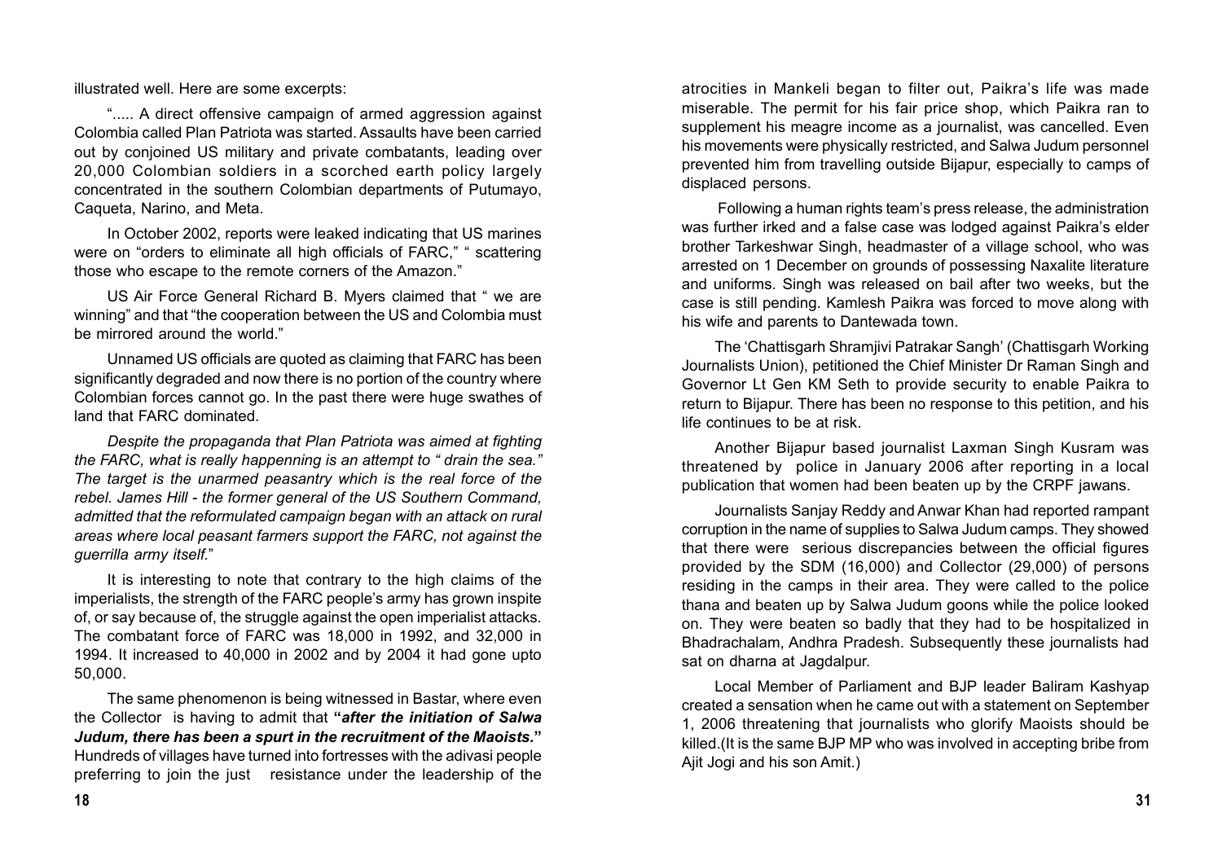illustrated well. Here are some excerpts:

"..... A direct offensive campaign of armed aggression against Colombia called Plan Patriota was started. Assaults have been carried out by conjoined US military and private combatants, leading over 20,000 Colombian soldiers in a scorched earth policy largely concentrated in the southern Colombian departments of Putumayo, Caqueta, Narino, and Meta.

In October 2002, reports were leaked indicating that US marines were on "orders to eliminate all high officials of FARC," " scattering those who escape to the remote corners of the Amazon."

US Air Force General Richard B. Myers claimed that " we are winning" and that "the cooperation between the US and Colombia must be mirrored around the world."

Unnamed US officials are quoted as claiming that FARC has been significantly degraded and now there is no portion of the country where Colombian forces cannot go. In the past there were huge swathes of land that FARC dominated.

*Despite the propaganda that Plan Patriota was aimed at fighting the FARC, what is really happenning is an attempt to " drain the sea." The target is the unarmed peasantry which is the real force of the rebel. James Hill - the former general of the US Southern Command, admitted that the reformulated campaign began with an attack on rural areas where local peasant farmers support the FARC, not against the guerrilla army itself.*"

It is interesting to note that contrary to the high claims of the imperialists, the strength of the FARC people's army has grown inspite of, or say because of, the struggle against the open imperialist attacks. The combatant force of FARC was 18,000 in 1992, and 32,000 in 1994. It increased to 40,000 in 2002 and by 2004 it had gone upto 50,000.

The same phenomenon is being witnessed in Bastar, where even the Collector is having to admit that **"*after the initiation of Salwa Judum, there has been a spurt in the recruitment of the Maoists.*"** Hundreds of villages have turned into fortresses with the adivasi people preferring to join the just resistance under the leadership of the

atrocities in Mankeli began to filter out, Paikra's life was made miserable. The permit for his fair price shop, which Paikra ran to supplement his meagre income as a journalist, was cancelled. Even his movements were physically restricted, and Salwa Judum personnel prevented him from travelling outside Bijapur, especially to camps of displaced persons.

Following a human rights team's press release, the administration was further irked and a false case was lodged against Paikra's elder brother Tarkeshwar Singh, headmaster of a village school, who was arrested on 1 December on grounds of possessing Naxalite literature and uniforms. Singh was released on bail after two weeks, but the case is still pending. Kamlesh Paikra was forced to move along with his wife and parents to Dantewada town.

The 'Chattisgarh Shramjivi Patrakar Sangh' (Chattisgarh Working Journalists Union), petitioned the Chief Minister Dr Raman Singh and Governor Lt Gen KM Seth to provide security to enable Paikra to return to Bijapur. There has been no response to this petition, and his life continues to be at risk.

Another Bijapur based journalist Laxman Singh Kusram was threatened by police in January 2006 after reporting in a local publication that women had been beaten up by the CRPF jawans.

Journalists Sanjay Reddy and Anwar Khan had reported rampant corruption in the name of supplies to Salwa Judum camps. They showed that there were serious discrepancies between the official figures provided by the SDM (16,000) and Collector (29,000) of persons residing in the camps in their area. They were called to the police thana and beaten up by Salwa Judum goons while the police looked on. They were beaten so badly that they had to be hospitalized in Bhadrachalam, Andhra Pradesh. Subsequently these journalists had sat on dharna at Jagdalpur.

Local Member of Parliament and BJP leader Baliram Kashyap created a sensation when he came out with a statement on September 1, 2006 threatening that journalists who glorify Maoists should be killed.(It is the same BJP MP who was involved in accepting bribe from Ajit Jogi and his son Amit.)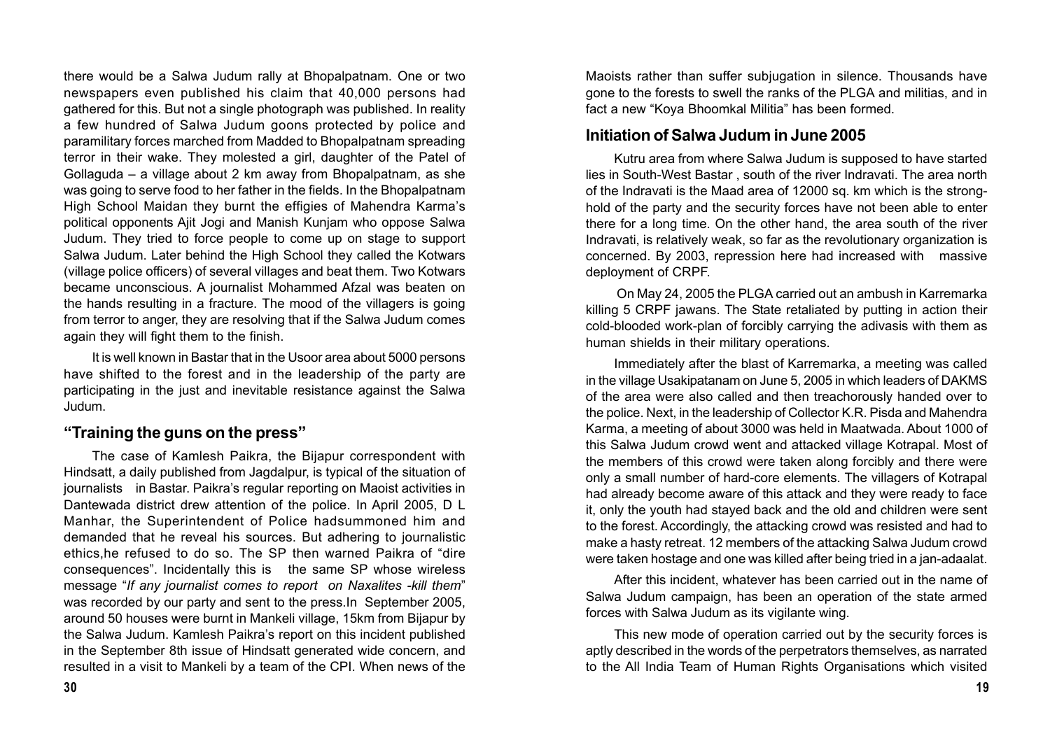there would be a Salwa Judum rally at Bhopalpatnam. One or two newspapers even published his claim that 40,000 persons had gathered for this. But not a single photograph was published. In reality a few hundred of Salwa Judum goons protected by police and paramilitary forces marched from Madded to Bhopalpatnam spreading terror in their wake. They molested a girl, daughter of the Patel of Gollaguda – a village about 2 km away from Bhopalpatnam, as she was going to serve food to her father in the fields. In the Bhopalpatnam High School Maidan they burnt the effigies of Mahendra Karma's political opponents Ajit Jogi and Manish Kunjam who oppose Salwa Judum. They tried to force people to come up on stage to support Salwa Judum. Later behind the High School they called the Kotwars (village police officers) of several villages and beat them. Two Kotwars became unconscious. A journalist Mohammed Afzal was beaten on the hands resulting in a fracture. The mood of the villagers is going from terror to anger, they are resolving that if the Salwa Judum comes again they will fight them to the finish.

It is well known in Bastar that in the Usoor area about 5000 persons have shifted to the forest and in the leadership of the party are participating in the just and inevitable resistance against the Salwa Judum.

## "Training the guns on the press"

The case of Kamlesh Paikra, the Bijapur correspondent with Hindsatt, a daily published from Jagdalpur, is typical of the situation of journalists in Bastar. Paikra's regular reporting on Maoist activities in Dantewada district drew attention of the police. In April 2005, D L Manhar, the Superintendent of Police hadsummoned him and demanded that he reveal his sources. But adhering to journalistic ethics,he refused to do so. The SP then warned Paikra of "dire consequences". Incidentally this is the same SP whose wireless message "*If any journalist comes to report on Naxalites -kill them*" was recorded by our party and sent to the press.In September 2005, around 50 houses were burnt in Mankeli village, 15km from Bijapur by the Salwa Judum. Kamlesh Paikra's report on this incident published in the September 8th issue of Hindsatt generated wide concern, and resulted in a visit to Mankeli by a team of the CPI. When news of the

Maoists rather than suffer subjugation in silence. Thousands have gone to the forests to swell the ranks of the PLGA and militias, and in fact a new "Koya Bhoomkal Militia" has been formed.

## Initiation of Salwa Judum in June 2005

Kutru area from where Salwa Judum is supposed to have started lies in South-West Bastar , south of the river Indravati. The area north of the Indravati is the Maad area of 12000 sq. km which is the stronghold of the party and the security forces have not been able to enter there for a long time. On the other hand, the area south of the river Indravati, is relatively weak, so far as the revolutionary organization is concerned. By 2003, repression here had increased with massive deployment of CRPF.

On May 24, 2005 the PLGA carried out an ambush in Karremarka killing 5 CRPF jawans. The State retaliated by putting in action their cold-blooded work-plan of forcibly carrying the adivasis with them as human shields in their military operations.

Immediately after the blast of Karremarka, a meeting was called in the village Usakipatanam on June 5, 2005 in which leaders of DAKMS of the area were also called and then treachorously handed over to the police. Next, in the leadership of Collector K.R. Pisda and Mahendra Karma, a meeting of about 3000 was held in Maatwada. About 1000 of this Salwa Judum crowd went and attacked village Kotrapal. Most of the members of this crowd were taken along forcibly and there were only a small number of hard-core elements. The villagers of Kotrapal had already become aware of this attack and they were ready to face it, only the youth had stayed back and the old and children were sent to the forest. Accordingly, the attacking crowd was resisted and had to make a hasty retreat. 12 members of the attacking Salwa Judum crowd were taken hostage and one was killed after being tried in a jan-adaalat.

After this incident, whatever has been carried out in the name of Salwa Judum campaign, has been an operation of the state armed forces with Salwa Judum as its vigilante wing.

This new mode of operation carried out by the security forces is aptly described in the words of the perpetrators themselves, as narrated to the All India Team of Human Rights Organisations which visited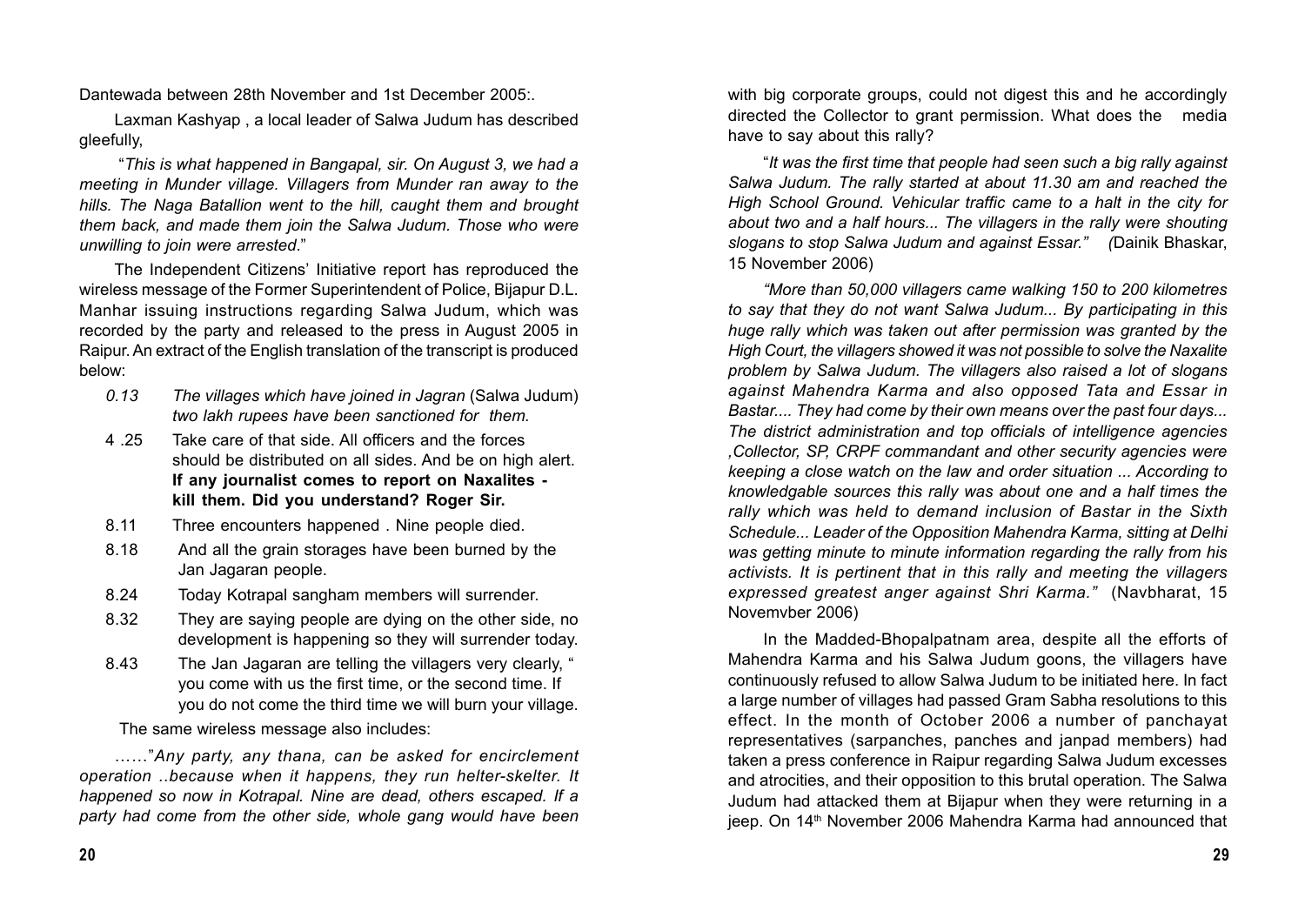Dantewada between 28th November and 1st December 2005:.

Laxman Kashyap , a local leader of Salwa Judum has described gleefully,

"*This is what happened in Bangapal, sir. On August 3, we had a meeting in Munder village. Villagers from Munder ran away to the hills. The Naga Batallion went to the hill, caught them and brought them back, and made them join the Salwa Judum. Those who were unwilling to join were arrested*."

The Independent Citizens' Initiative report has reproduced the wireless message of the Former Superintendent of Police, Bijapur D.L. Manhar issuing instructions regarding Salwa Judum, which was recorded by the party and released to the press in August 2005 in Raipur. An extract of the English translation of the transcript is produced below:

- *0.13* *The villages which have joined in Jagran* (Salwa Judum) *two lakh rupees have been sanctioned for them.*
- 4 .25 Take care of that side. All officers and the forces should be distributed on all sides. And be on high alert. **If any journalist comes to report on Naxalites - kill them. Did you understand? Roger Sir.**
- 8.11 Three encounters happened . Nine people died.
- 8.18 And all the grain storages have been burned by the Jan Jagaran people.
- 8.24 Today Kotrapal sangham members will surrender.
- 8.32 They are saying people are dying on the other side, no development is happening so they will surrender today.
- 8.43 The Jan Jagaran are telling the villagers very clearly, " you come with us the first time, or the second time. If you do not come the third time we will burn your village.

The same wireless message also includes:

……"*Any party, any thana, can be asked for encirclement operation ..because when it happens, they run helter-skelter. It happened so now in Kotrapal. Nine are dead, others escaped. If a party had come from the other side, whole gang would have been*

with big corporate groups, could not digest this and he accordingly directed the Collector to grant permission. What does the media have to say about this rally?

"*It was the first time that people had seen such a big rally against Salwa Judum. The rally started at about 11.30 am and reached the High School Ground. Vehicular traffic came to a halt in the city for about two and a half hours... The villagers in the rally were shouting slogans to stop Salwa Judum and against Essar." (*Dainik Bhaskar, 15 November 2006)

*"More than 50,000 villagers came walking 150 to 200 kilometres to say that they do not want Salwa Judum... By participating in this huge rally which was taken out after permission was granted by the High Court, the villagers showed it was not possible to solve the Naxalite problem by Salwa Judum. The villagers also raised a lot of slogans against Mahendra Karma and also opposed Tata and Essar in Bastar.... They had come by their own means over the past four days... The district administration and top officials of intelligence agencies ,Collector, SP, CRPF commandant and other security agencies were keeping a close watch on the law and order situation ... According to knowledgable sources this rally was about one and a half times the rally which was held to demand inclusion of Bastar in the Sixth Schedule... Leader of the Opposition Mahendra Karma, sitting at Delhi was getting minute to minute information regarding the rally from his activists. It is pertinent that in this rally and meeting the villagers expressed greatest anger against Shri Karma."* (Navbharat, 15 Novemvber 2006)

In the Madded-Bhopalpatnam area, despite all the efforts of Mahendra Karma and his Salwa Judum goons, the villagers have continuously refused to allow Salwa Judum to be initiated here. In fact a large number of villages had passed Gram Sabha resolutions to this effect. In the month of October 2006 a number of panchayat representatives (sarpanches, panches and janpad members) had taken a press conference in Raipur regarding Salwa Judum excesses and atrocities, and their opposition to this brutal operation. The Salwa Judum had attacked them at Bijapur when they were returning in a jeep. On 14th November 2006 Mahendra Karma had announced that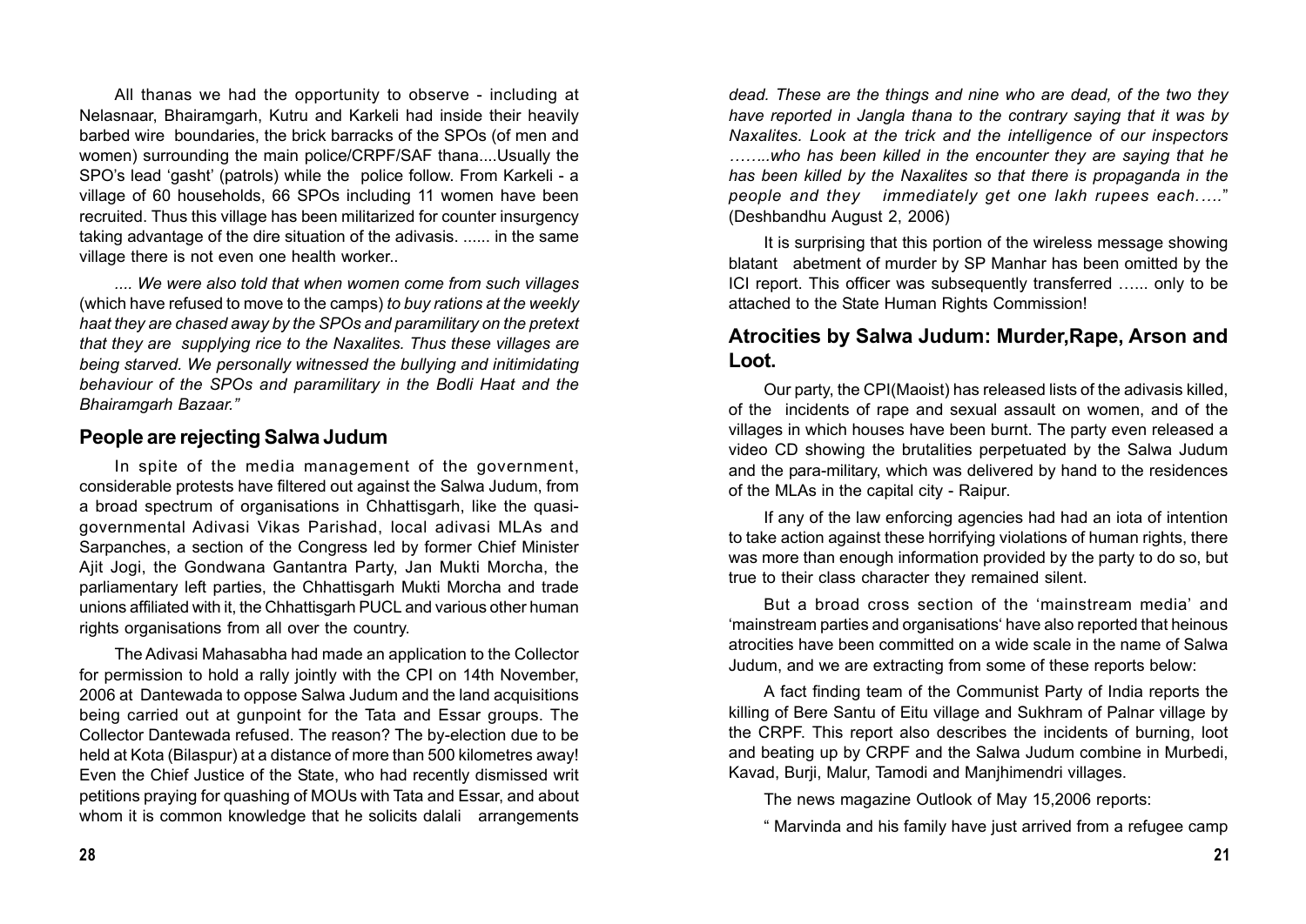All thanas we had the opportunity to observe - including at Nelasnaar, Bhairamgarh, Kutru and Karkeli had inside their heavily barbed wire boundaries, the brick barracks of the SPOs (of men and women) surrounding the main police/CRPF/SAF thana....Usually the SPO's lead 'gasht' (patrols) while the police follow. From Karkeli - a village of 60 households, 66 SPOs including 11 women have been recruited. Thus this village has been militarized for counter insurgency taking advantage of the dire situation of the adivasis. ...... in the same village there is not even one health worker..

*.... We were also told that when women come from such villages* (which have refused to move to the camps) *to buy rations at the weekly haat they are chased away by the SPOs and paramilitary on the pretext that they are supplying rice to the Naxalites. Thus these villages are being starved. We personally witnessed the bullying and initimidating behaviour of the SPOs and paramilitary in the Bodli Haat and the Bhairamgarh Bazaar."*

## People are rejecting Salwa Judum

In spite of the media management of the government, considerable protests have filtered out against the Salwa Judum, from a broad spectrum of organisations in Chhattisgarh, like the quasi-governmental Adivasi Vikas Parishad, local adivasi MLAs and Sarpanches, a section of the Congress led by former Chief Minister Ajit Jogi, the Gondwana Gantantra Party, Jan Mukti Morcha, the parliamentary left parties, the Chhattisgarh Mukti Morcha and trade unions affiliated with it, the Chhattisgarh PUCL and various other human rights organisations from all over the country.

The Adivasi Mahasabha had made an application to the Collector for permission to hold a rally jointly with the CPI on 14th November, 2006 at Dantewada to oppose Salwa Judum and the land acquisitions being carried out at gunpoint for the Tata and Essar groups. The Collector Dantewada refused. The reason? The by-election due to be held at Kota (Bilaspur) at a distance of more than 500 kilometres away! Even the Chief Justice of the State, who had recently dismissed writ petitions praying for quashing of MOUs with Tata and Essar, and about whom it is common knowledge that he solicits dalali arrangements

*dead. These are the things and nine who are dead, of the two they have reported in Jangla thana to the contrary saying that it was by Naxalites. Look at the trick and the intelligence of our inspectors ……..who has been killed in the encounter they are saying that he has been killed by the Naxalites so that there is propaganda in the people and they immediately get one lakh rupees each…..*" (Deshbandhu August 2, 2006)

It is surprising that this portion of the wireless message showing blatant abetment of murder by SP Manhar has been omitted by the ICI report. This officer was subsequently transferred …... only to be attached to the State Human Rights Commission!

## Atrocities by Salwa Judum: Murder,Rape, Arson and Loot.

Our party, the CPI(Maoist) has released lists of the adivasis killed, of the incidents of rape and sexual assault on women, and of the villages in which houses have been burnt. The party even released a video CD showing the brutalities perpetuated by the Salwa Judum and the para-military, which was delivered by hand to the residences of the MLAs in the capital city - Raipur.

If any of the law enforcing agencies had had an iota of intention to take action against these horrifying violations of human rights, there was more than enough information provided by the party to do so, but true to their class character they remained silent.

But a broad cross section of the 'mainstream media' and 'mainstream parties and organisations' have also reported that heinous atrocities have been committed on a wide scale in the name of Salwa Judum, and we are extracting from some of these reports below:

A fact finding team of the Communist Party of India reports the killing of Bere Santu of Eitu village and Sukhram of Palnar village by the CRPF. This report also describes the incidents of burning, loot and beating up by CRPF and the Salwa Judum combine in Murbedi, Kavad, Burji, Malur, Tamodi and Manjhimendri villages.

The news magazine Outlook of May 15,2006 reports:

" Marvinda and his family have just arrived from a refugee camp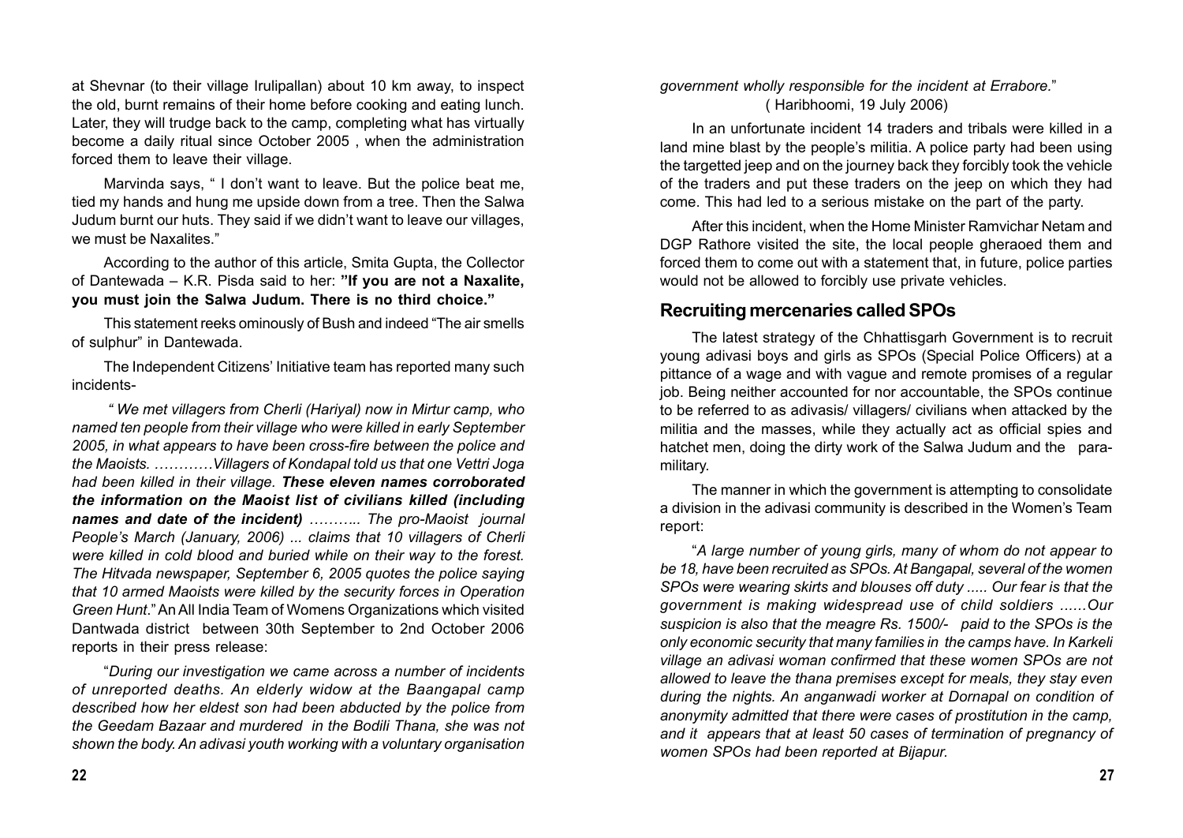at Shevnar (to their village Irulipallan) about 10 km away, to inspect the old, burnt remains of their home before cooking and eating lunch. Later, they will trudge back to the camp, completing what has virtually become a daily ritual since October 2005 , when the administration forced them to leave their village.

Marvinda says, " I don't want to leave. But the police beat me, tied my hands and hung me upside down from a tree. Then the Salwa Judum burnt our huts. They said if we didn't want to leave our villages, we must be Naxalites."

According to the author of this article, Smita Gupta, the Collector of Dantewada – K.R. Pisda said to her: **"If you are not a Naxalite, you must join the Salwa Judum. There is no third choice."**

This statement reeks ominously of Bush and indeed "The air smells of sulphur" in Dantewada.

The Independent Citizens' Initiative team has reported many such incidents-

*" We met villagers from Cherli (Hariyal) now in Mirtur camp, who named ten people from their village who were killed in early September 2005, in what appears to have been cross-fire between the police and the Maoists. …………Villagers of Kondapal told us that one Vettri Joga had been killed in their village.* ***These eleven names corroborated the information on the Maoist list of civilians killed (including names and date of the incident)*** *……….. The pro-Maoist journal People's March (January, 2006) ... claims that 10 villagers of Cherli were killed in cold blood and buried while on their way to the forest. The Hitvada newspaper, September 6, 2005 quotes the police saying that 10 armed Maoists were killed by the security forces in Operation Green Hunt*." An All India Team of Womens Organizations which visited Dantwada district between 30th September to 2nd October 2006 reports in their press release:

"*During our investigation we came across a number of incidents of unreported deaths. An elderly widow at the Baangapal camp described how her eldest son had been abducted by the police from the Geedam Bazaar and murdered in the Bodili Thana, she was not shown the body. An adivasi youth working with a voluntary organisation*

*government wholly responsible for the incident at Errabore.*"

( Haribhoomi, 19 July 2006)

In an unfortunate incident 14 traders and tribals were killed in a land mine blast by the people's militia. A police party had been using the targetted jeep and on the journey back they forcibly took the vehicle of the traders and put these traders on the jeep on which they had come. This had led to a serious mistake on the part of the party.

After this incident, when the Home Minister Ramvichar Netam and DGP Rathore visited the site, the local people gheraoed them and forced them to come out with a statement that, in future, police parties would not be allowed to forcibly use private vehicles.

## Recruiting mercenaries called SPOs

The latest strategy of the Chhattisgarh Government is to recruit young adivasi boys and girls as SPOs (Special Police Officers) at a pittance of a wage and with vague and remote promises of a regular job. Being neither accounted for nor accountable, the SPOs continue to be referred to as adivasis/ villagers/ civilians when attacked by the militia and the masses, while they actually act as official spies and hatchet men, doing the dirty work of the Salwa Judum and the para-military.

The manner in which the government is attempting to consolidate a division in the adivasi community is described in the Women's Team report:

"*A large number of young girls, many of whom do not appear to be 18, have been recruited as SPOs. At Bangapal, several of the women SPOs were wearing skirts and blouses off duty ..... Our fear is that the government is making widespread use of child soldiers ......Our suspicion is also that the meagre Rs. 1500/- paid to the SPOs is the only economic security that many families in the camps have. In Karkeli village an adivasi woman confirmed that these women SPOs are not allowed to leave the thana premises except for meals, they stay even during the nights. An anganwadi worker at Dornapal on condition of anonymity admitted that there were cases of prostitution in the camp, and it appears that at least 50 cases of termination of pregnancy of women SPOs had been reported at Bijapur.*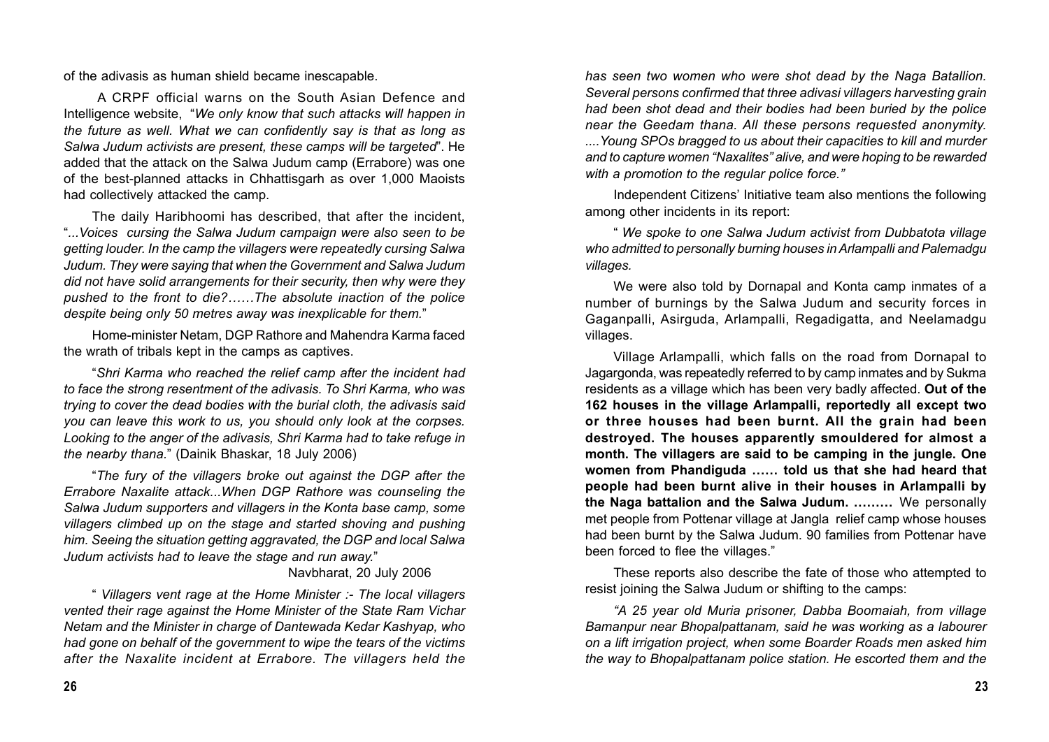of the adivasis as human shield became inescapable.

A CRPF official warns on the South Asian Defence and Intelligence website, "*We only know that such attacks will happen in the future as well. What we can confidently say is that as long as Salwa Judum activists are present, these camps will be targeted*". He added that the attack on the Salwa Judum camp (Errabore) was one of the best-planned attacks in Chhattisgarh as over 1,000 Maoists had collectively attacked the camp.

The daily Haribhoomi has described, that after the incident, "*...Voices cursing the Salwa Judum campaign were also seen to be getting louder. In the camp the villagers were repeatedly cursing Salwa Judum. They were saying that when the Government and Salwa Judum did not have solid arrangements for their security, then why were they pushed to the front to die?……The absolute inaction of the police despite being only 50 metres away was inexplicable for them.*"

Home-minister Netam, DGP Rathore and Mahendra Karma faced the wrath of tribals kept in the camps as captives.

"*Shri Karma who reached the relief camp after the incident had to face the strong resentment of the adivasis. To Shri Karma, who was trying to cover the dead bodies with the burial cloth, the adivasis said you can leave this work to us, you should only look at the corpses. Looking to the anger of the adivasis, Shri Karma had to take refuge in the nearby thana.*" (Dainik Bhaskar, 18 July 2006)

"*The fury of the villagers broke out against the DGP after the Errabore Naxalite attack...When DGP Rathore was counseling the Salwa Judum supporters and villagers in the Konta base camp, some villagers climbed up on the stage and started shoving and pushing him. Seeing the situation getting aggravated, the DGP and local Salwa Judum activists had to leave the stage and run away.*"

Navbharat, 20 July 2006

" *Villagers vent rage at the Home Minister :- The local villagers vented their rage against the Home Minister of the State Ram Vichar Netam and the Minister in charge of Dantewada Kedar Kashyap, who had gone on behalf of the government to wipe the tears of the victims after the Naxalite incident at Errabore. The villagers held the*

*has seen two women who were shot dead by the Naga Batallion. Several persons confirmed that three adivasi villagers harvesting grain had been shot dead and their bodies had been buried by the police near the Geedam thana. All these persons requested anonymity. ....Young SPOs bragged to us about their capacities to kill and murder and to capture women "Naxalites" alive, and were hoping to be rewarded with a promotion to the regular police force."*

Independent Citizens' Initiative team also mentions the following among other incidents in its report:

" *We spoke to one Salwa Judum activist from Dubbatota village who admitted to personally burning houses in Arlampalli and Palemadgu villages.*

We were also told by Dornapal and Konta camp inmates of a number of burnings by the Salwa Judum and security forces in Gaganpalli, Asirguda, Arlampalli, Regadigatta, and Neelamadgu villages.

Village Arlampalli, which falls on the road from Dornapal to Jagargonda, was repeatedly referred to by camp inmates and by Sukma residents as a village which has been very badly affected. **Out of the 162 houses in the village Arlampalli, reportedly all except two or three houses had been burnt. All the grain had been destroyed. The houses apparently smouldered for almost a month. The villagers are said to be camping in the jungle. One women from Phandiguda …… told us that she had heard that people had been burnt alive in their houses in Arlampalli by the Naga battalion and the Salwa Judum. ………** We personally met people from Pottenar village at Jangla relief camp whose houses had been burnt by the Salwa Judum. 90 families from Pottenar have been forced to flee the villages."

These reports also describe the fate of those who attempted to resist joining the Salwa Judum or shifting to the camps:

*"A 25 year old Muria prisoner, Dabba Boomaiah, from village Bamanpur near Bhopalpattanam, said he was working as a labourer on a lift irrigation project, when some Boarder Roads men asked him the way to Bhopalpattanam police station. He escorted them and the*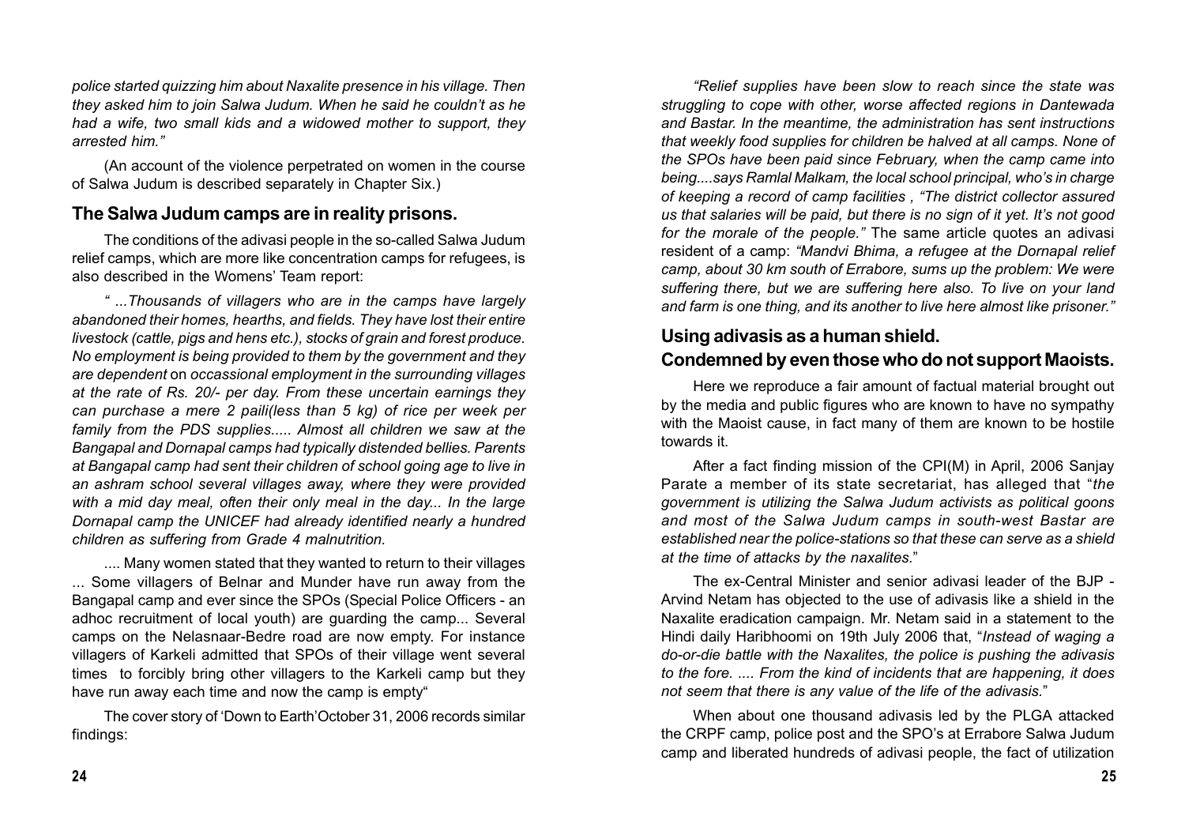*police started quizzing him about Naxalite presence in his village. Then they asked him to join Salwa Judum. When he said he couldn't as he had a wife, two small kids and a widowed mother to support, they arrested him."*

(An account of the violence perpetrated on women in the course of Salwa Judum is described separately in Chapter Six.)

## The Salwa Judum camps are in reality prisons.

The conditions of the adivasi people in the so-called Salwa Judum relief camps, which are more like concentration camps for refugees, is also described in the Womens' Team report:

*" ...Thousands of villagers who are in the camps have largely abandoned their homes, hearths, and fields. They have lost their entire livestock (cattle, pigs and hens etc.), stocks of grain and forest produce. No employment is being provided to them by the government and they are dependent* on *occassional employment in the surrounding villages at the rate of Rs. 20/- per day. From these uncertain earnings they can purchase a mere 2 paili(less than 5 kg) of rice per week per family from the PDS supplies..... Almost all children we saw at the Bangapal and Dornapal camps had typically distended bellies. Parents at Bangapal camp had sent their children of school going age to live in an ashram school several villages away, where they were provided with a mid day meal, often their only meal in the day... In the large Dornapal camp the UNICEF had already identified nearly a hundred children as suffering from Grade 4 malnutrition.*

.... Many women stated that they wanted to return to their villages ... Some villagers of Belnar and Munder have run away from the Bangapal camp and ever since the SPOs (Special Police Officers - an adhoc recruitment of local youth) are guarding the camp... Several camps on the Nelasnaar-Bedre road are now empty. For instance villagers of Karkeli admitted that SPOs of their village went several times to forcibly bring other villagers to the Karkeli camp but they have run away each time and now the camp is empty"

The cover story of 'Down to Earth'October 31, 2006 records similar findings:

*"Relief supplies have been slow to reach since the state was struggling to cope with other, worse affected regions in Dantewada and Bastar. In the meantime, the administration has sent instructions that weekly food supplies for children be halved at all camps. None of the SPOs have been paid since February, when the camp came into being....says Ramlal Malkam, the local school principal, who's in charge of keeping a record of camp facilities , "The district collector assured us that salaries will be paid, but there is no sign of it yet. It's not good for the morale of the people."* The same article quotes an adivasi resident of a camp: *"Mandvi Bhima, a refugee at the Dornapal relief camp, about 30 km south of Errabore, sums up the problem: We were suffering there, but we are suffering here also. To live on your land and farm is one thing, and its another to live here almost like prisoner."*

## Using adivasis as a human shield. Condemned by even those who do not support Maoists.

Here we reproduce a fair amount of factual material brought out by the media and public figures who are known to have no sympathy with the Maoist cause, in fact many of them are known to be hostile towards it.

After a fact finding mission of the CPI(M) in April, 2006 Sanjay Parate a member of its state secretariat, has alleged that "*the government is utilizing the Salwa Judum activists as political goons and most of the Salwa Judum camps in south-west Bastar are established near the police-stations so that these can serve as a shield at the time of attacks by the naxalites.*"

The ex-Central Minister and senior adivasi leader of the BJP - Arvind Netam has objected to the use of adivasis like a shield in the Naxalite eradication campaign. Mr. Netam said in a statement to the Hindi daily Haribhoomi on 19th July 2006 that, "*Instead of waging a do-or-die battle with the Naxalites, the police is pushing the adivasis to the fore. .... From the kind of incidents that are happening, it does not seem that there is any value of the life of the adivasis.*"

When about one thousand adivasis led by the PLGA attacked the CRPF camp, police post and the SPO's at Errabore Salwa Judum camp and liberated hundreds of adivasi people, the fact of utilization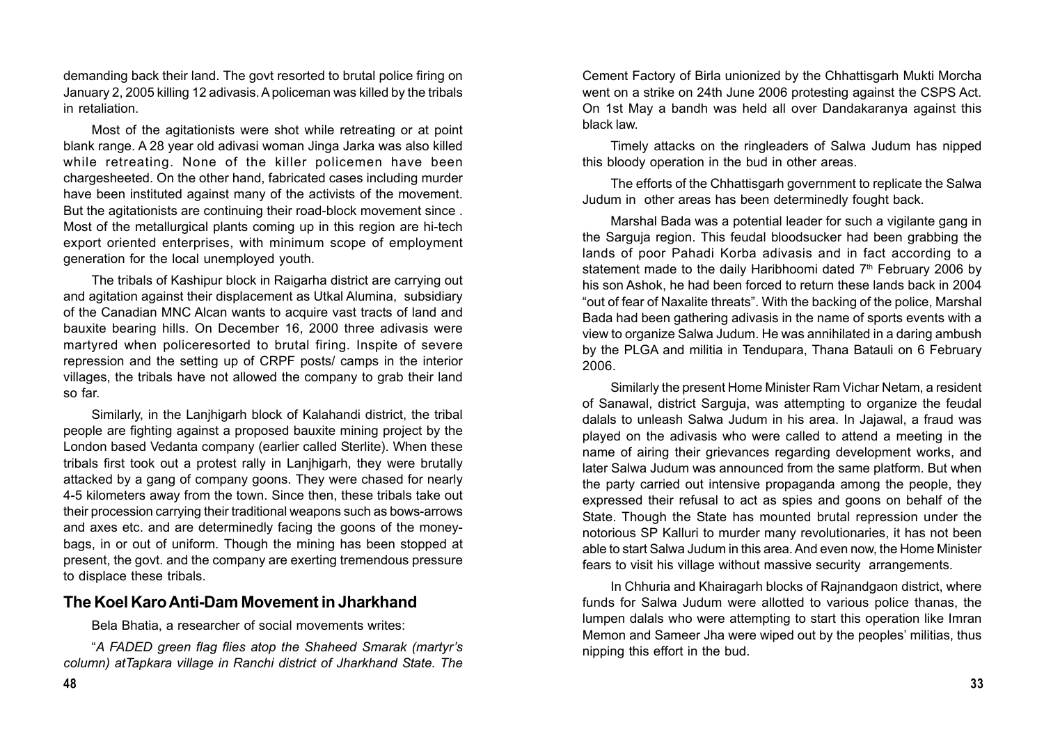demanding back their land. The govt resorted to brutal police firing on January 2, 2005 killing 12 adivasis. A policeman was killed by the tribals in retaliation.

Most of the agitationists were shot while retreating or at point blank range. A 28 year old adivasi woman Jinga Jarka was also killed while retreating. None of the killer policemen have been chargesheeted. On the other hand, fabricated cases including murder have been instituted against many of the activists of the movement. But the agitationists are continuing their road-block movement since . Most of the metallurgical plants coming up in this region are hi-tech export oriented enterprises, with minimum scope of employment generation for the local unemployed youth.

The tribals of Kashipur block in Raigarha district are carrying out and agitation against their displacement as Utkal Alumina, subsidiary of the Canadian MNC Alcan wants to acquire vast tracts of land and bauxite bearing hills. On December 16, 2000 three adivasis were martyred when policeresorted to brutal firing. Inspite of severe repression and the setting up of CRPF posts/ camps in the interior villages, the tribals have not allowed the company to grab their land so far.

Similarly, in the Lanjhigarh block of Kalahandi district, the tribal people are fighting against a proposed bauxite mining project by the London based Vedanta company (earlier called Sterlite). When these tribals first took out a protest rally in Lanjhigarh, they were brutally attacked by a gang of company goons. They were chased for nearly 4-5 kilometers away from the town. Since then, these tribals take out their procession carrying their traditional weapons such as bows-arrows and axes etc. and are determinedly facing the goons of the money-bags, in or out of uniform. Though the mining has been stopped at present, the govt. and the company are exerting tremendous pressure to displace these tribals.

## The Koel Karo Anti-Dam Movement in Jharkhand

Bela Bhatia, a researcher of social movements writes:

"*A FADED green flag flies atop the Shaheed Smarak (martyr's column) atTapkara village in Ranchi district of Jharkhand State. The*

Cement Factory of Birla unionized by the Chhattisgarh Mukti Morcha went on a strike on 24th June 2006 protesting against the CSPS Act. On 1st May a bandh was held all over Dandakaranya against this black law.

Timely attacks on the ringleaders of Salwa Judum has nipped this bloody operation in the bud in other areas.

The efforts of the Chhattisgarh government to replicate the Salwa Judum in other areas has been determinedly fought back.

Marshal Bada was a potential leader for such a vigilante gang in the Sarguja region. This feudal bloodsucker had been grabbing the lands of poor Pahadi Korba adivasis and in fact according to a statement made to the daily Haribhoomi dated 7th February 2006 by his son Ashok, he had been forced to return these lands back in 2004 "out of fear of Naxalite threats". With the backing of the police, Marshal Bada had been gathering adivasis in the name of sports events with a view to organize Salwa Judum. He was annihilated in a daring ambush by the PLGA and militia in Tendupara, Thana Batauli on 6 February 2006.

Similarly the present Home Minister Ram Vichar Netam, a resident of Sanawal, district Sarguja, was attempting to organize the feudal dalals to unleash Salwa Judum in his area. In Jajawal, a fraud was played on the adivasis who were called to attend a meeting in the name of airing their grievances regarding development works, and later Salwa Judum was announced from the same platform. But when the party carried out intensive propaganda among the people, they expressed their refusal to act as spies and goons on behalf of the State. Though the State has mounted brutal repression under the notorious SP Kalluri to murder many revolutionaries, it has not been able to start Salwa Judum in this area. And even now, the Home Minister fears to visit his village without massive security arrangements.

In Chhuria and Khairagarh blocks of Rajnandgaon district, where funds for Salwa Judum were allotted to various police thanas, the lumpen dalals who were attempting to start this operation like Imran Memon and Sameer Jha were wiped out by the peoples' militias, thus nipping this effort in the bud.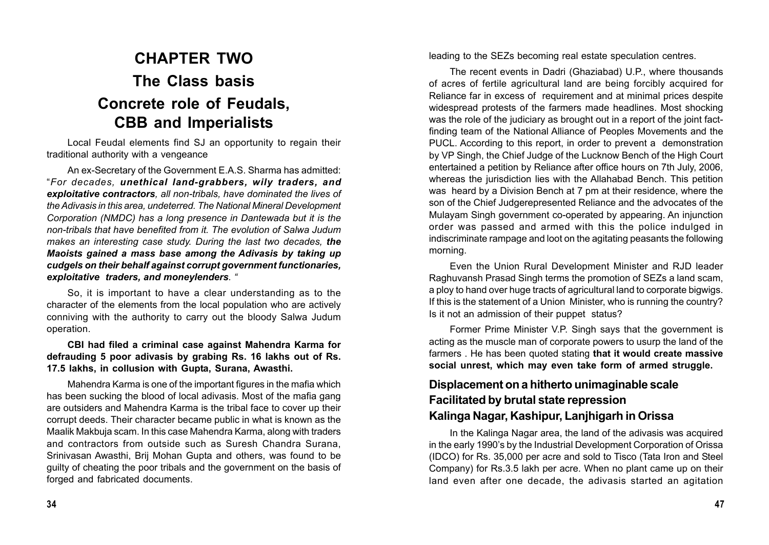# CHAPTER TWO

## The Class basis

## Concrete role of Feudals, CBB and Imperialists

Local Feudal elements find SJ an opportunity to regain their traditional authority with a vengeance

An ex-Secretary of the Government E.A.S. Sharma has admitted: "*For decades, **unethical land-grabbers, wily traders, and exploitative contractors**, all non-tribals, have dominated the lives of the Adivasis in this area, undeterred. The National Mineral Development Corporation (NMDC) has a long presence in Dantewada but it is the non-tribals that have benefited from it. The evolution of Salwa Judum makes an interesting case study. During the last two decades, **the Maoists gained a mass base among the Adivasis by taking up cudgels on their behalf against corrupt government functionaries, exploitative traders, and moneylenders**.* "

So, it is important to have a clear understanding as to the character of the elements from the local population who are actively conniving with the authority to carry out the bloody Salwa Judum operation.

**CBI had filed a criminal case against Mahendra Karma for defrauding 5 poor adivasis by grabing Rs. 16 lakhs out of Rs. 17.5 lakhs, in collusion with Gupta, Surana, Awasthi.**

Mahendra Karma is one of the important figures in the mafia which has been sucking the blood of local adivasis. Most of the mafia gang are outsiders and Mahendra Karma is the tribal face to cover up their corrupt deeds. Their character became public in what is known as the Maalik Makbuja scam. In this case Mahendra Karma, along with traders and contractors from outside such as Suresh Chandra Surana, Srinivasan Awasthi, Brij Mohan Gupta and others, was found to be guilty of cheating the poor tribals and the government on the basis of forged and fabricated documents.

leading to the SEZs becoming real estate speculation centres.

The recent events in Dadri (Ghaziabad) U.P., where thousands of acres of fertile agricultural land are being forcibly acquired for Reliance far in excess of requirement and at minimal prices despite widespread protests of the farmers made headlines. Most shocking was the role of the judiciary as brought out in a report of the joint fact-finding team of the National Alliance of Peoples Movements and the PUCL. According to this report, in order to prevent a demonstration by VP Singh, the Chief Judge of the Lucknow Bench of the High Court entertained a petition by Reliance after office hours on 7th July, 2006, whereas the jurisdiction lies with the Allahabad Bench. This petition was heard by a Division Bench at 7 pm at their residence, where the son of the Chief Judgerepresented Reliance and the advocates of the Mulayam Singh government co-operated by appearing. An injunction order was passed and armed with this the police indulged in indiscriminate rampage and loot on the agitating peasants the following morning.

Even the Union Rural Development Minister and RJD leader Raghuvansh Prasad Singh terms the promotion of SEZs a land scam, a ploy to hand over huge tracts of agricultural land to corporate bigwigs. If this is the statement of a Union Minister, who is running the country? Is it not an admission of their puppet status?

Former Prime Minister V.P. Singh says that the government is acting as the muscle man of corporate powers to usurp the land of the farmers . He has been quoted stating **that it would create massive social unrest, which may even take form of armed struggle.**

### Displacement on a hitherto unimaginable scale
### Facilitated by brutal state repression
### Kalinga Nagar, Kashipur, Lanjhigarh in Orissa

In the Kalinga Nagar area, the land of the adivasis was acquired in the early 1990's by the Industrial Development Corporation of Orissa (IDCO) for Rs. 35,000 per acre and sold to Tisco (Tata Iron and Steel Company) for Rs.3.5 lakh per acre. When no plant came up on their land even after one decade, the adivasis started an agitation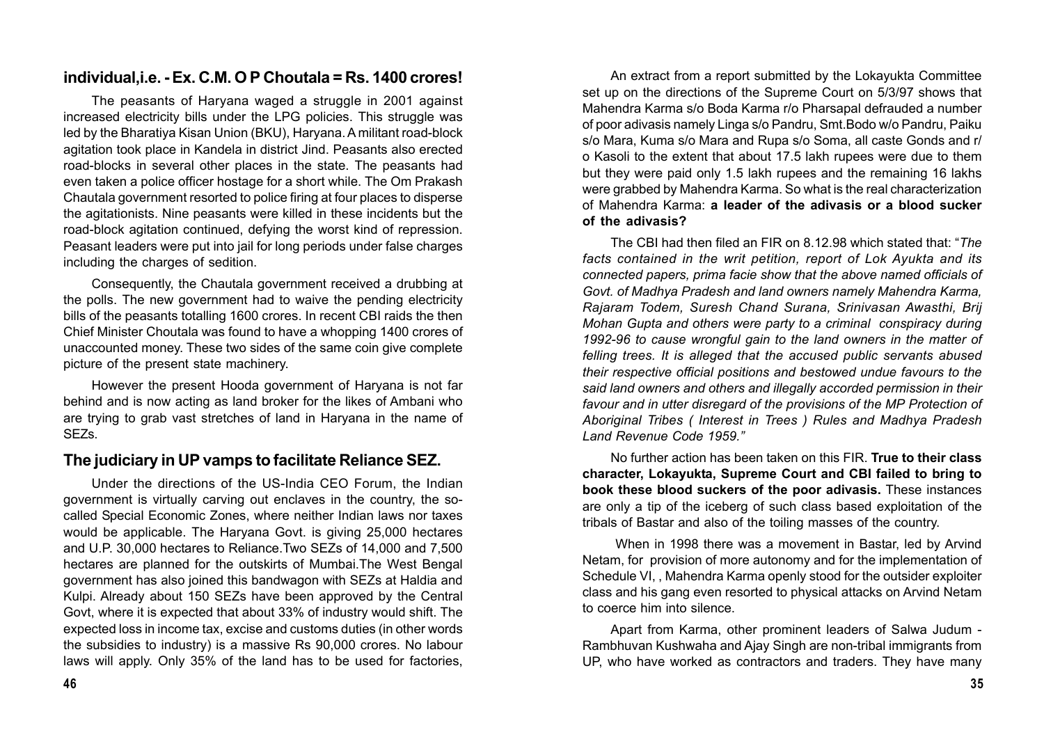## individual,i.e. - Ex. C.M. O P Choutala = Rs. 1400 crores!

The peasants of Haryana waged a struggle in 2001 against increased electricity bills under the LPG policies. This struggle was led by the Bharatiya Kisan Union (BKU), Haryana. A militant road-block agitation took place in Kandela in district Jind. Peasants also erected road-blocks in several other places in the state. The peasants had even taken a police officer hostage for a short while. The Om Prakash Chautala government resorted to police firing at four places to disperse the agitationists. Nine peasants were killed in these incidents but the road-block agitation continued, defying the worst kind of repression. Peasant leaders were put into jail for long periods under false charges including the charges of sedition.

Consequently, the Chautala government received a drubbing at the polls. The new government had to waive the pending electricity bills of the peasants totalling 1600 crores. In recent CBI raids the then Chief Minister Choutala was found to have a whopping 1400 crores of unaccounted money. These two sides of the same coin give complete picture of the present state machinery.

However the present Hooda government of Haryana is not far behind and is now acting as land broker for the likes of Ambani who are trying to grab vast stretches of land in Haryana in the name of SEZs.

## The judiciary in UP vamps to facilitate Reliance SEZ.

Under the directions of the US-India CEO Forum, the Indian government is virtually carving out enclaves in the country, the so-called Special Economic Zones, where neither Indian laws nor taxes would be applicable. The Haryana Govt. is giving 25,000 hectares and U.P. 30,000 hectares to Reliance.Two SEZs of 14,000 and 7,500 hectares are planned for the outskirts of Mumbai.The West Bengal government has also joined this bandwagon with SEZs at Haldia and Kulpi. Already about 150 SEZs have been approved by the Central Govt, where it is expected that about 33% of industry would shift. The expected loss in income tax, excise and customs duties (in other words the subsidies to industry) is a massive Rs 90,000 crores. No labour laws will apply. Only 35% of the land has to be used for factories,

An extract from a report submitted by the Lokayukta Committee set up on the directions of the Supreme Court on 5/3/97 shows that Mahendra Karma s/o Boda Karma r/o Pharsapal defrauded a number of poor adivasis namely Linga s/o Pandru, Smt.Bodo w/o Pandru, Paiku s/o Mara, Kuma s/o Mara and Rupa s/o Soma, all caste Gonds and r/o Kasoli to the extent that about 17.5 lakh rupees were due to them but they were paid only 1.5 lakh rupees and the remaining 16 lakhs were grabbed by Mahendra Karma. So what is the real characterization of Mahendra Karma: **a leader of the adivasis or a blood sucker of the adivasis?**

The CBI had then filed an FIR on 8.12.98 which stated that: "*The facts contained in the writ petition, report of Lok Ayukta and its connected papers, prima facie show that the above named officials of Govt. of Madhya Pradesh and land owners namely Mahendra Karma, Rajaram Todem, Suresh Chand Surana, Srinivasan Awasthi, Brij Mohan Gupta and others were party to a criminal conspiracy during 1992-96 to cause wrongful gain to the land owners in the matter of felling trees. It is alleged that the accused public servants abused their respective official positions and bestowed undue favours to the said land owners and others and illegally accorded permission in their favour and in utter disregard of the provisions of the MP Protection of Aboriginal Tribes ( Interest in Trees ) Rules and Madhya Pradesh Land Revenue Code 1959.*"

No further action has been taken on this FIR. **True to their class character, Lokayukta, Supreme Court and CBI failed to bring to book these blood suckers of the poor adivasis.** These instances are only a tip of the iceberg of such class based exploitation of the tribals of Bastar and also of the toiling masses of the country.

When in 1998 there was a movement in Bastar, led by Arvind Netam, for provision of more autonomy and for the implementation of Schedule VI, , Mahendra Karma openly stood for the outsider exploiter class and his gang even resorted to physical attacks on Arvind Netam to coerce him into silence.

Apart from Karma, other prominent leaders of Salwa Judum - Rambhuvan Kushwaha and Ajay Singh are non-tribal immigrants from UP, who have worked as contractors and traders. They have many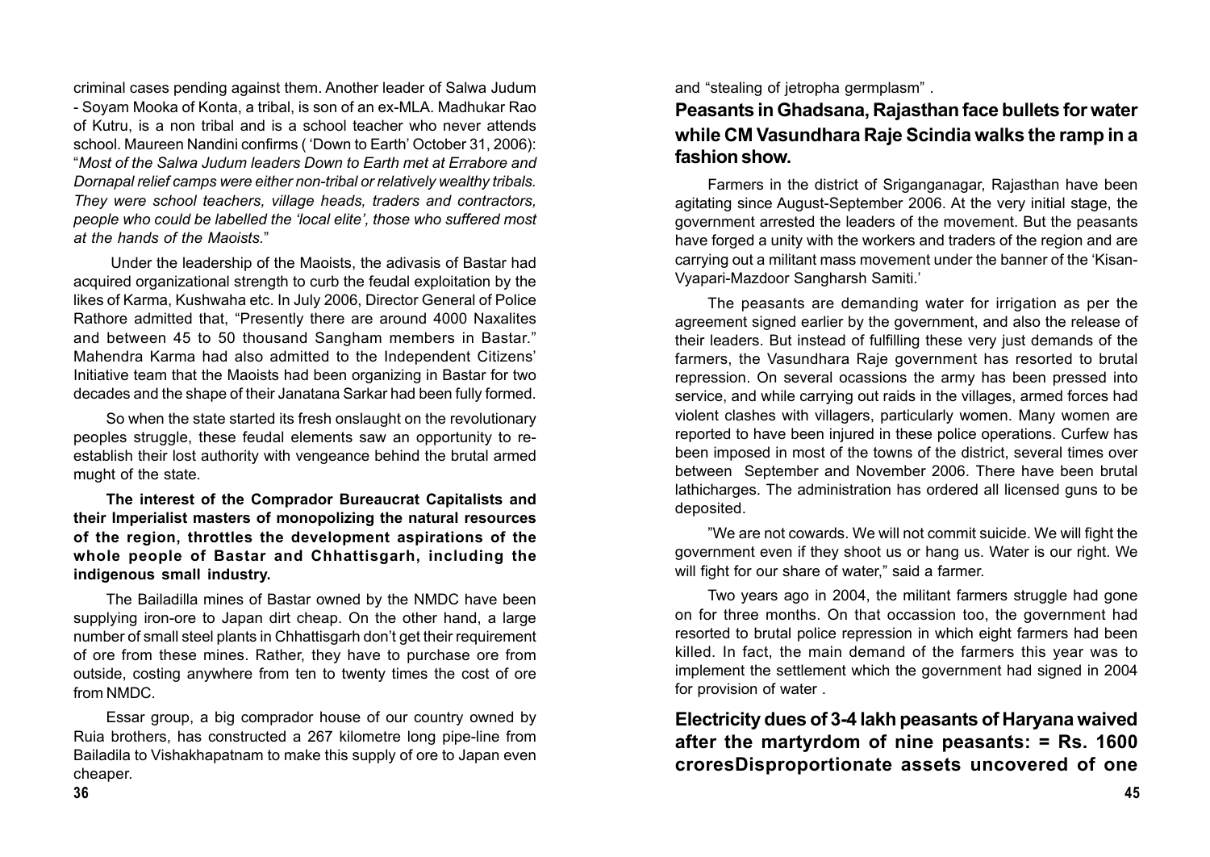criminal cases pending against them. Another leader of Salwa Judum - Soyam Mooka of Konta, a tribal, is son of an ex-MLA. Madhukar Rao of Kutru, is a non tribal and is a school teacher who never attends school. Maureen Nandini confirms ( 'Down to Earth' October 31, 2006): "*Most of the Salwa Judum leaders Down to Earth met at Errabore and Dornapal relief camps were either non-tribal or relatively wealthy tribals. They were school teachers, village heads, traders and contractors, people who could be labelled the 'local elite', those who suffered most at the hands of the Maoists.*"

Under the leadership of the Maoists, the adivasis of Bastar had acquired organizational strength to curb the feudal exploitation by the likes of Karma, Kushwaha etc. In July 2006, Director General of Police Rathore admitted that, "Presently there are around 4000 Naxalites and between 45 to 50 thousand Sangham members in Bastar." Mahendra Karma had also admitted to the Independent Citizens' Initiative team that the Maoists had been organizing in Bastar for two decades and the shape of their Janatana Sarkar had been fully formed.

So when the state started its fresh onslaught on the revolutionary peoples struggle, these feudal elements saw an opportunity to re-establish their lost authority with vengeance behind the brutal armed mught of the state.

**The interest of the Comprador Bureaucrat Capitalists and their Imperialist masters of monopolizing the natural resources of the region, throttles the development aspirations of the whole people of Bastar and Chhattisgarh, including the indigenous small industry.**

The Bailadilla mines of Bastar owned by the NMDC have been supplying iron-ore to Japan dirt cheap. On the other hand, a large number of small steel plants in Chhattisgarh don't get their requirement of ore from these mines. Rather, they have to purchase ore from outside, costing anywhere from ten to twenty times the cost of ore from NMDC.

Essar group, a big comprador house of our country owned by Ruia brothers, has constructed a 267 kilometre long pipe-line from Bailadila to Vishakhapatnam to make this supply of ore to Japan even cheaper.

and "stealing of jetropha germplasm" .

## Peasants in Ghadsana, Rajasthan face bullets for water while CM Vasundhara Raje Scindia walks the ramp in a fashion show.

Farmers in the district of Sriganganagar, Rajasthan have been agitating since August-September 2006. At the very initial stage, the government arrested the leaders of the movement. But the peasants have forged a unity with the workers and traders of the region and are carrying out a militant mass movement under the banner of the 'Kisan-Vyapari-Mazdoor Sangharsh Samiti.'

The peasants are demanding water for irrigation as per the agreement signed earlier by the government, and also the release of their leaders. But instead of fulfilling these very just demands of the farmers, the Vasundhara Raje government has resorted to brutal repression. On several ocassions the army has been pressed into service, and while carrying out raids in the villages, armed forces had violent clashes with villagers, particularly women. Many women are reported to have been injured in these police operations. Curfew has been imposed in most of the towns of the district, several times over between September and November 2006. There have been brutal lathicharges. The administration has ordered all licensed guns to be deposited.

"We are not cowards. We will not commit suicide. We will fight the government even if they shoot us or hang us. Water is our right. We will fight for our share of water," said a farmer.

Two years ago in 2004, the militant farmers struggle had gone on for three months. On that occassion too, the government had resorted to brutal police repression in which eight farmers had been killed. In fact, the main demand of the farmers this year was to implement the settlement which the government had signed in 2004 for provision of water .

## Electricity dues of 3-4 lakh peasants of Haryana waived after the martyrdom of nine peasants: = Rs. 1600 croresDisproportionate assets uncovered of one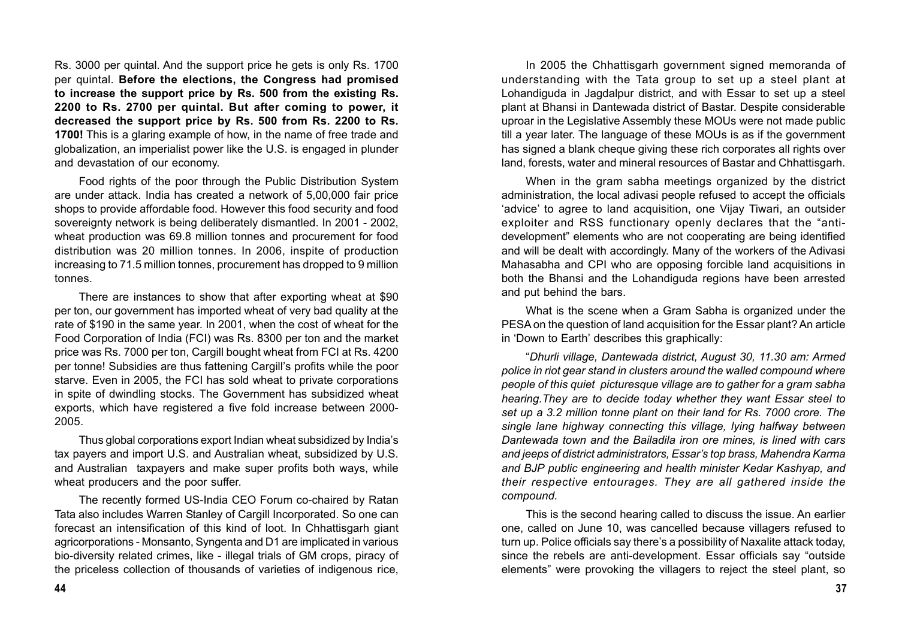Rs. 3000 per quintal. And the support price he gets is only Rs. 1700 per quintal. **Before the elections, the Congress had promised to increase the support price by Rs. 500 from the existing Rs. 2200 to Rs. 2700 per quintal. But after coming to power, it decreased the support price by Rs. 500 from Rs. 2200 to Rs. 1700!** This is a glaring example of how, in the name of free trade and globalization, an imperialist power like the U.S. is engaged in plunder and devastation of our economy.

Food rights of the poor through the Public Distribution System are under attack. India has created a network of 5,00,000 fair price shops to provide affordable food. However this food security and food sovereignty network is being deliberately dismantled. In 2001 - 2002, wheat production was 69.8 million tonnes and procurement for food distribution was 20 million tonnes. In 2006, inspite of production increasing to 71.5 million tonnes, procurement has dropped to 9 million tonnes.

There are instances to show that after exporting wheat at $90 per ton, our government has imported wheat of very bad quality at the rate of $190 in the same year. In 2001, when the cost of wheat for the Food Corporation of India (FCI) was Rs. 8300 per ton and the market price was Rs. 7000 per ton, Cargill bought wheat from FCI at Rs. 4200 per tonne! Subsidies are thus fattening Cargill's profits while the poor starve. Even in 2005, the FCI has sold wheat to private corporations in spite of dwindling stocks. The Government has subsidized wheat exports, which have registered a five fold increase between 2000-2005.

Thus global corporations export Indian wheat subsidized by India's tax payers and import U.S. and Australian wheat, subsidized by U.S. and Australian taxpayers and make super profits both ways, while wheat producers and the poor suffer.

The recently formed US-India CEO Forum co-chaired by Ratan Tata also includes Warren Stanley of Cargill Incorporated. So one can forecast an intensification of this kind of loot. In Chhattisgarh giant agricorporations - Monsanto, Syngenta and D1 are implicated in various bio-diversity related crimes, like - illegal trials of GM crops, piracy of the priceless collection of thousands of varieties of indigenous rice,

In 2005 the Chhattisgarh government signed memoranda of understanding with the Tata group to set up a steel plant at Lohandiguda in Jagdalpur district, and with Essar to set up a steel plant at Bhansi in Dantewada district of Bastar. Despite considerable uproar in the Legislative Assembly these MOUs were not made public till a year later. The language of these MOUs is as if the government has signed a blank cheque giving these rich corporates all rights over land, forests, water and mineral resources of Bastar and Chhattisgarh.

When in the gram sabha meetings organized by the district administration, the local adivasi people refused to accept the officials 'advice' to agree to land acquisition, one Vijay Tiwari, an outsider exploiter and RSS functionary openly declares that the "anti-development" elements who are not cooperating are being identified and will be dealt with accordingly. Many of the workers of the Adivasi Mahasabha and CPI who are opposing forcible land acquisitions in both the Bhansi and the Lohandiguda regions have been arrested and put behind the bars.

What is the scene when a Gram Sabha is organized under the PESA on the question of land acquisition for the Essar plant? An article in 'Down to Earth' describes this graphically:

"*Dhurli village, Dantewada district, August 30, 11.30 am: Armed police in riot gear stand in clusters around the walled compound where people of this quiet picturesque village are to gather for a gram sabha hearing. They are to decide today whether they want Essar steel to set up a 3.2 million tonne plant on their land for Rs. 7000 crore. The single lane highway connecting this village, lying halfway between Dantewada town and the Bailadila iron ore mines, is lined with cars and jeeps of district administrators, Essar's top brass, Mahendra Karma and BJP public engineering and health minister Kedar Kashyap, and their respective entourages. They are all gathered inside the compound.*

This is the second hearing called to discuss the issue. An earlier one, called on June 10, was cancelled because villagers refused to turn up. Police officials say there's a possibility of Naxalite attack today, since the rebels are anti-development. Essar officials say "outside elements" were provoking the villagers to reject the steel plant, so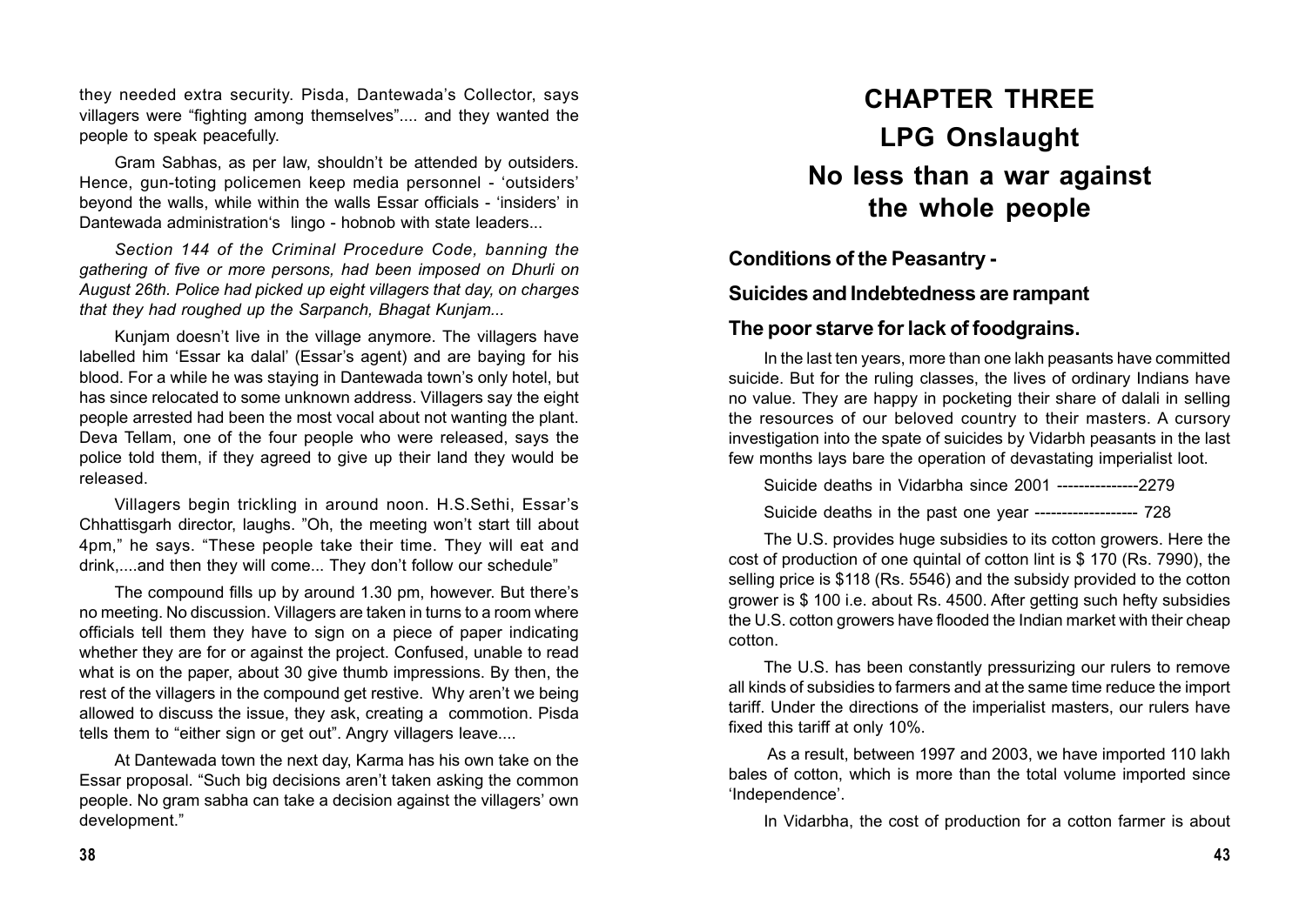they needed extra security. Pisda, Dantewada's Collector, says villagers were "fighting among themselves".... and they wanted the people to speak peacefully.

Gram Sabhas, as per law, shouldn't be attended by outsiders. Hence, gun-toting policemen keep media personnel - 'outsiders' beyond the walls, while within the walls Essar officials - 'insiders' in Dantewada administration's lingo - hobnob with state leaders...

*Section 144 of the Criminal Procedure Code, banning the gathering of five or more persons, had been imposed on Dhurli on August 26th. Police had picked up eight villagers that day, on charges that they had roughed up the Sarpanch, Bhagat Kunjam...*

Kunjam doesn't live in the village anymore. The villagers have labelled him 'Essar ka dalal' (Essar's agent) and are baying for his blood. For a while he was staying in Dantewada town's only hotel, but has since relocated to some unknown address. Villagers say the eight people arrested had been the most vocal about not wanting the plant. Deva Tellam, one of the four people who were released, says the police told them, if they agreed to give up their land they would be released.

Villagers begin trickling in around noon. H.S.Sethi, Essar's Chhattisgarh director, laughs. "Oh, the meeting won't start till about 4pm," he says. "These people take their time. They will eat and drink,....and then they will come... They don't follow our schedule"

The compound fills up by around 1.30 pm, however. But there's no meeting. No discussion. Villagers are taken in turns to a room where officials tell them they have to sign on a piece of paper indicating whether they are for or against the project. Confused, unable to read what is on the paper, about 30 give thumb impressions. By then, the rest of the villagers in the compound get restive. Why aren't we being allowed to discuss the issue, they ask, creating a commotion. Pisda tells them to "either sign or get out". Angry villagers leave....

At Dantewada town the next day, Karma has his own take on the Essar proposal. "Such big decisions aren't taken asking the common people. No gram sabha can take a decision against the villagers' own development."

# CHAPTER THREE

# LPG Onslaught

# No less than a war against the whole people

## Conditions of the Peasantry -

## Suicides and Indebtedness are rampant

## The poor starve for lack of foodgrains.

In the last ten years, more than one lakh peasants have committed suicide. But for the ruling classes, the lives of ordinary Indians have no value. They are happy in pocketing their share of dalali in selling the resources of our beloved country to their masters. A cursory investigation into the spate of suicides by Vidarbh peasants in the last few months lays bare the operation of devastating imperialist loot.

Suicide deaths in Vidarbha since 2001 ---------------2279

Suicide deaths in the past one year ------------------- 728

The U.S. provides huge subsidies to its cotton growers. Here the cost of production of one quintal of cotton lint is $ 170 (Rs. 7990), the selling price is $118 (Rs. 5546) and the subsidy provided to the cotton grower is $ 100 i.e. about Rs. 4500. After getting such hefty subsidies the U.S. cotton growers have flooded the Indian market with their cheap cotton.

The U.S. has been constantly pressurizing our rulers to remove all kinds of subsidies to farmers and at the same time reduce the import tariff. Under the directions of the imperialist masters, our rulers have fixed this tariff at only 10%.

As a result, between 1997 and 2003, we have imported 110 lakh bales of cotton, which is more than the total volume imported since 'Independence'.

In Vidarbha, the cost of production for a cotton farmer is about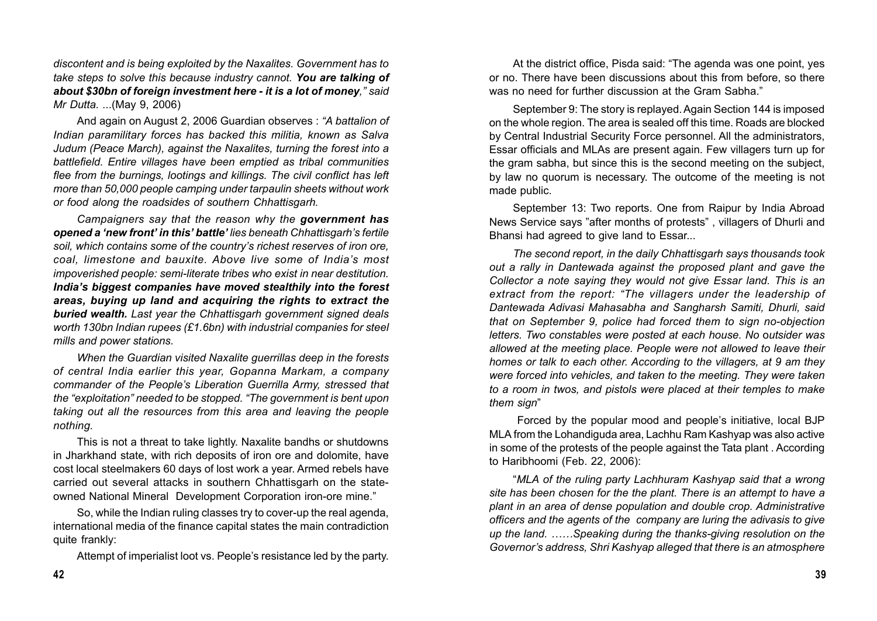*discontent and is being exploited by the Naxalites. Government has to take steps to solve this because industry cannot.* ***You are talking of about $30bn of foreign investment here - it is a lot of money****," said Mr Dutta. ...*(May 9, 2006)

And again on August 2, 2006 Guardian observes : *"A battalion of Indian paramilitary forces has backed this militia, known as Salva Judum (Peace March), against the Naxalites, turning the forest into a battlefield. Entire villages have been emptied as tribal communities flee from the burnings, lootings and killings. The civil conflict has left more than 50,000 people camping under tarpaulin sheets without work or food along the roadsides of southern Chhattisgarh.*

*Campaigners say that the reason why the* ***government has opened a 'new front' in this' battle'*** *lies beneath Chhattisgarh's fertile soil, which contains some of the country's richest reserves of iron ore, coal, limestone and bauxite. Above live some of India's most impoverished people: semi-literate tribes who exist in near destitution.* ***India's biggest companies have moved stealthily into the forest areas, buying up land and acquiring the rights to extract the buried wealth.*** *Last year the Chhattisgarh government signed deals worth 130bn Indian rupees (£1.6bn) with industrial companies for steel mills and power stations.*

*When the Guardian visited Naxalite guerrillas deep in the forests of central India earlier this year, Gopanna Markam, a company commander of the People's Liberation Guerrilla Army, stressed that the "exploitation" needed to be stopped. "The government is bent upon taking out all the resources from this area and leaving the people nothing.*

This is not a threat to take lightly. Naxalite bandhs or shutdowns in Jharkhand state, with rich deposits of iron ore and dolomite, have cost local steelmakers 60 days of lost work a year. Armed rebels have carried out several attacks in southern Chhattisgarh on the state-owned National Mineral Development Corporation iron-ore mine."

So, while the Indian ruling classes try to cover-up the real agenda, international media of the finance capital states the main contradiction quite frankly:

Attempt of imperialist loot vs. People's resistance led by the party.

At the district office, Pisda said: "The agenda was one point, yes or no. There have been discussions about this from before, so there was no need for further discussion at the Gram Sabha."

September 9: The story is replayed. Again Section 144 is imposed on the whole region. The area is sealed off this time. Roads are blocked by Central Industrial Security Force personnel. All the administrators, Essar officials and MLAs are present again. Few villagers turn up for the gram sabha, but since this is the second meeting on the subject, by law no quorum is necessary. The outcome of the meeting is not made public.

September 13: Two reports. One from Raipur by India Abroad News Service says "after months of protests" , villagers of Dhurli and Bhansi had agreed to give land to Essar...

*The second report, in the daily Chhattisgarh says thousands took out a rally in Dantewada against the proposed plant and gave the Collector a note saying they would not give Essar land. This is an extract from the report: "The villagers under the leadership of Dantewada Adivasi Mahasabha and Sangharsh Samiti, Dhurli, said that on September 9, police had forced them to sign no-objection letters. Two constables were posted at each house. No outsider was allowed at the meeting place. People were not allowed to leave their homes or talk to each other. According to the villagers, at 9 am they were forced into vehicles, and taken to the meeting. They were taken to a room in twos, and pistols were placed at their temples to make them sign*"

Forced by the popular mood and people's initiative, local BJP MLA from the Lohandiguda area, Lachhu Ram Kashyap was also active in some of the protests of the people against the Tata plant . According to Haribhoomi (Feb. 22, 2006):

"*MLA of the ruling party Lachhuram Kashyap said that a wrong site has been chosen for the the plant. There is an attempt to have a plant in an area of dense population and double crop. Administrative officers and the agents of the company are luring the adivasis to give up the land. ……Speaking during the thanks-giving resolution on the Governor's address, Shri Kashyap alleged that there is an atmosphere*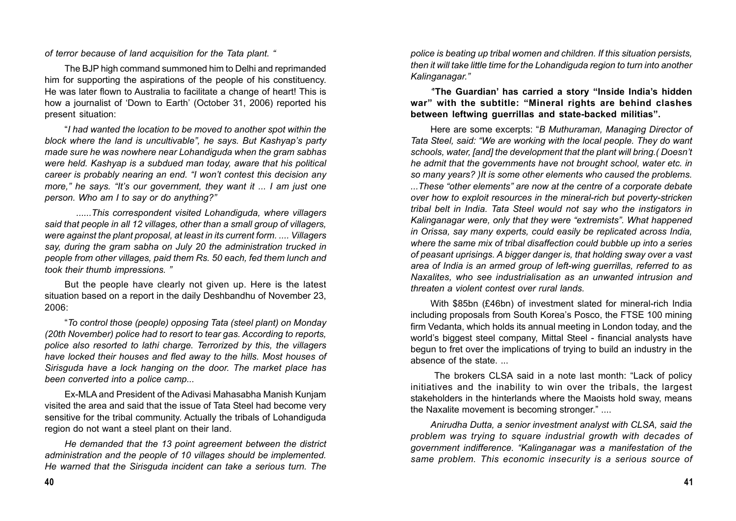*of terror because of land acquisition for the Tata plant. "*

The BJP high command summoned him to Delhi and reprimanded him for supporting the aspirations of the people of his constituency. He was later flown to Australia to facilitate a change of heart! This is how a journalist of 'Down to Earth' (October 31, 2006) reported his present situation:

"*I had wanted the location to be moved to another spot within the block where the land is uncultivable", he says. But Kashyap's party made sure he was nowhere near Lohandiguda when the gram sabhas were held. Kashyap is a subdued man today, aware that his political career is probably nearing an end. "I won't contest this decision any more," he says. "It's our government, they want it ... I am just one person. Who am I to say or do anything?"*

*......This correspondent visited Lohandiguda, where villagers said that people in all 12 villages, other than a small group of villagers, were against the plant proposal, at least in its current form. .... Villagers say, during the gram sabha on July 20 the administration trucked in people from other villages, paid them Rs. 50 each, fed them lunch and took their thumb impressions. "*

But the people have clearly not given up. Here is the latest situation based on a report in the daily Deshbandhu of November 23, 2006:

"*To control those (people) opposing Tata (steel plant) on Monday (20th November) police had to resort to tear gas. According to reports, police also resorted to lathi charge. Terrorized by this, the villagers have locked their houses and fled away to the hills. Most houses of Sirisguda have a lock hanging on the door. The market place has been converted into a police camp...*

Ex-MLA and President of the Adivasi Mahasabha Manish Kunjam visited the area and said that the issue of Tata Steel had become very sensitive for the tribal community. Actually the tribals of Lohandiguda region do not want a steel plant on their land.

*He demanded that the 13 point agreement between the district administration and the people of 10 villages should be implemented. He warned that the Sirisguda incident can take a serious turn. The police is beating up tribal women and children. If this situation persists, then it will take little time for the Lohandiguda region to turn into another Kalinganagar."*

**'The Guardian' has carried a story "Inside India's hidden war" with the subtitle: "Mineral rights are behind clashes between leftwing guerrillas and state-backed militias".**

Here are some excerpts: "*B Muthuraman, Managing Director of Tata Steel, said: "We are working with the local people. They do want schools, water, [and] the development that the plant will bring.( Doesn't he admit that the governments have not brought school, water etc. in so many years? )It is some other elements who caused the problems. ...These "other elements" are now at the centre of a corporate debate over how to exploit resources in the mineral-rich but poverty-stricken tribal belt in India. Tata Steel would not say who the instigators in Kalinganagar were, only that they were "extremists". What happened in Orissa, say many experts, could easily be replicated across India, where the same mix of tribal disaffection could bubble up into a series of peasant uprisings. A bigger danger is, that holding sway over a vast area of India is an armed group of left-wing guerrillas, referred to as Naxalites, who see industrialisation as an unwanted intrusion and threaten a violent contest over rural lands.*

With $85bn (£46bn) of investment slated for mineral-rich India including proposals from South Korea's Posco, the FTSE 100 mining firm Vedanta, which holds its annual meeting in London today, and the world's biggest steel company, Mittal Steel - financial analysts have begun to fret over the implications of trying to build an industry in the absence of the state. ...

The brokers CLSA said in a note last month: "Lack of policy initiatives and the inability to win over the tribals, the largest stakeholders in the hinterlands where the Maoists hold sway, means the Naxalite movement is becoming stronger." ....

*Anirudha Dutta, a senior investment analyst with CLSA, said the problem was trying to square industrial growth with decades of government indifference. "Kalinganagar was a manifestation of the same problem. This economic insecurity is a serious source of*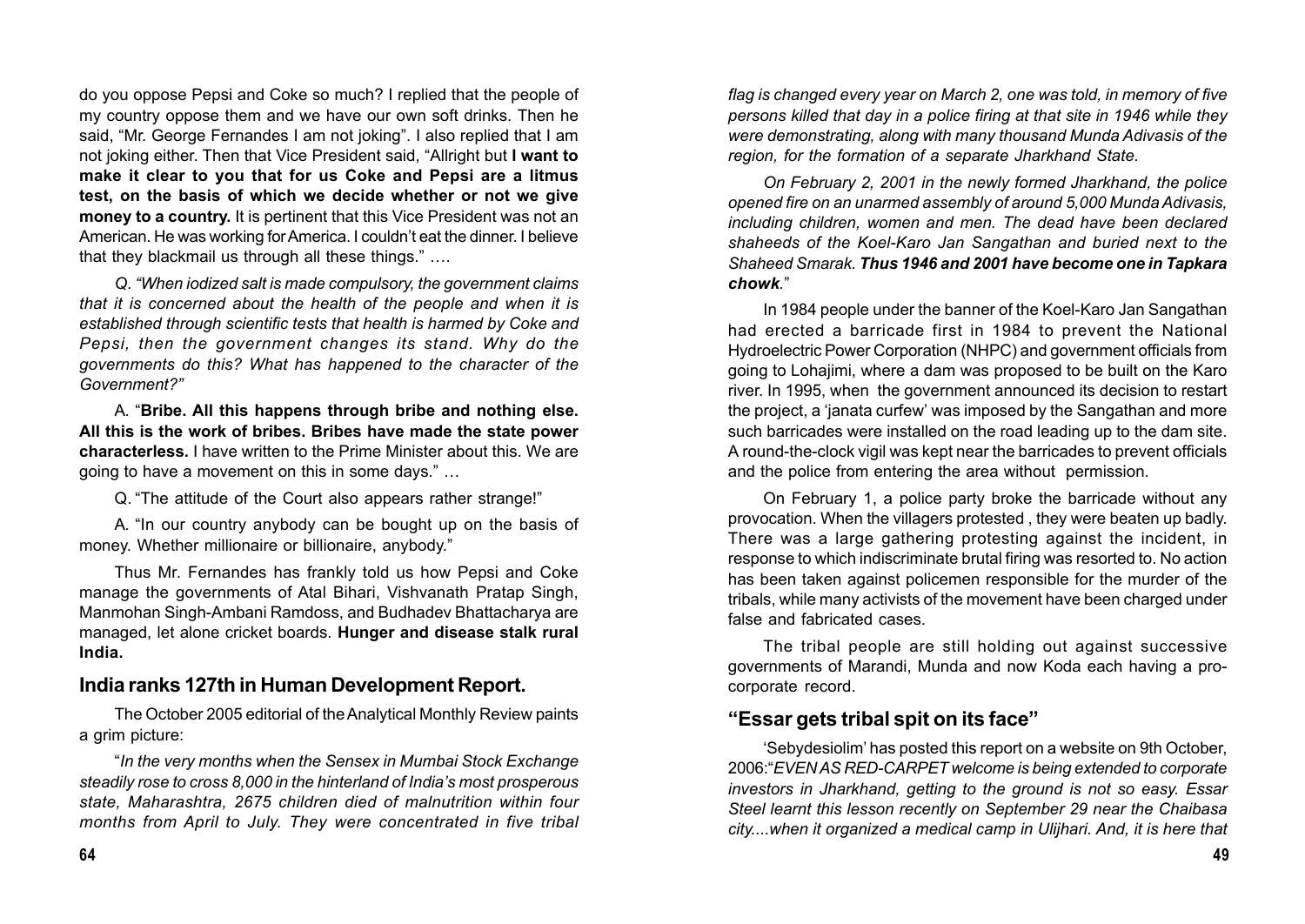do you oppose Pepsi and Coke so much? I replied that the people of my country oppose them and we have our own soft drinks. Then he said, "Mr. George Fernandes I am not joking". I also replied that I am not joking either. Then that Vice President said, "Allright but **I want to make it clear to you that for us Coke and Pepsi are a litmus test, on the basis of which we decide whether or not we give money to a country.** It is pertinent that this Vice President was not an American. He was working for America. I couldn't eat the dinner. I believe that they blackmail us through all these things." ….

*Q. "When iodized salt is made compulsory, the government claims that it is concerned about the health of the people and when it is established through scientific tests that health is harmed by Coke and Pepsi, then the government changes its stand. Why do the governments do this? What has happened to the character of the Government?"*

A. "**Bribe. All this happens through bribe and nothing else. All this is the work of bribes. Bribes have made the state power characterless.** I have written to the Prime Minister about this. We are going to have a movement on this in some days." …

Q. "The attitude of the Court also appears rather strange!"

A. "In our country anybody can be bought up on the basis of money. Whether millionaire or billionaire, anybody."

Thus Mr. Fernandes has frankly told us how Pepsi and Coke manage the governments of Atal Bihari, Vishvanath Pratap Singh, Manmohan Singh-Ambani Ramdoss, and Budhadev Bhattacharya are managed, let alone cricket boards. **Hunger and disease stalk rural India.**

## India ranks 127th in Human Development Report.

The October 2005 editorial of the Analytical Monthly Review paints a grim picture:

"*In the very months when the Sensex in Mumbai Stock Exchange steadily rose to cross 8,000 in the hinterland of India's most prosperous state, Maharashtra, 2675 children died of malnutrition within four months from April to July. They were concentrated in five tribal*

*flag is changed every year on March 2, one was told, in memory of five persons killed that day in a police firing at that site in 1946 while they were demonstrating, along with many thousand Munda Adivasis of the region, for the formation of a separate Jharkhand State.*

*On February 2, 2001 in the newly formed Jharkhand, the police opened fire on an unarmed assembly of around 5,000 Munda Adivasis, including children, women and men. The dead have been declared shaheeds of the Koel-Karo Jan Sangathan and buried next to the Shaheed Smarak. **Thus 1946 and 2001 have become one in Tapkara chowk**.*"

In 1984 people under the banner of the Koel-Karo Jan Sangathan had erected a barricade first in 1984 to prevent the National Hydroelectric Power Corporation (NHPC) and government officials from going to Lohajimi, where a dam was proposed to be built on the Karo river. In 1995, when the government announced its decision to restart the project, a 'janata curfew' was imposed by the Sangathan and more such barricades were installed on the road leading up to the dam site. A round-the-clock vigil was kept near the barricades to prevent officials and the police from entering the area without permission.

On February 1, a police party broke the barricade without any provocation. When the villagers protested , they were beaten up badly. There was a large gathering protesting against the incident, in response to which indiscriminate brutal firing was resorted to. No action has been taken against policemen responsible for the murder of the tribals, while many activists of the movement have been charged under false and fabricated cases.

The tribal people are still holding out against successive governments of Marandi, Munda and now Koda each having a pro-corporate record.

## "Essar gets tribal spit on its face"

'Sebydesiolim' has posted this report on a website on 9th October, 2006:"*EVEN AS RED-CARPET welcome is being extended to corporate investors in Jharkhand, getting to the ground is not so easy. Essar Steel learnt this lesson recently on September 29 near the Chaibasa city....when it organized a medical camp in Ulijhari. And, it is here that*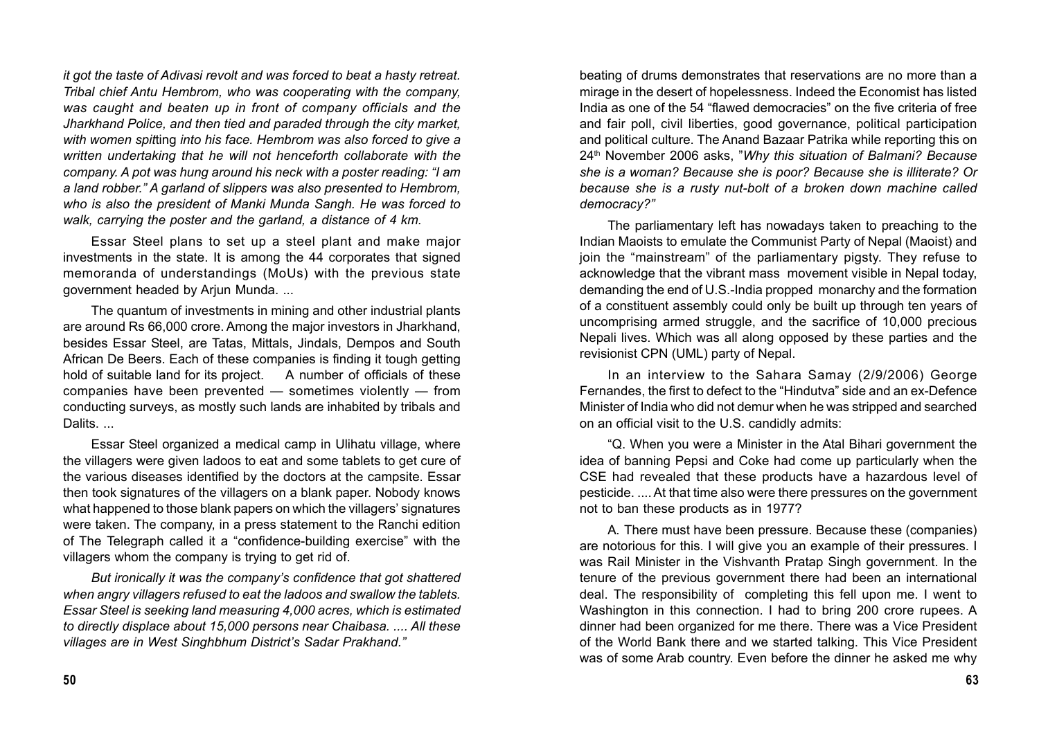*it got the taste of Adivasi revolt and was forced to beat a hasty retreat. Tribal chief Antu Hembrom, who was cooperating with the company, was caught and beaten up in front of company officials and the Jharkhand Police, and then tied and paraded through the city market, with women spitting into his face. Hembrom was also forced to give a written undertaking that he will not henceforth collaborate with the company. A pot was hung around his neck with a poster reading: "I am a land robber." A garland of slippers was also presented to Hembrom, who is also the president of Manki Munda Sangh. He was forced to walk, carrying the poster and the garland, a distance of 4 km.*

Essar Steel plans to set up a steel plant and make major investments in the state. It is among the 44 corporates that signed memoranda of understandings (MoUs) with the previous state government headed by Arjun Munda. ...

The quantum of investments in mining and other industrial plants are around Rs 66,000 crore. Among the major investors in Jharkhand, besides Essar Steel, are Tatas, Mittals, Jindals, Dempos and South African De Beers. Each of these companies is finding it tough getting hold of suitable land for its project. A number of officials of these companies have been prevented — sometimes violently — from conducting surveys, as mostly such lands are inhabited by tribals and Dalits. ...

Essar Steel organized a medical camp in Ulihatu village, where the villagers were given ladoos to eat and some tablets to get cure of the various diseases identified by the doctors at the campsite. Essar then took signatures of the villagers on a blank paper. Nobody knows what happened to those blank papers on which the villagers' signatures were taken. The company, in a press statement to the Ranchi edition of The Telegraph called it a "confidence-building exercise" with the villagers whom the company is trying to get rid of.

*But ironically it was the company's confidence that got shattered when angry villagers refused to eat the ladoos and swallow the tablets. Essar Steel is seeking land measuring 4,000 acres, which is estimated to directly displace about 15,000 persons near Chaibasa. .... All these villages are in West Singhbhum District's Sadar Prakhand."*

beating of drums demonstrates that reservations are no more than a mirage in the desert of hopelessness. Indeed the Economist has listed India as one of the 54 "flawed democracies" on the five criteria of free and fair poll, civil liberties, good governance, political participation and political culture. The Anand Bazaar Patrika while reporting this on 24th November 2006 asks, "*Why this situation of Balmani? Because she is a woman? Because she is poor? Because she is illiterate? Or because she is a rusty nut-bolt of a broken down machine called democracy?"*

The parliamentary left has nowadays taken to preaching to the Indian Maoists to emulate the Communist Party of Nepal (Maoist) and join the "mainstream" of the parliamentary pigsty. They refuse to acknowledge that the vibrant mass movement visible in Nepal today, demanding the end of U.S.-India propped monarchy and the formation of a constituent assembly could only be built up through ten years of uncomprising armed struggle, and the sacrifice of 10,000 precious Nepali lives. Which was all along opposed by these parties and the revisionist CPN (UML) party of Nepal.

In an interview to the Sahara Samay (2/9/2006) George Fernandes, the first to defect to the "Hindutva" side and an ex-Defence Minister of India who did not demur when he was stripped and searched on an official visit to the U.S. candidly admits:

"Q. When you were a Minister in the Atal Bihari government the idea of banning Pepsi and Coke had come up particularly when the CSE had revealed that these products have a hazardous level of pesticide. .... At that time also were there pressures on the government not to ban these products as in 1977?

A. There must have been pressure. Because these (companies) are notorious for this. I will give you an example of their pressures. I was Rail Minister in the Vishvanth Pratap Singh government. In the tenure of the previous government there had been an international deal. The responsibility of completing this fell upon me. I went to Washington in this connection. I had to bring 200 crore rupees. A dinner had been organized for me there. There was a Vice President of the World Bank there and we started talking. This Vice President was of some Arab country. Even before the dinner he asked me why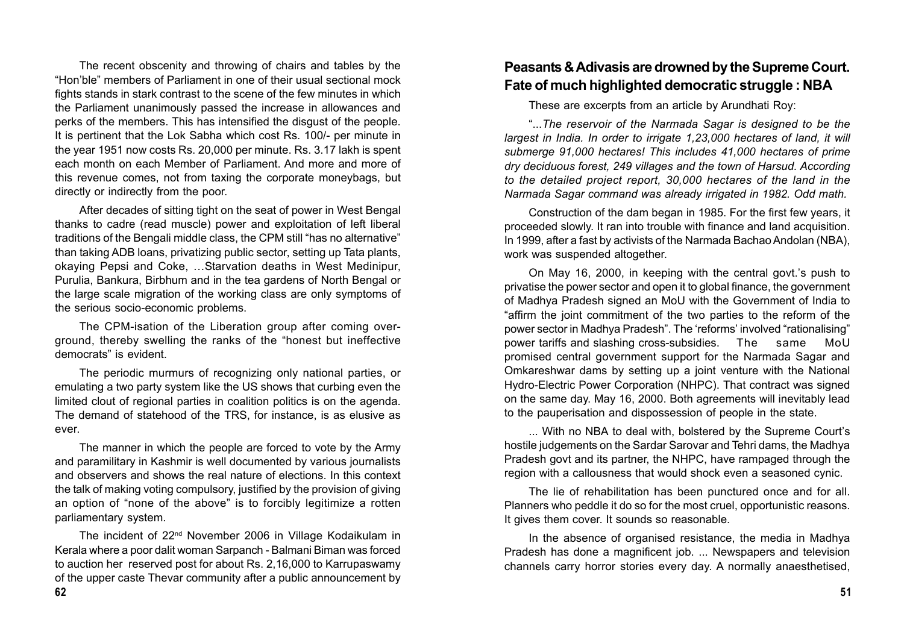The recent obscenity and throwing of chairs and tables by the "Hon'ble" members of Parliament in one of their usual sectional mock fights stands in stark contrast to the scene of the few minutes in which the Parliament unanimously passed the increase in allowances and perks of the members. This has intensified the disgust of the people. It is pertinent that the Lok Sabha which cost Rs. 100/- per minute in the year 1951 now costs Rs. 20,000 per minute. Rs. 3.17 lakh is spent each month on each Member of Parliament. And more and more of this revenue comes, not from taxing the corporate moneybags, but directly or indirectly from the poor.

After decades of sitting tight on the seat of power in West Bengal thanks to cadre (read muscle) power and exploitation of left liberal traditions of the Bengali middle class, the CPM still "has no alternative" than taking ADB loans, privatizing public sector, setting up Tata plants, okaying Pepsi and Coke, …Starvation deaths in West Medinipur, Purulia, Bankura, Birbhum and in the tea gardens of North Bengal or the large scale migration of the working class are only symptoms of the serious socio-economic problems.

The CPM-isation of the Liberation group after coming over-ground, thereby swelling the ranks of the "honest but ineffective democrats" is evident.

The periodic murmurs of recognizing only national parties, or emulating a two party system like the US shows that curbing even the limited clout of regional parties in coalition politics is on the agenda. The demand of statehood of the TRS, for instance, is as elusive as ever.

The manner in which the people are forced to vote by the Army and paramilitary in Kashmir is well documented by various journalists and observers and shows the real nature of elections. In this context the talk of making voting compulsory, justified by the provision of giving an option of "none of the above" is to forcibly legitimize a rotten parliamentary system.

The incident of 22nd November 2006 in Village Kodaikulam in Kerala where a poor dalit woman Sarpanch - Balmani Biman was forced to auction her reserved post for about Rs. 2,16,000 to Karrupaswamy of the upper caste Thevar community after a public announcement by

## Peasants & Adivasis are drowned by the Supreme Court. Fate of much highlighted democratic struggle : NBA

These are excerpts from an article by Arundhati Roy:

"...*The reservoir of the Narmada Sagar is designed to be the largest in India. In order to irrigate 1,23,000 hectares of land, it will submerge 91,000 hectares! This includes 41,000 hectares of prime dry deciduous forest, 249 villages and the town of Harsud. According to the detailed project report, 30,000 hectares of the land in the Narmada Sagar command was already irrigated in 1982. Odd math.*

Construction of the dam began in 1985. For the first few years, it proceeded slowly. It ran into trouble with finance and land acquisition. In 1999, after a fast by activists of the Narmada Bachao Andolan (NBA), work was suspended altogether.

On May 16, 2000, in keeping with the central govt.'s push to privatise the power sector and open it to global finance, the government of Madhya Pradesh signed an MoU with the Government of India to "affirm the joint commitment of the two parties to the reform of the power sector in Madhya Pradesh". The 'reforms' involved "rationalising" power tariffs and slashing cross-subsidies. The same MoU promised central government support for the Narmada Sagar and Omkareshwar dams by setting up a joint venture with the National Hydro-Electric Power Corporation (NHPC). That contract was signed on the same day. May 16, 2000. Both agreements will inevitably lead to the pauperisation and dispossession of people in the state.

... With no NBA to deal with, bolstered by the Supreme Court's hostile judgements on the Sardar Sarovar and Tehri dams, the Madhya Pradesh govt and its partner, the NHPC, have rampaged through the region with a callousness that would shock even a seasoned cynic.

The lie of rehabilitation has been punctured once and for all. Planners who peddle it do so for the most cruel, opportunistic reasons. It gives them cover. It sounds so reasonable.

In the absence of organised resistance, the media in Madhya Pradesh has done a magnificent job. ... Newspapers and television channels carry horror stories every day. A normally anaesthetised,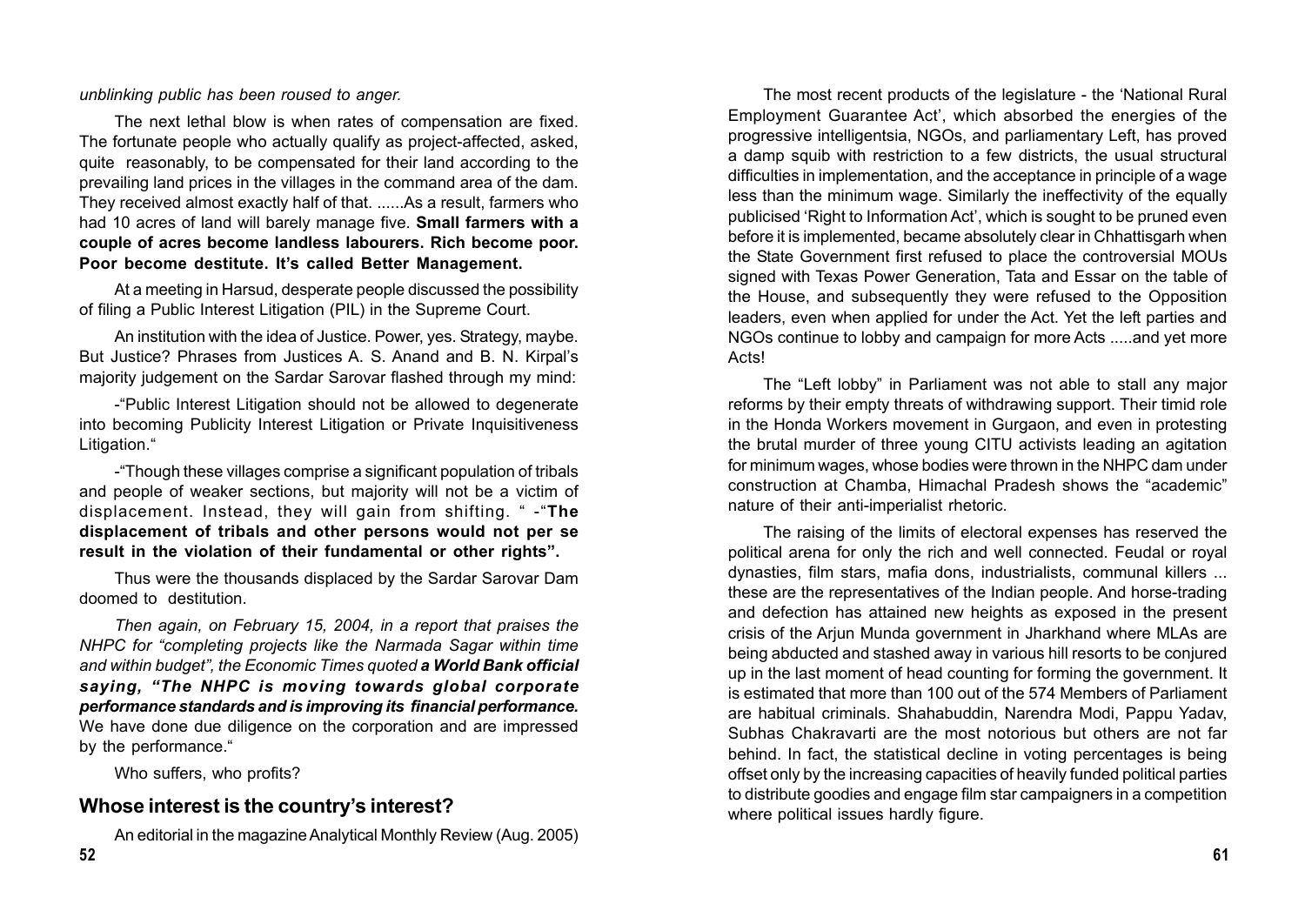*unblinking public has been roused to anger.*

The next lethal blow is when rates of compensation are fixed. The fortunate people who actually qualify as project-affected, asked, quite reasonably, to be compensated for their land according to the prevailing land prices in the villages in the command area of the dam. They received almost exactly half of that. ......As a result, farmers who had 10 acres of land will barely manage five. **Small farmers with a couple of acres become landless labourers. Rich become poor. Poor become destitute. It's called Better Management.**

At a meeting in Harsud, desperate people discussed the possibility of filing a Public Interest Litigation (PIL) in the Supreme Court.

An institution with the idea of Justice. Power, yes. Strategy, maybe. But Justice? Phrases from Justices A. S. Anand and B. N. Kirpal's majority judgement on the Sardar Sarovar flashed through my mind:

-"Public Interest Litigation should not be allowed to degenerate into becoming Publicity Interest Litigation or Private Inquisitiveness Litigation."

-"Though these villages comprise a significant population of tribals and people of weaker sections, but majority will not be a victim of displacement. Instead, they will gain from shifting. " -"**The displacement of tribals and other persons would not per se result in the violation of their fundamental or other rights".**

Thus were the thousands displaced by the Sardar Sarovar Dam doomed to destitution.

*Then again, on February 15, 2004, in a report that praises the NHPC for "completing projects like the Narmada Sagar within time and within budget", the Economic Times quoted **a World Bank official saying, "The NHPC is moving towards global corporate performance standards and is improving its financial performance.*** We have done due diligence on the corporation and are impressed by the performance."

Who suffers, who profits?

## Whose interest is the country's interest?

An editorial in the magazine Analytical Monthly Review (Aug. 2005)

The most recent products of the legislature - the 'National Rural Employment Guarantee Act', which absorbed the energies of the progressive intelligentsia, NGOs, and parliamentary Left, has proved a damp squib with restriction to a few districts, the usual structural difficulties in implementation, and the acceptance in principle of a wage less than the minimum wage. Similarly the ineffectivity of the equally publicised 'Right to Information Act', which is sought to be pruned even before it is implemented, became absolutely clear in Chhattisgarh when the State Government first refused to place the controversial MOUs signed with Texas Power Generation, Tata and Essar on the table of the House, and subsequently they were refused to the Opposition leaders, even when applied for under the Act. Yet the left parties and NGOs continue to lobby and campaign for more Acts .....and yet more Acts!

The "Left lobby" in Parliament was not able to stall any major reforms by their empty threats of withdrawing support. Their timid role in the Honda Workers movement in Gurgaon, and even in protesting the brutal murder of three young CITU activists leading an agitation for minimum wages, whose bodies were thrown in the NHPC dam under construction at Chamba, Himachal Pradesh shows the "academic" nature of their anti-imperialist rhetoric.

The raising of the limits of electoral expenses has reserved the political arena for only the rich and well connected. Feudal or royal dynasties, film stars, mafia dons, industrialists, communal killers ... these are the representatives of the Indian people. And horse-trading and defection has attained new heights as exposed in the present crisis of the Arjun Munda government in Jharkhand where MLAs are being abducted and stashed away in various hill resorts to be conjured up in the last moment of head counting for forming the government. It is estimated that more than 100 out of the 574 Members of Parliament are habitual criminals. Shahabuddin, Narendra Modi, Pappu Yadav, Subhas Chakravarti are the most notorious but others are not far behind. In fact, the statistical decline in voting percentages is being offset only by the increasing capacities of heavily funded political parties to distribute goodies and engage film star campaigners in a competition where political issues hardly figure.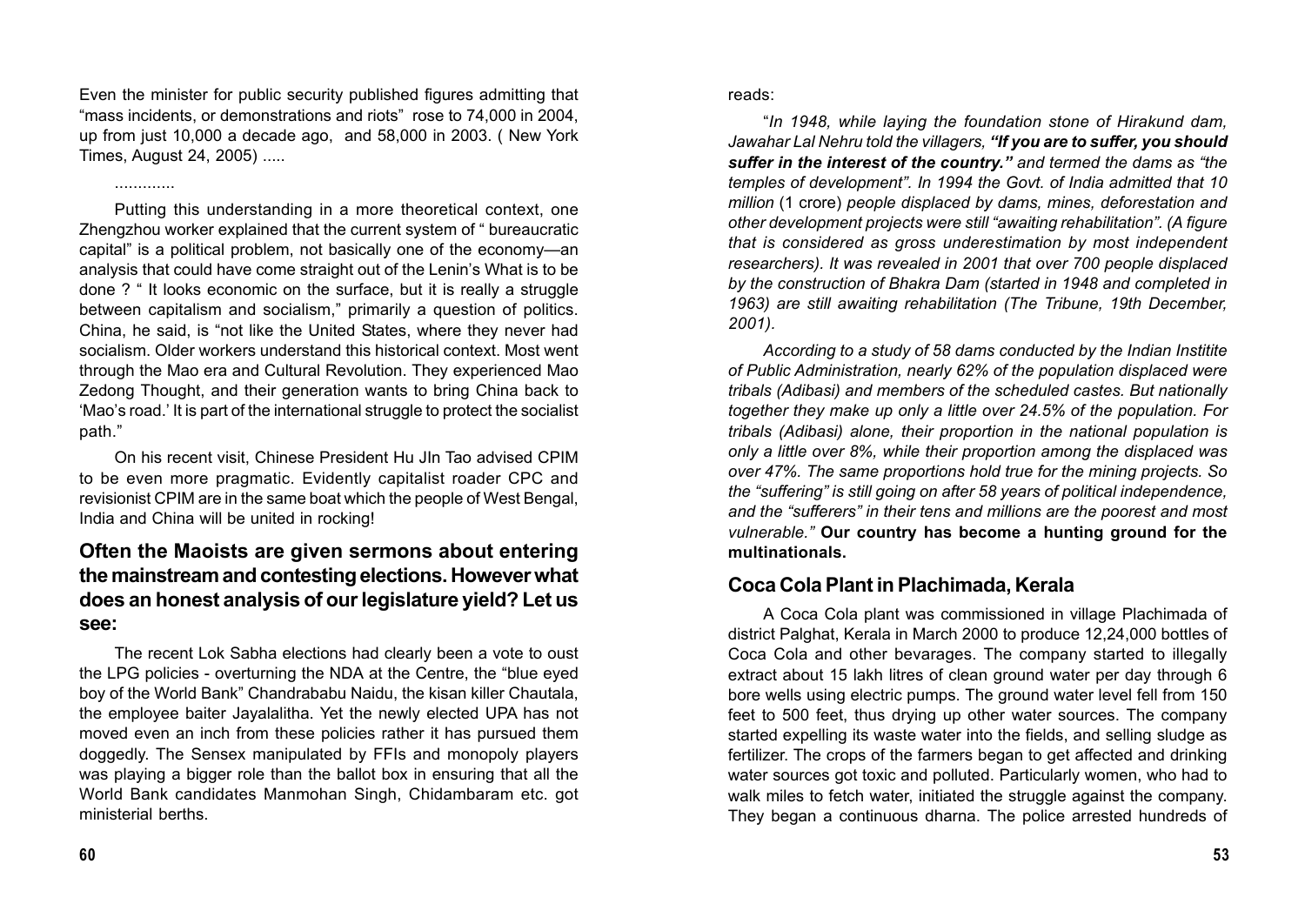Even the minister for public security published figures admitting that "mass incidents, or demonstrations and riots" rose to 74,000 in 2004, up from just 10,000 a decade ago, and 58,000 in 2003. ( New York Times, August 24, 2005) .....

.............

Putting this understanding in a more theoretical context, one Zhengzhou worker explained that the current system of " bureaucratic capital" is a political problem, not basically one of the economy—an analysis that could have come straight out of the Lenin's What is to be done ? " It looks economic on the surface, but it is really a struggle between capitalism and socialism," primarily a question of politics. China, he said, is "not like the United States, where they never had socialism. Older workers understand this historical context. Most went through the Mao era and Cultural Revolution. They experienced Mao Zedong Thought, and their generation wants to bring China back to 'Mao's road.' It is part of the international struggle to protect the socialist path."

On his recent visit, Chinese President Hu JIn Tao advised CPIM to be even more pragmatic. Evidently capitalist roader CPC and revisionist CPIM are in the same boat which the people of West Bengal, India and China will be united in rocking!

## Often the Maoists are given sermons about entering the mainstream and contesting elections. However what does an honest analysis of our legislature yield? Let us see:

The recent Lok Sabha elections had clearly been a vote to oust the LPG policies - overturning the NDA at the Centre, the "blue eyed boy of the World Bank" Chandrababu Naidu, the kisan killer Chautala, the employee baiter Jayalalitha. Yet the newly elected UPA has not moved even an inch from these policies rather it has pursued them doggedly. The Sensex manipulated by FFIs and monopoly players was playing a bigger role than the ballot box in ensuring that all the World Bank candidates Manmohan Singh, Chidambaram etc. got ministerial berths.

reads:

"*In 1948, while laying the foundation stone of Hirakund dam, Jawahar Lal Nehru told the villagers,* ***"If you are to suffer, you should suffer in the interest of the country."*** *and termed the dams as "the temples of development". In 1994 the Govt. of India admitted that 10 million* (1 crore) *people displaced by dams, mines, deforestation and other development projects were still "awaiting rehabilitation". (A figure that is considered as gross underestimation by most independent researchers). It was revealed in 2001 that over 700 people displaced by the construction of Bhakra Dam (started in 1948 and completed in 1963) are still awaiting rehabilitation (The Tribune, 19th December, 2001).*

*According to a study of 58 dams conducted by the Indian Institite of Public Administration, nearly 62% of the population displaced were tribals (Adibasi) and members of the scheduled castes. But nationally together they make up only a little over 24.5% of the population. For tribals (Adibasi) alone, their proportion in the national population is only a little over 8%, while their proportion among the displaced was over 47%. The same proportions hold true for the mining projects. So the "suffering" is still going on after 58 years of political independence, and the "sufferers" in their tens and millions are the poorest and most vulnerable."* **Our country has become a hunting ground for the multinationals.**

## Coca Cola Plant in Plachimada, Kerala

A Coca Cola plant was commissioned in village Plachimada of district Palghat, Kerala in March 2000 to produce 12,24,000 bottles of Coca Cola and other bevarages. The company started to illegally extract about 15 lakh litres of clean ground water per day through 6 bore wells using electric pumps. The ground water level fell from 150 feet to 500 feet, thus drying up other water sources. The company started expelling its waste water into the fields, and selling sludge as fertilizer. The crops of the farmers began to get affected and drinking water sources got toxic and polluted. Particularly women, who had to walk miles to fetch water, initiated the struggle against the company. They began a continuous dharna. The police arrested hundreds of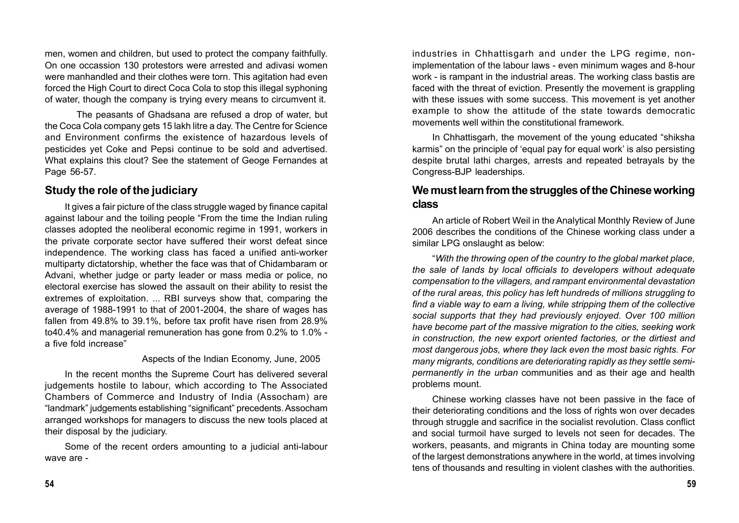men, women and children, but used to protect the company faithfully. On one occassion 130 protestors were arrested and adivasi women were manhandled and their clothes were torn. This agitation had even forced the High Court to direct Coca Cola to stop this illegal syphoning of water, though the company is trying every means to circumvent it.

The peasants of Ghadsana are refused a drop of water, but the Coca Cola company gets 15 lakh litre a day. The Centre for Science and Environment confirms the existence of hazardous levels of pesticides yet Coke and Pepsi continue to be sold and advertised. What explains this clout? See the statement of Geoge Fernandes at Page 56-57.

## Study the role of the judiciary

It gives a fair picture of the class struggle waged by finance capital against labour and the toiling people "From the time the Indian ruling classes adopted the neoliberal economic regime in 1991, workers in the private corporate sector have suffered their worst defeat since independence. The working class has faced a unified anti-worker multiparty dictatorship, whether the face was that of Chidambaram or Advani, whether judge or party leader or mass media or police, no electoral exercise has slowed the assault on their ability to resist the extremes of exploitation. ... RBI surveys show that, comparing the average of 1988-1991 to that of 2001-2004, the share of wages has fallen from 49.8% to 39.1%, before tax profit have risen from 28.9% to40.4% and managerial remuneration has gone from 0.2% to 1.0% - a five fold increase"

Aspects of the Indian Economy, June, 2005

In the recent months the Supreme Court has delivered several judgements hostile to labour, which according to The Associated Chambers of Commerce and Industry of India (Assocham) are "landmark" judgements establishing "significant" precedents. Assocham arranged workshops for managers to discuss the new tools placed at their disposal by the judiciary.

Some of the recent orders amounting to a judicial anti-labour wave are -

industries in Chhattisgarh and under the LPG regime, non-implementation of the labour laws - even minimum wages and 8-hour work - is rampant in the industrial areas. The working class bastis are faced with the threat of eviction. Presently the movement is grappling with these issues with some success. This movement is yet another example to show the attitude of the state towards democratic movements well within the constitutional framework.

In Chhattisgarh, the movement of the young educated "shiksha karmis" on the principle of 'equal pay for equal work' is also persisting despite brutal lathi charges, arrests and repeated betrayals by the Congress-BJP leaderships.

## We must learn from the struggles of the Chinese working class

An article of Robert Weil in the Analytical Monthly Review of June 2006 describes the conditions of the Chinese working class under a similar LPG onslaught as below:

"*With the throwing open of the country to the global market place, the sale of lands by local officials to developers without adequate compensation to the villagers, and rampant environmental devastation of the rural areas, this policy has left hundreds of millions struggling to find a viable way to earn a living, while stripping them of the collective social supports that they had previously enjoyed. Over 100 million have become part of the massive migration to the cities, seeking work in construction, the new export oriented factories, or the dirtiest and most dangerous jobs, where they lack even the most basic rights. For many migrants, conditions are deteriorating rapidly as they settle semi-permanently in the urban* communities and as their age and health problems mount.

Chinese working classes have not been passive in the face of their deteriorating conditions and the loss of rights won over decades through struggle and sacrifice in the socialist revolution. Class conflict and social turmoil have surged to levels not seen for decades. The workers, peasants, and migrants in China today are mounting some of the largest demonstrations anywhere in the world, at times involving tens of thousands and resulting in violent clashes with the authorities.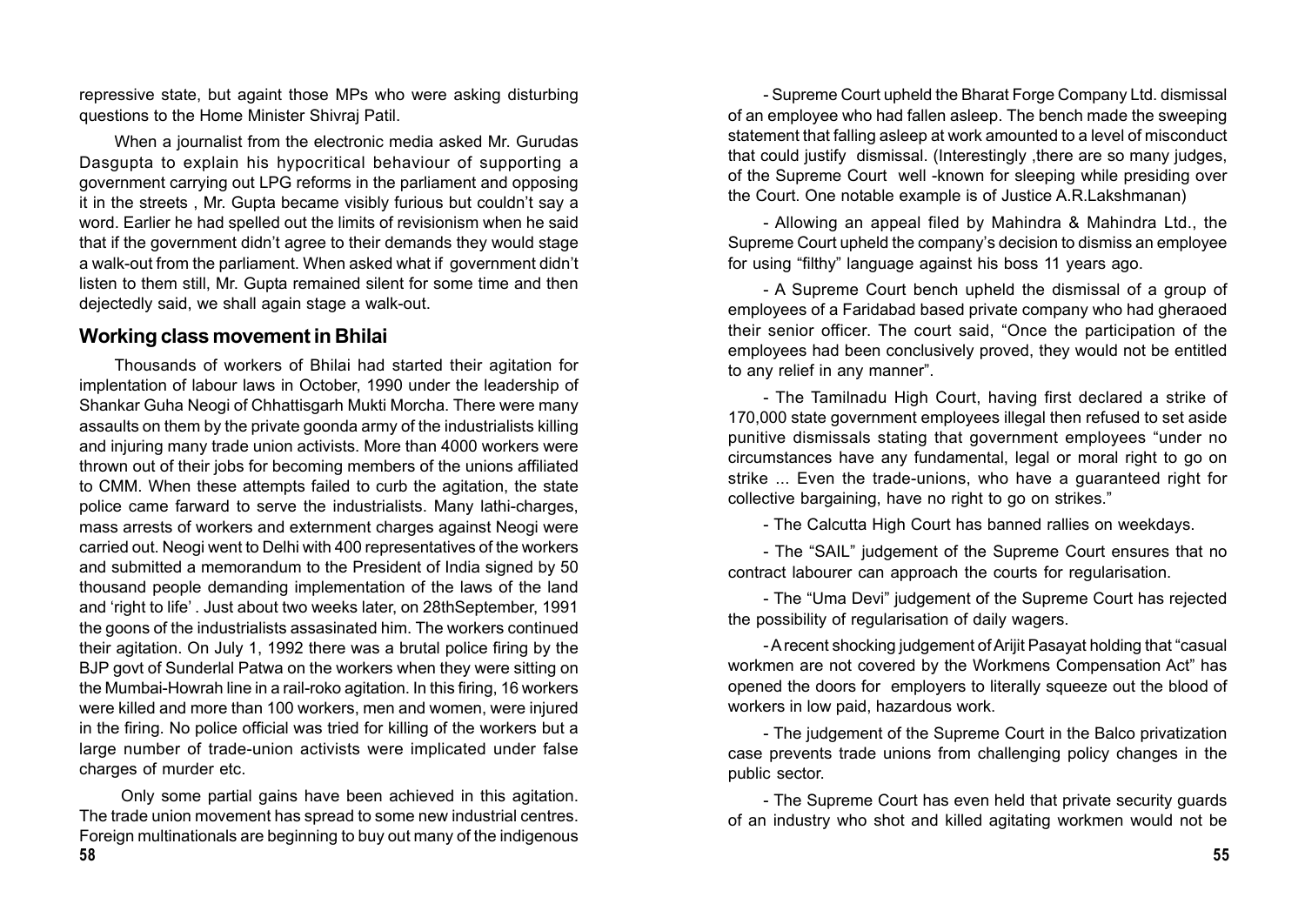repressive state, but againt those MPs who were asking disturbing questions to the Home Minister Shivraj Patil.

When a journalist from the electronic media asked Mr. Gurudas Dasgupta to explain his hypocritical behaviour of supporting a government carrying out LPG reforms in the parliament and opposing it in the streets , Mr. Gupta became visibly furious but couldn't say a word. Earlier he had spelled out the limits of revisionism when he said that if the government didn't agree to their demands they would stage a walk-out from the parliament. When asked what if government didn't listen to them still, Mr. Gupta remained silent for some time and then dejectedly said, we shall again stage a walk-out.

## Working class movement in Bhilai

Thousands of workers of Bhilai had started their agitation for implentation of labour laws in October, 1990 under the leadership of Shankar Guha Neogi of Chhattisgarh Mukti Morcha. There were many assaults on them by the private goonda army of the industrialists killing and injuring many trade union activists. More than 4000 workers were thrown out of their jobs for becoming members of the unions affiliated to CMM. When these attempts failed to curb the agitation, the state police came farward to serve the industrialists. Many lathi-charges, mass arrests of workers and externment charges against Neogi were carried out. Neogi went to Delhi with 400 representatives of the workers and submitted a memorandum to the President of India signed by 50 thousand people demanding implementation of the laws of the land and 'right to life' . Just about two weeks later, on 28thSeptember, 1991 the goons of the industrialists assasinated him. The workers continued their agitation. On July 1, 1992 there was a brutal police firing by the BJP govt of Sunderlal Patwa on the workers when they were sitting on the Mumbai-Howrah line in a rail-roko agitation. In this firing, 16 workers were killed and more than 100 workers, men and women, were injured in the firing. No police official was tried for killing of the workers but a large number of trade-union activists were implicated under false charges of murder etc.

Only some partial gains have been achieved in this agitation. The trade union movement has spread to some new industrial centres. Foreign multinationals are beginning to buy out many of the indigenous

- Supreme Court upheld the Bharat Forge Company Ltd. dismissal of an employee who had fallen asleep. The bench made the sweeping statement that falling asleep at work amounted to a level of misconduct that could justify dismissal. (Interestingly ,there are so many judges, of the Supreme Court well -known for sleeping while presiding over the Court. One notable example is of Justice A.R.Lakshmanan)

- Allowing an appeal filed by Mahindra & Mahindra Ltd., the Supreme Court upheld the company's decision to dismiss an employee for using "filthy" language against his boss 11 years ago.

- A Supreme Court bench upheld the dismissal of a group of employees of a Faridabad based private company who had gheraoed their senior officer. The court said, "Once the participation of the employees had been conclusively proved, they would not be entitled to any relief in any manner".

- The Tamilnadu High Court, having first declared a strike of 170,000 state government employees illegal then refused to set aside punitive dismissals stating that government employees "under no circumstances have any fundamental, legal or moral right to go on strike ... Even the trade-unions, who have a guaranteed right for collective bargaining, have no right to go on strikes."

- The Calcutta High Court has banned rallies on weekdays.

- The "SAIL" judgement of the Supreme Court ensures that no contract labourer can approach the courts for regularisation.

- The "Uma Devi" judgement of the Supreme Court has rejected the possibility of regularisation of daily wagers.

- A recent shocking judgement of Arijit Pasayat holding that "casual workmen are not covered by the Workmens Compensation Act" has opened the doors for employers to literally squeeze out the blood of workers in low paid, hazardous work.

- The judgement of the Supreme Court in the Balco privatization case prevents trade unions from challenging policy changes in the public sector.

- The Supreme Court has even held that private security guards of an industry who shot and killed agitating workmen would not be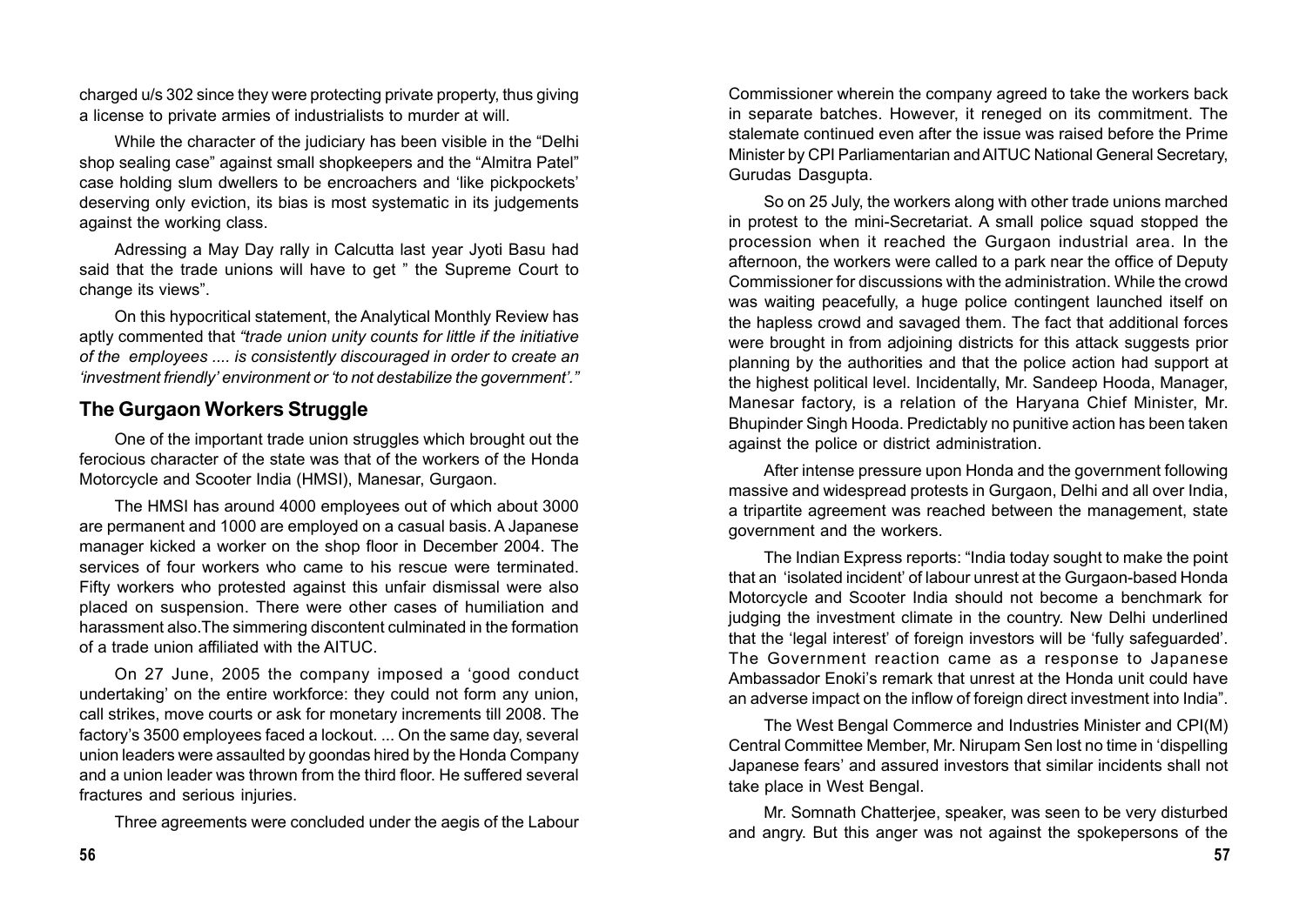charged u/s 302 since they were protecting private property, thus giving a license to private armies of industrialists to murder at will.

While the character of the judiciary has been visible in the "Delhi shop sealing case" against small shopkeepers and the "Almitra Patel" case holding slum dwellers to be encroachers and 'like pickpockets' deserving only eviction, its bias is most systematic in its judgements against the working class.

Adressing a May Day rally in Calcutta last year Jyoti Basu had said that the trade unions will have to get " the Supreme Court to change its views".

On this hypocritical statement, the Analytical Monthly Review has aptly commented that *"trade union unity counts for little if the initiative of the employees .... is consistently discouraged in order to create an 'investment friendly' environment or 'to not destabilize the government'."*

## The Gurgaon Workers Struggle

One of the important trade union struggles which brought out the ferocious character of the state was that of the workers of the Honda Motorcycle and Scooter India (HMSI), Manesar, Gurgaon.

The HMSI has around 4000 employees out of which about 3000 are permanent and 1000 are employed on a casual basis. A Japanese manager kicked a worker on the shop floor in December 2004. The services of four workers who came to his rescue were terminated. Fifty workers who protested against this unfair dismissal were also placed on suspension. There were other cases of humiliation and harassment also.The simmering discontent culminated in the formation of a trade union affiliated with the AITUC.

On 27 June, 2005 the company imposed a 'good conduct undertaking' on the entire workforce: they could not form any union, call strikes, move courts or ask for monetary increments till 2008. The factory's 3500 employees faced a lockout. ... On the same day, several union leaders were assaulted by goondas hired by the Honda Company and a union leader was thrown from the third floor. He suffered several fractures and serious injuries.

Three agreements were concluded under the aegis of the Labour Commissioner wherein the company agreed to take the workers back in separate batches. However, it reneged on its commitment. The stalemate continued even after the issue was raised before the Prime Minister by CPI Parliamentarian and AITUC National General Secretary, Gurudas Dasgupta.

So on 25 July, the workers along with other trade unions marched in protest to the mini-Secretariat. A small police squad stopped the procession when it reached the Gurgaon industrial area. In the afternoon, the workers were called to a park near the office of Deputy Commissioner for discussions with the administration. While the crowd was waiting peacefully, a huge police contingent launched itself on the hapless crowd and savaged them. The fact that additional forces were brought in from adjoining districts for this attack suggests prior planning by the authorities and that the police action had support at the highest political level. Incidentally, Mr. Sandeep Hooda, Manager, Manesar factory, is a relation of the Haryana Chief Minister, Mr. Bhupinder Singh Hooda. Predictably no punitive action has been taken against the police or district administration.

After intense pressure upon Honda and the government following massive and widespread protests in Gurgaon, Delhi and all over India, a tripartite agreement was reached between the management, state government and the workers.

The Indian Express reports: "India today sought to make the point that an 'isolated incident' of labour unrest at the Gurgaon-based Honda Motorcycle and Scooter India should not become a benchmark for judging the investment climate in the country. New Delhi underlined that the 'legal interest' of foreign investors will be 'fully safeguarded'. The Government reaction came as a response to Japanese Ambassador Enoki's remark that unrest at the Honda unit could have an adverse impact on the inflow of foreign direct investment into India".

The West Bengal Commerce and Industries Minister and CPI(M) Central Committee Member, Mr. Nirupam Sen lost no time in 'dispelling Japanese fears' and assured investors that similar incidents shall not take place in West Bengal.

Mr. Somnath Chatterjee, speaker, was seen to be very disturbed and angry. But this anger was not against the spokepersons of the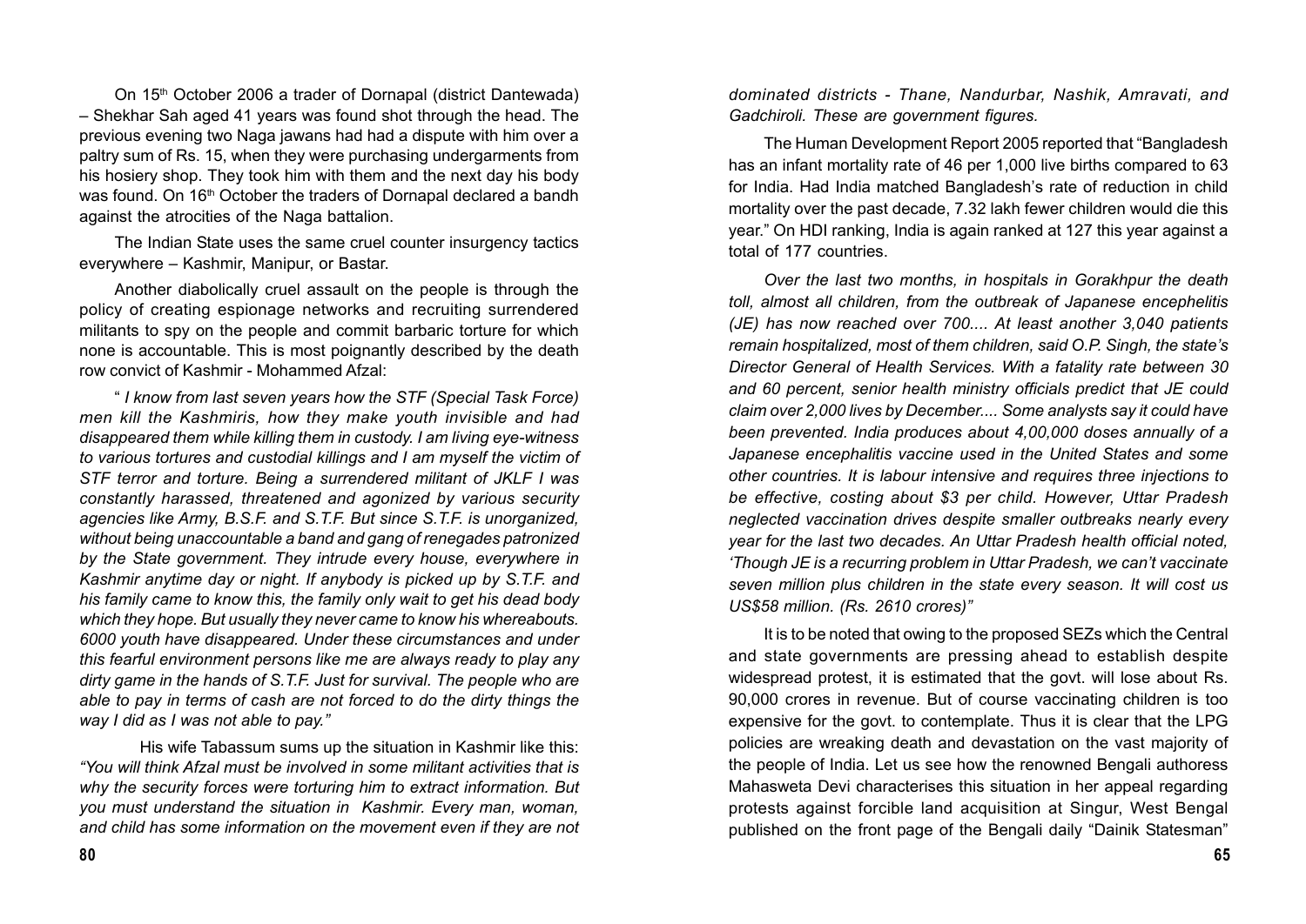On 15th October 2006 a trader of Dornapal (district Dantewada) – Shekhar Sah aged 41 years was found shot through the head. The previous evening two Naga jawans had had a dispute with him over a paltry sum of Rs. 15, when they were purchasing undergarments from his hosiery shop. They took him with them and the next day his body was found. On 16th October the traders of Dornapal declared a bandh against the atrocities of the Naga battalion.

The Indian State uses the same cruel counter insurgency tactics everywhere – Kashmir, Manipur, or Bastar.

Another diabolically cruel assault on the people is through the policy of creating espionage networks and recruiting surrendered militants to spy on the people and commit barbaric torture for which none is accountable. This is most poignantly described by the death row convict of Kashmir - Mohammed Afzal:

"*I know from last seven years how the STF (Special Task Force) men kill the Kashmiris, how they make youth invisible and had disappeared them while killing them in custody. I am living eye-witness to various tortures and custodial killings and I am myself the victim of STF terror and torture. Being a surrendered militant of JKLF I was constantly harassed, threatened and agonized by various security agencies like Army, B.S.F. and S.T.F. But since S.T.F. is unorganized, without being unaccountable a band and gang of renegades patronized by the State government. They intrude every house, everywhere in Kashmir anytime day or night. If anybody is picked up by S.T.F. and his family came to know this, the family only wait to get his dead body which they hope. But usually they never came to know his whereabouts. 6000 youth have disappeared. Under these circumstances and under this fearful environment persons like me are always ready to play any dirty game in the hands of S.T.F. Just for survival. The people who are able to pay in terms of cash are not forced to do the dirty things the way I did as I was not able to pay.*"

His wife Tabassum sums up the situation in Kashmir like this: *"You will think Afzal must be involved in some militant activities that is why the security forces were torturing him to extract information. But you must understand the situation in Kashmir. Every man, woman, and child has some information on the movement even if they are not*

*dominated districts - Thane, Nandurbar, Nashik, Amravati, and Gadchiroli. These are government figures.*

The Human Development Report 2005 reported that "Bangladesh has an infant mortality rate of 46 per 1,000 live births compared to 63 for India. Had India matched Bangladesh's rate of reduction in child mortality over the past decade, 7.32 lakh fewer children would die this year." On HDI ranking, India is again ranked at 127 this year against a total of 177 countries.

*Over the last two months, in hospitals in Gorakhpur the death toll, almost all children, from the outbreak of Japanese encephelitis (JE) has now reached over 700.... At least another 3,040 patients remain hospitalized, most of them children, said O.P. Singh, the state's Director General of Health Services. With a fatality rate between 30 and 60 percent, senior health ministry officials predict that JE could claim over 2,000 lives by December.... Some analysts say it could have been prevented. India produces about 4,00,000 doses annually of a Japanese encephalitis vaccine used in the United States and some other countries. It is labour intensive and requires three injections to be effective, costing about $3 per child. However, Uttar Pradesh neglected vaccination drives despite smaller outbreaks nearly every year for the last two decades. An Uttar Pradesh health official noted, 'Though JE is a recurring problem in Uttar Pradesh, we can't vaccinate seven million plus children in the state every season. It will cost us US$58 million. (Rs. 2610 crores)"*

It is to be noted that owing to the proposed SEZs which the Central and state governments are pressing ahead to establish despite widespread protest, it is estimated that the govt. will lose about Rs. 90,000 crores in revenue. But of course vaccinating children is too expensive for the govt. to contemplate. Thus it is clear that the LPG policies are wreaking death and devastation on the vast majority of the people of India. Let us see how the renowned Bengali authoress Mahasweta Devi characterises this situation in her appeal regarding protests against forcible land acquisition at Singur, West Bengal published on the front page of the Bengali daily "Dainik Statesman"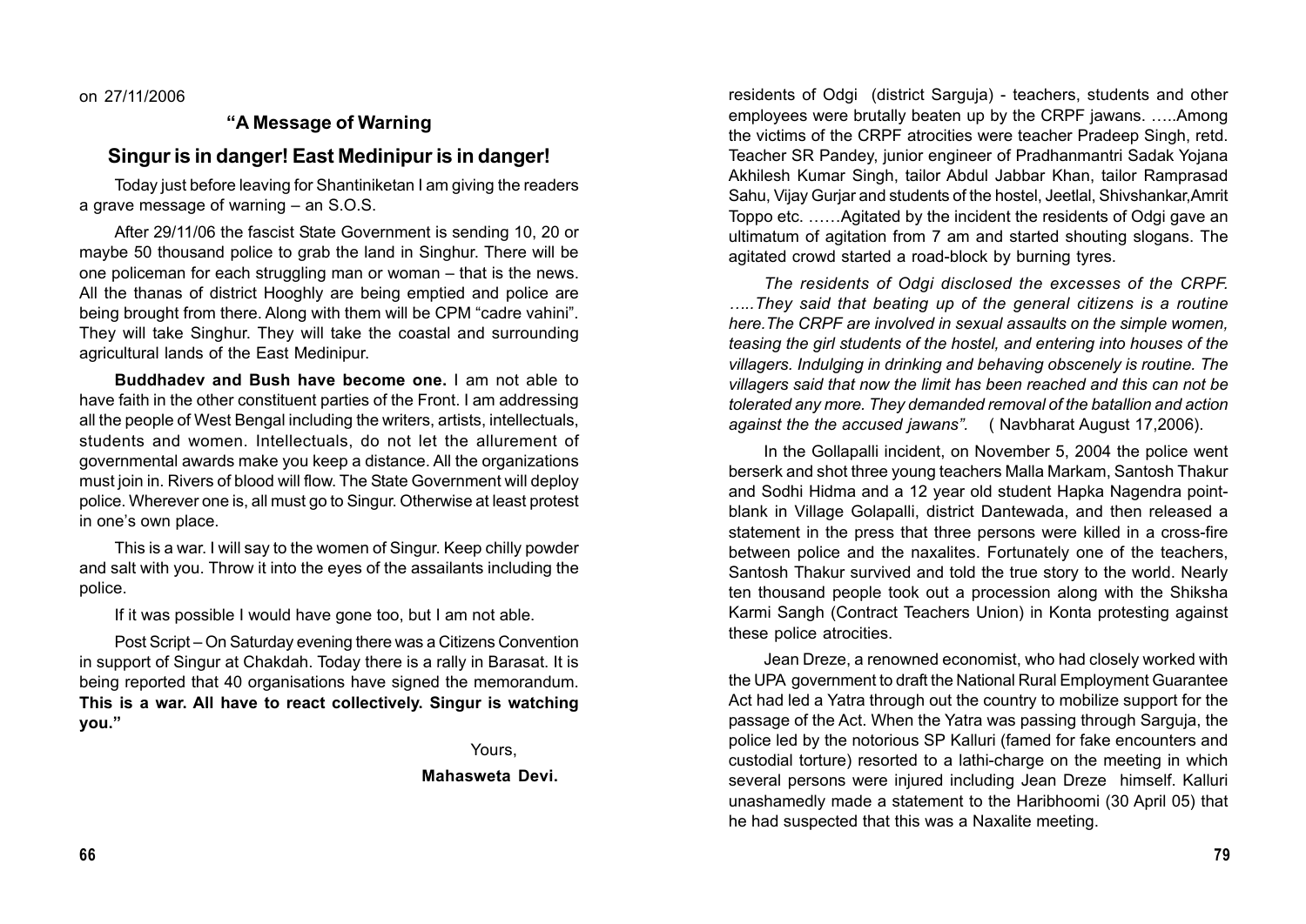on 27/11/2006

**"A Message of Warning**

## Singur is in danger! East Medinipur is in danger!

Today just before leaving for Shantiniketan I am giving the readers a grave message of warning – an S.O.S.

After 29/11/06 the fascist State Government is sending 10, 20 or maybe 50 thousand police to grab the land in Singhur. There will be one policeman for each struggling man or woman – that is the news. All the thanas of district Hooghly are being emptied and police are being brought from there. Along with them will be CPM "cadre vahini". They will take Singhur. They will take the coastal and surrounding agricultural lands of the East Medinipur.

**Buddhadev and Bush have become one.** I am not able to have faith in the other constituent parties of the Front. I am addressing all the people of West Bengal including the writers, artists, intellectuals, students and women. Intellectuals, do not let the allurement of governmental awards make you keep a distance. All the organizations must join in. Rivers of blood will flow. The State Government will deploy police. Wherever one is, all must go to Singur. Otherwise at least protest in one's own place.

This is a war. I will say to the women of Singur. Keep chilly powder and salt with you. Throw it into the eyes of the assailants including the police.

If it was possible I would have gone too, but I am not able.

Post Script – On Saturday evening there was a Citizens Convention in support of Singur at Chakdah. Today there is a rally in Barasat. It is being reported that 40 organisations have signed the memorandum. **This is a war. All have to react collectively. Singur is watching you."**

Yours,

**Mahasweta Devi.**

residents of Odgi (district Sarguja) - teachers, students and other employees were brutally beaten up by the CRPF jawans. …..Among the victims of the CRPF atrocities were teacher Pradeep Singh, retd. Teacher SR Pandey, junior engineer of Pradhanmantri Sadak Yojana Akhilesh Kumar Singh, tailor Abdul Jabbar Khan, tailor Ramprasad Sahu, Vijay Gurjar and students of the hostel, Jeetlal, Shivshankar,Amrit Toppo etc. ……Agitated by the incident the residents of Odgi gave an ultimatum of agitation from 7 am and started shouting slogans. The agitated crowd started a road-block by burning tyres.

*The residents of Odgi disclosed the excesses of the CRPF. …..They said that beating up of the general citizens is a routine here.The CRPF are involved in sexual assaults on the simple women, teasing the girl students of the hostel, and entering into houses of the villagers. Indulging in drinking and behaving obscenely is routine. The villagers said that now the limit has been reached and this can not be tolerated any more. They demanded removal of the batallion and action against the the accused jawans".* ( Navbharat August 17,2006).

In the Gollapalli incident, on November 5, 2004 the police went berserk and shot three young teachers Malla Markam, Santosh Thakur and Sodhi Hidma and a 12 year old student Hapka Nagendra point-blank in Village Golapalli, district Dantewada, and then released a statement in the press that three persons were killed in a cross-fire between police and the naxalites. Fortunately one of the teachers, Santosh Thakur survived and told the true story to the world. Nearly ten thousand people took out a procession along with the Shiksha Karmi Sangh (Contract Teachers Union) in Konta protesting against these police atrocities.

Jean Dreze, a renowned economist, who had closely worked with the UPA government to draft the National Rural Employment Guarantee Act had led a Yatra through out the country to mobilize support for the passage of the Act. When the Yatra was passing through Sarguja, the police led by the notorious SP Kalluri (famed for fake encounters and custodial torture) resorted to a lathi-charge on the meeting in which several persons were injured including Jean Dreze himself. Kalluri unashamedly made a statement to the Haribhoomi (30 April 05) that he had suspected that this was a Naxalite meeting.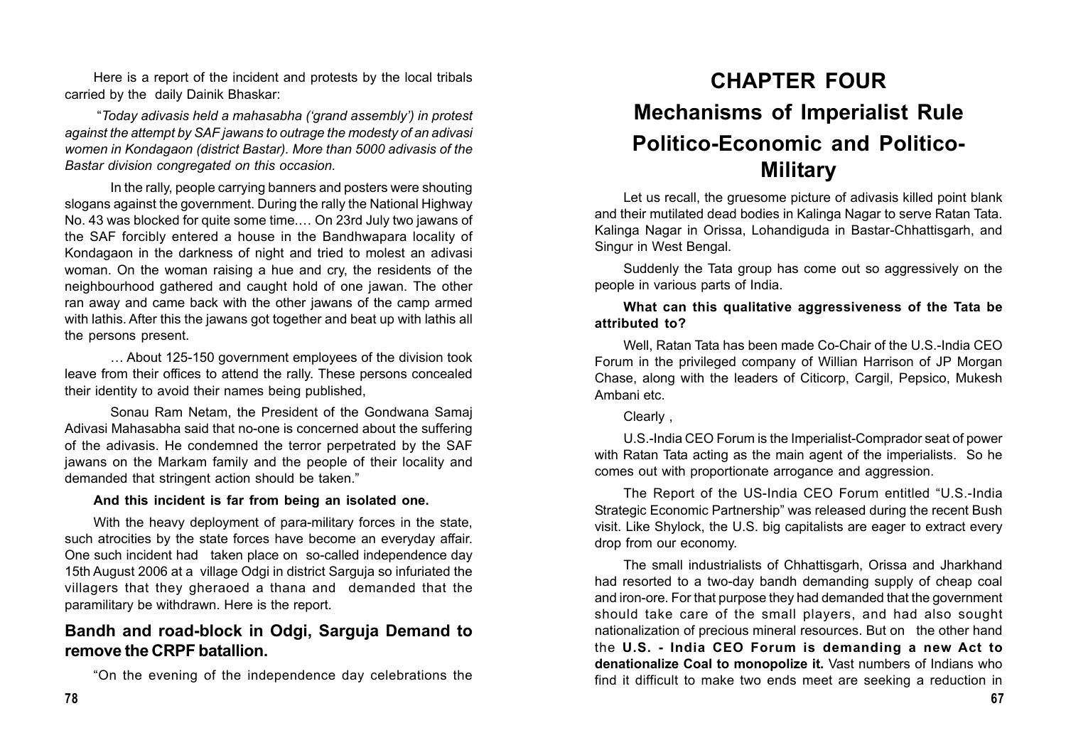Here is a report of the incident and protests by the local tribals carried by the daily Dainik Bhaskar:

"*Today adivasis held a mahasabha ('grand assembly') in protest against the attempt by SAF jawans to outrage the modesty of an adivasi women in Kondagaon (district Bastar). More than 5000 adivasis of the Bastar division congregated on this occasion.*

In the rally, people carrying banners and posters were shouting slogans against the government. During the rally the National Highway No. 43 was blocked for quite some time.… On 23rd July two jawans of the SAF forcibly entered a house in the Bandhwapara locality of Kondagaon in the darkness of night and tried to molest an adivasi woman. On the woman raising a hue and cry, the residents of the neighbourhood gathered and caught hold of one jawan. The other ran away and came back with the other jawans of the camp armed with lathis. After this the jawans got together and beat up with lathis all the persons present.

… About 125-150 government employees of the division took leave from their offices to attend the rally. These persons concealed their identity to avoid their names being published,

Sonau Ram Netam, the President of the Gondwana Samaj Adivasi Mahasabha said that no-one is concerned about the suffering of the adivasis. He condemned the terror perpetrated by the SAF jawans on the Markam family and the people of their locality and demanded that stringent action should be taken."

**And this incident is far from being an isolated one.**

With the heavy deployment of para-military forces in the state, such atrocities by the state forces have become an everyday affair. One such incident had taken place on so-called independence day 15th August 2006 at a village Odgi in district Sarguja so infuriated the villagers that they gheraoed a thana and demanded that the paramilitary be withdrawn. Here is the report.

## Bandh and road-block in Odgi, Sarguja Demand to remove the CRPF batallion.

"On the evening of the independence day celebrations the

# CHAPTER FOUR

# Mechanisms of Imperialist Rule Politico-Economic and Politico-Military

Let us recall, the gruesome picture of adivasis killed point blank and their mutilated dead bodies in Kalinga Nagar to serve Ratan Tata. Kalinga Nagar in Orissa, Lohandiguda in Bastar-Chhattisgarh, and Singur in West Bengal.

Suddenly the Tata group has come out so aggressively on the people in various parts of India.

**What can this qualitative aggressiveness of the Tata be attributed to?**

Well, Ratan Tata has been made Co-Chair of the U.S.-India CEO Forum in the privileged company of Willian Harrison of JP Morgan Chase, along with the leaders of Citicorp, Cargil, Pepsico, Mukesh Ambani etc.

Clearly ,

U.S.-India CEO Forum is the Imperialist-Comprador seat of power with Ratan Tata acting as the main agent of the imperialists. So he comes out with proportionate arrogance and aggression.

The Report of the US-India CEO Forum entitled "U.S.-India Strategic Economic Partnership" was released during the recent Bush visit. Like Shylock, the U.S. big capitalists are eager to extract every drop from our economy.

The small industrialists of Chhattisgarh, Orissa and Jharkhand had resorted to a two-day bandh demanding supply of cheap coal and iron-ore. For that purpose they had demanded that the government should take care of the small players, and had also sought nationalization of precious mineral resources. But on the other hand the **U.S. - India CEO Forum is demanding a new Act to denationalize Coal to monopolize it.** Vast numbers of Indians who find it difficult to make two ends meet are seeking a reduction in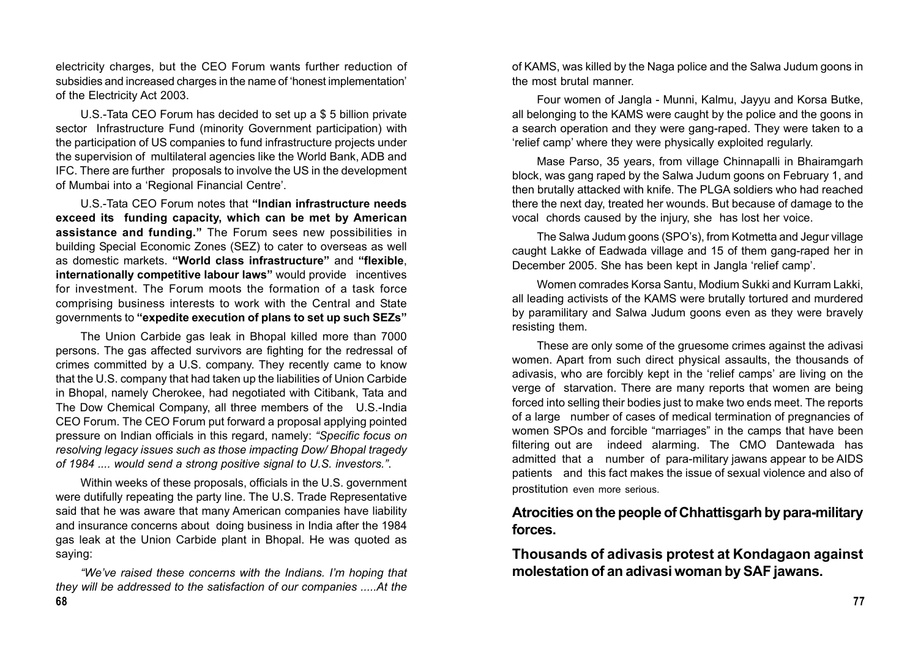electricity charges, but the CEO Forum wants further reduction of subsidies and increased charges in the name of 'honest implementation' of the Electricity Act 2003.

U.S.-Tata CEO Forum has decided to set up a $ 5 billion private sector Infrastructure Fund (minority Government participation) with the participation of US companies to fund infrastructure projects under the supervision of multilateral agencies like the World Bank, ADB and IFC. There are further proposals to involve the US in the development of Mumbai into a 'Regional Financial Centre'.

U.S.-Tata CEO Forum notes that **"Indian infrastructure needs exceed its funding capacity, which can be met by American assistance and funding."** The Forum sees new possibilities in building Special Economic Zones (SEZ) to cater to overseas as well as domestic markets. **"World class infrastructure"** and **"flexible, internationally competitive labour laws"** would provide incentives for investment. The Forum moots the formation of a task force comprising business interests to work with the Central and State governments to **"expedite execution of plans to set up such SEZs"**

The Union Carbide gas leak in Bhopal killed more than 7000 persons. The gas affected survivors are fighting for the redressal of crimes committed by a U.S. company. They recently came to know that the U.S. company that had taken up the liabilities of Union Carbide in Bhopal, namely Cherokee, had negotiated with Citibank, Tata and The Dow Chemical Company, all three members of the U.S.-India CEO Forum. The CEO Forum put forward a proposal applying pointed pressure on Indian officials in this regard, namely: *"Specific focus on resolving legacy issues such as those impacting Dow/ Bhopal tragedy of 1984 .... would send a strong positive signal to U.S. investors."*.

Within weeks of these proposals, officials in the U.S. government were dutifully repeating the party line. The U.S. Trade Representative said that he was aware that many American companies have liability and insurance concerns about doing business in India after the 1984 gas leak at the Union Carbide plant in Bhopal. He was quoted as saying:

*"We've raised these concerns with the Indians. I'm hoping that they will be addressed to the satisfaction of our companies .....At the*

of KAMS, was killed by the Naga police and the Salwa Judum goons in the most brutal manner.

Four women of Jangla - Munni, Kalmu, Jayyu and Korsa Butke, all belonging to the KAMS were caught by the police and the goons in a search operation and they were gang-raped. They were taken to a 'relief camp' where they were physically exploited regularly.

Mase Parso, 35 years, from village Chinnapalli in Bhairamgarh block, was gang raped by the Salwa Judum goons on February 1, and then brutally attacked with knife. The PLGA soldiers who had reached there the next day, treated her wounds. But because of damage to the vocal chords caused by the injury, she has lost her voice.

The Salwa Judum goons (SPO's), from Kotmetta and Jegur village caught Lakke of Eadwada village and 15 of them gang-raped her in December 2005. She has been kept in Jangla 'relief camp'.

Women comrades Korsa Santu, Modium Sukki and Kurram Lakki, all leading activists of the KAMS were brutally tortured and murdered by paramilitary and Salwa Judum goons even as they were bravely resisting them.

These are only some of the gruesome crimes against the adivasi women. Apart from such direct physical assaults, the thousands of adivasis, who are forcibly kept in the 'relief camps' are living on the verge of starvation. There are many reports that women are being forced into selling their bodies just to make two ends meet. The reports of a large number of cases of medical termination of pregnancies of women SPOs and forcible "marriages" in the camps that have been filtering out are indeed alarming. The CMO Dantewada has admitted that a number of para-military jawans appear to be AIDS patients and this fact makes the issue of sexual violence and also of prostitution even more serious.

## Atrocities on the people of Chhattisgarh by para-military forces.

## Thousands of adivasis protest at Kondagaon against molestation of an adivasi woman by SAF jawans.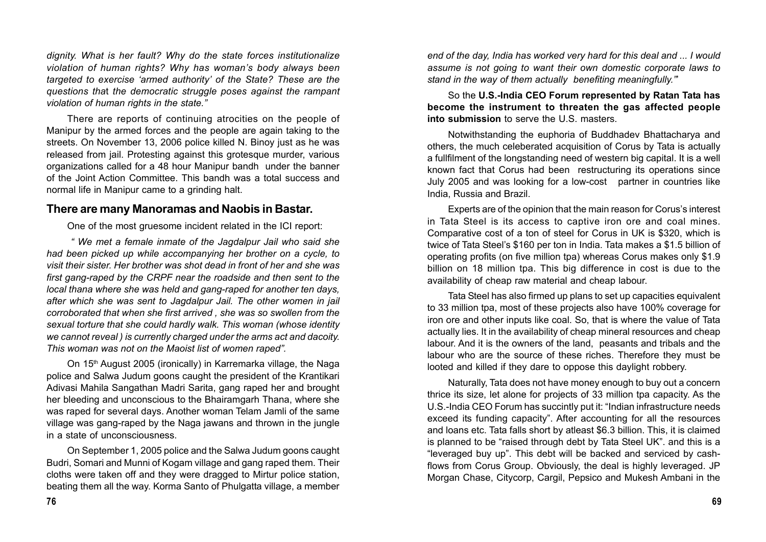*dignity. What is her fault? Why do the state forces institutionalize violation of human rights? Why has woman's body always been targeted to exercise 'armed authority' of the State? These are the questions that the democratic struggle poses against the rampant violation of human rights in the state."*

There are reports of continuing atrocities on the people of Manipur by the armed forces and the people are again taking to the streets. On November 13, 2006 police killed N. Binoy just as he was released from jail. Protesting against this grotesque murder, various organizations called for a 48 hour Manipur bandh under the banner of the Joint Action Committee. This bandh was a total success and normal life in Manipur came to a grinding halt.

## There are many Manoramas and Naobis in Bastar.

One of the most gruesome incident related in the ICI report:

*" We met a female inmate of the Jagdalpur Jail who said she had been picked up while accompanying her brother on a cycle, to visit their sister. Her brother was shot dead in front of her and she was first gang-raped by the CRPF near the roadside and then sent to the local thana where she was held and gang-raped for another ten days, after which she was sent to Jagdalpur Jail. The other women in jail corroborated that when she first arrived , she was so swollen from the sexual torture that she could hardly walk. This woman (whose identity we cannot reveal ) is currently charged under the arms act and dacoity. This woman was not on the Maoist list of women raped".*

On 15th August 2005 (ironically) in Karremarka village, the Naga police and Salwa Judum goons caught the president of the Krantikari Adivasi Mahila Sangathan Madri Sarita, gang raped her and brought her bleeding and unconscious to the Bhairamgarh Thana, where she was raped for several days. Another woman Telam Jamli of the same village was gang-raped by the Naga jawans and thrown in the jungle in a state of unconsciousness.

On September 1, 2005 police and the Salwa Judum goons caught Budri, Somari and Munni of Kogam village and gang raped them. Their cloths were taken off and they were dragged to Mirtur police station, beating them all the way. Korma Santo of Phulgatta village, a member

*end of the day, India has worked very hard for this deal and ... I would assume is not going to want their own domestic corporate laws to stand in the way of them actually benefiting meaningfully.'"*

So the **U.S.-India CEO Forum represented by Ratan Tata has become the instrument to threaten the gas affected people into submission** to serve the U.S. masters.

Notwithstanding the euphoria of Buddhadev Bhattacharya and others, the much celeberated acquisition of Corus by Tata is actually a fullfilment of the longstanding need of western big capital. It is a well known fact that Corus had been restructuring its operations since July 2005 and was looking for a low-cost partner in countries like India, Russia and Brazil.

Experts are of the opinion that the main reason for Corus's interest in Tata Steel is its access to captive iron ore and coal mines. Comparative cost of a ton of steel for Corus in UK is $320, which is twice of Tata Steel's $160 per ton in India. Tata makes a $1.5 billion of operating profits (on five million tpa) whereas Corus makes only $1.9 billion on 18 million tpa. This big difference in cost is due to the availability of cheap raw material and cheap labour.

Tata Steel has also firmed up plans to set up capacities equivalent to 33 million tpa, most of these projects also have 100% coverage for iron ore and other inputs like coal. So, that is where the value of Tata actually lies. It in the availability of cheap mineral resources and cheap labour. And it is the owners of the land, peasants and tribals and the labour who are the source of these riches. Therefore they must be looted and killed if they dare to oppose this daylight robbery.

Naturally, Tata does not have money enough to buy out a concern thrice its size, let alone for projects of 33 million tpa capacity. As the U.S.-India CEO Forum has succintly put it: "Indian infrastructure needs exceed its funding capacity". After accounting for all the resources and loans etc. Tata falls short by atleast $6.3 billion. This, it is claimed is planned to be "raised through debt by Tata Steel UK". and this is a "leveraged buy up". This debt will be backed and serviced by cash-flows from Corus Group. Obviously, the deal is highly leveraged. JP Morgan Chase, Citycorp, Cargil, Pepsico and Mukesh Ambani in the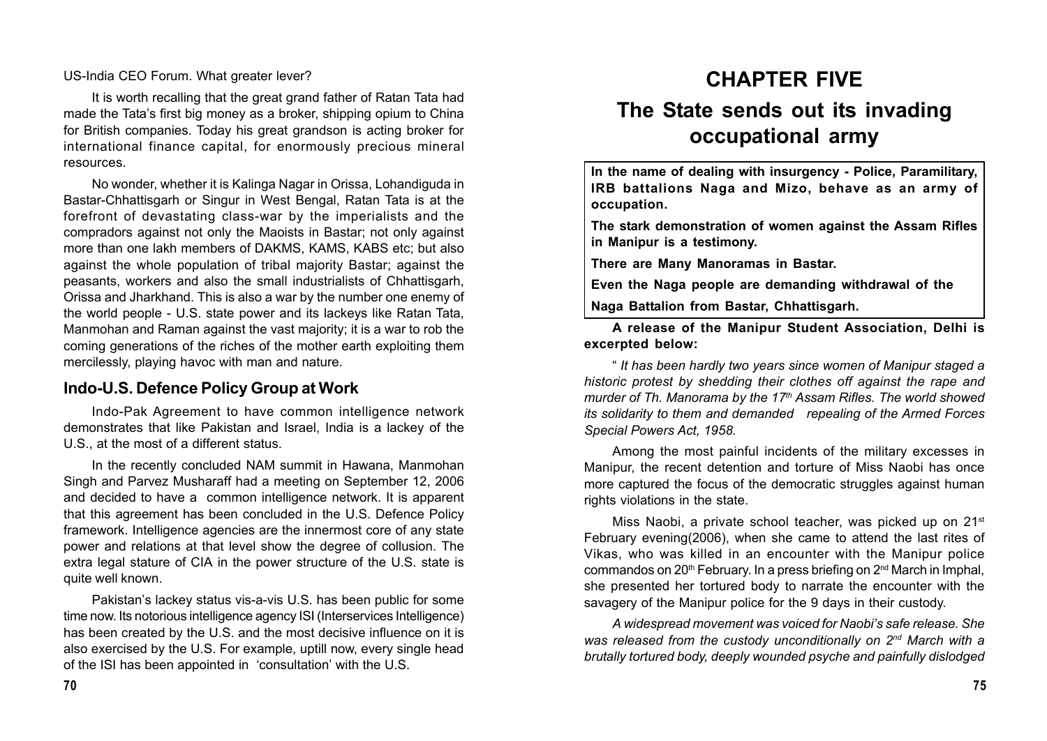US-India CEO Forum. What greater lever?

It is worth recalling that the great grand father of Ratan Tata had made the Tata's first big money as a broker, shipping opium to China for British companies. Today his great grandson is acting broker for international finance capital, for enormously precious mineral resources.

No wonder, whether it is Kalinga Nagar in Orissa, Lohandiguda in Bastar-Chhattisgarh or Singur in West Bengal, Ratan Tata is at the forefront of devastating class-war by the imperialists and the compradors against not only the Maoists in Bastar; not only against more than one lakh members of DAKMS, KAMS, KABS etc; but also against the whole population of tribal majority Bastar; against the peasants, workers and also the small industrialists of Chhattisgarh, Orissa and Jharkhand. This is also a war by the number one enemy of the world people - U.S. state power and its lackeys like Ratan Tata, Manmohan and Raman against the vast majority; it is a war to rob the coming generations of the riches of the mother earth exploiting them mercilessly, playing havoc with man and nature.

## Indo-U.S. Defence Policy Group at Work

Indo-Pak Agreement to have common intelligence network demonstrates that like Pakistan and Israel, India is a lackey of the U.S., at the most of a different status.

In the recently concluded NAM summit in Hawana, Manmohan Singh and Parvez Musharaff had a meeting on September 12, 2006 and decided to have a common intelligence network. It is apparent that this agreement has been concluded in the U.S. Defence Policy framework. Intelligence agencies are the innermost core of any state power and relations at that level show the degree of collusion. The extra legal stature of CIA in the power structure of the U.S. state is quite well known.

Pakistan's lackey status vis-a-vis U.S. has been public for some time now. Its notorious intelligence agency ISI (Interservices Intelligence) has been created by the U.S. and the most decisive influence on it is also exercised by the U.S. For example, uptill now, every single head of the ISI has been appointed in 'consultation' with the U.S.

# CHAPTER FIVE

# The State sends out its invading occupational army

**In the name of dealing with insurgency - Police, Paramilitary, IRB battalions Naga and Mizo, behave as an army of occupation.**

**The stark demonstration of women against the Assam Rifles in Manipur is a testimony.**

**There are Many Manoramas in Bastar.**

**Even the Naga people are demanding withdrawal of the Naga Battalion from Bastar, Chhattisgarh.**

**A release of the Manipur Student Association, Delhi is excerpted below:**

" *It has been hardly two years since women of Manipur staged a historic protest by shedding their clothes off against the rape and murder of Th. Manorama by the 17th Assam Rifles. The world showed its solidarity to them and demanded repealing of the Armed Forces Special Powers Act, 1958.*

Among the most painful incidents of the military excesses in Manipur, the recent detention and torture of Miss Naobi has once more captured the focus of the democratic struggles against human rights violations in the state.

Miss Naobi, a private school teacher, was picked up on 21st February evening(2006), when she came to attend the last rites of Vikas, who was killed in an encounter with the Manipur police commandos on 20th February. In a press briefing on 2nd March in Imphal, she presented her tortured body to narrate the encounter with the savagery of the Manipur police for the 9 days in their custody.

*A widespread movement was voiced for Naobi's safe release. She was released from the custody unconditionally on 2nd March with a brutally tortured body, deeply wounded psyche and painfully dislodged*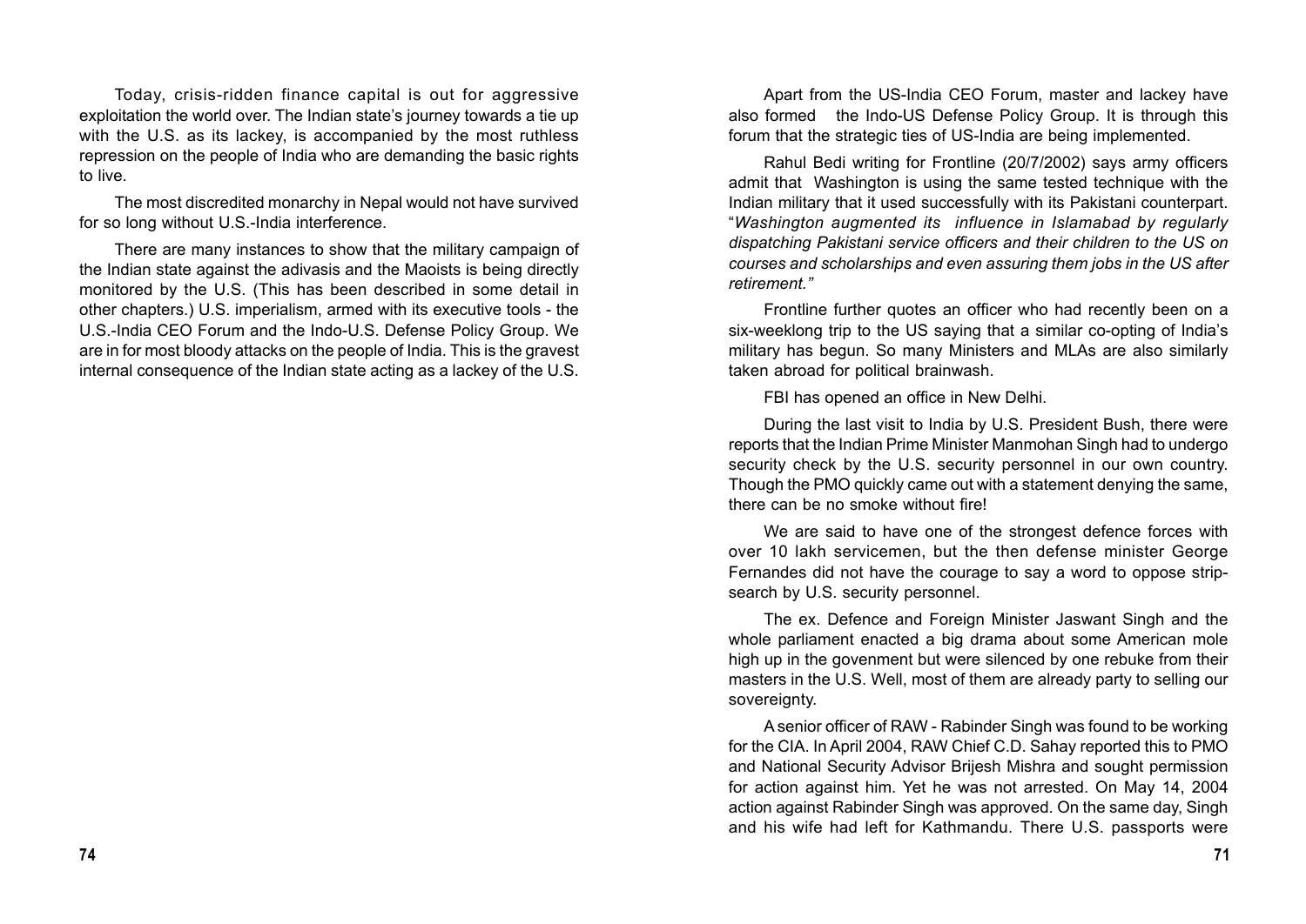Today, crisis-ridden finance capital is out for aggressive exploitation the world over. The Indian state's journey towards a tie up with the U.S. as its lackey, is accompanied by the most ruthless repression on the people of India who are demanding the basic rights to live.

The most discredited monarchy in Nepal would not have survived for so long without U.S.-India interference.

There are many instances to show that the military campaign of the Indian state against the adivasis and the Maoists is being directly monitored by the U.S. (This has been described in some detail in other chapters.) U.S. imperialism, armed with its executive tools - the U.S.-India CEO Forum and the Indo-U.S. Defense Policy Group. We are in for most bloody attacks on the people of India. This is the gravest internal consequence of the Indian state acting as a lackey of the U.S.

Apart from the US-India CEO Forum, master and lackey have also formed the Indo-US Defense Policy Group. It is through this forum that the strategic ties of US-India are being implemented.

Rahul Bedi writing for Frontline (20/7/2002) says army officers admit that Washington is using the same tested technique with the Indian military that it used successfully with its Pakistani counterpart. "*Washington augmented its influence in Islamabad by regularly dispatching Pakistani service officers and their children to the US on courses and scholarships and even assuring them jobs in the US after retirement.*"

Frontline further quotes an officer who had recently been on a six-weeklong trip to the US saying that a similar co-opting of India's military has begun. So many Ministers and MLAs are also similarly taken abroad for political brainwash.

FBI has opened an office in New Delhi.

During the last visit to India by U.S. President Bush, there were reports that the Indian Prime Minister Manmohan Singh had to undergo security check by the U.S. security personnel in our own country. Though the PMO quickly came out with a statement denying the same, there can be no smoke without fire!

We are said to have one of the strongest defence forces with over 10 lakh servicemen, but the then defense minister George Fernandes did not have the courage to say a word to oppose strip-search by U.S. security personnel.

The ex. Defence and Foreign Minister Jaswant Singh and the whole parliament enacted a big drama about some American mole high up in the govenment but were silenced by one rebuke from their masters in the U.S. Well, most of them are already party to selling our sovereignty.

A senior officer of RAW - Rabinder Singh was found to be working for the CIA. In April 2004, RAW Chief C.D. Sahay reported this to PMO and National Security Advisor Brijesh Mishra and sought permission for action against him. Yet he was not arrested. On May 14, 2004 action against Rabinder Singh was approved. On the same day, Singh and his wife had left for Kathmandu. There U.S. passports were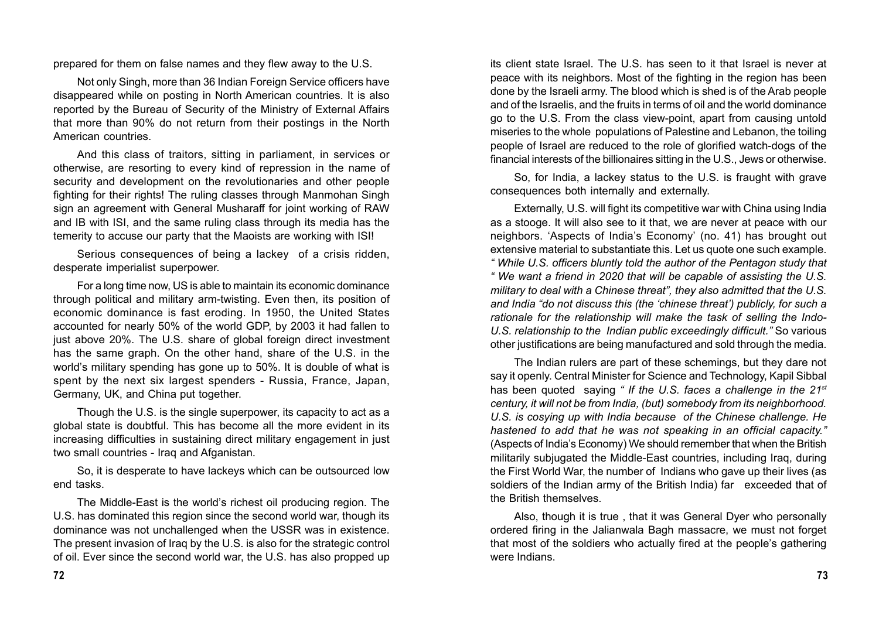prepared for them on false names and they flew away to the U.S.

Not only Singh, more than 36 Indian Foreign Service officers have disappeared while on posting in North American countries. It is also reported by the Bureau of Security of the Ministry of External Affairs that more than 90% do not return from their postings in the North American countries.

And this class of traitors, sitting in parliament, in services or otherwise, are resorting to every kind of repression in the name of security and development on the revolutionaries and other people fighting for their rights! The ruling classes through Manmohan Singh sign an agreement with General Musharaff for joint working of RAW and IB with ISI, and the same ruling class through its media has the temerity to accuse our party that the Maoists are working with ISI!

Serious consequences of being a lackey of a crisis ridden, desperate imperialist superpower.

For a long time now, US is able to maintain its economic dominance through political and military arm-twisting. Even then, its position of economic dominance is fast eroding. In 1950, the United States accounted for nearly 50% of the world GDP, by 2003 it had fallen to just above 20%. The U.S. share of global foreign direct investment has the same graph. On the other hand, share of the U.S. in the world's military spending has gone up to 50%. It is double of what is spent by the next six largest spenders - Russia, France, Japan, Germany, UK, and China put together.

Though the U.S. is the single superpower, its capacity to act as a global state is doubtful. This has become all the more evident in its increasing difficulties in sustaining direct military engagement in just two small countries - Iraq and Afganistan.

So, it is desperate to have lackeys which can be outsourced low end tasks.

The Middle-East is the world's richest oil producing region. The U.S. has dominated this region since the second world war, though its dominance was not unchallenged when the USSR was in existence. The present invasion of Iraq by the U.S. is also for the strategic control of oil. Ever since the second world war, the U.S. has also propped up its client state Israel. The U.S. has seen to it that Israel is never at peace with its neighbors. Most of the fighting in the region has been done by the Israeli army. The blood which is shed is of the Arab people and of the Israelis, and the fruits in terms of oil and the world dominance go to the U.S. From the class view-point, apart from causing untold miseries to the whole populations of Palestine and Lebanon, the toiling people of Israel are reduced to the role of glorified watch-dogs of the financial interests of the billionaires sitting in the U.S., Jews or otherwise.

So, for India, a lackey status to the U.S. is fraught with grave consequences both internally and externally.

Externally, U.S. will fight its competitive war with China using India as a stooge. It will also see to it that, we are never at peace with our neighbors. 'Aspects of India's Economy' (no. 41) has brought out extensive material to substantiate this. Let us quote one such example. *" While U.S. officers bluntly told the author of the Pentagon study that " We want a friend in 2020 that will be capable of assisting the U.S. military to deal with a Chinese threat", they also admitted that the U.S. and India "do not discuss this (the 'chinese threat') publicly, for such a rationale for the relationship will make the task of selling the Indo-U.S. relationship to the Indian public exceedingly difficult."* So various other justifications are being manufactured and sold through the media.

The Indian rulers are part of these schemings, but they dare not say it openly. Central Minister for Science and Technology, Kapil Sibbal has been quoted saying *" If the U.S. faces a challenge in the 21st century, it will not be from India, (but) somebody from its neighborhood. U.S. is cosying up with India because of the Chinese challenge. He hastened to add that he was not speaking in an official capacity."* (Aspects of India's Economy) We should remember that when the British militarily subjugated the Middle-East countries, including Iraq, during the First World War, the number of Indians who gave up their lives (as soldiers of the Indian army of the British India) far exceeded that of the British themselves.

Also, though it is true , that it was General Dyer who personally ordered firing in the Jalianwala Bagh massacre, we must not forget that most of the soldiers who actually fired at the people's gathering were Indians.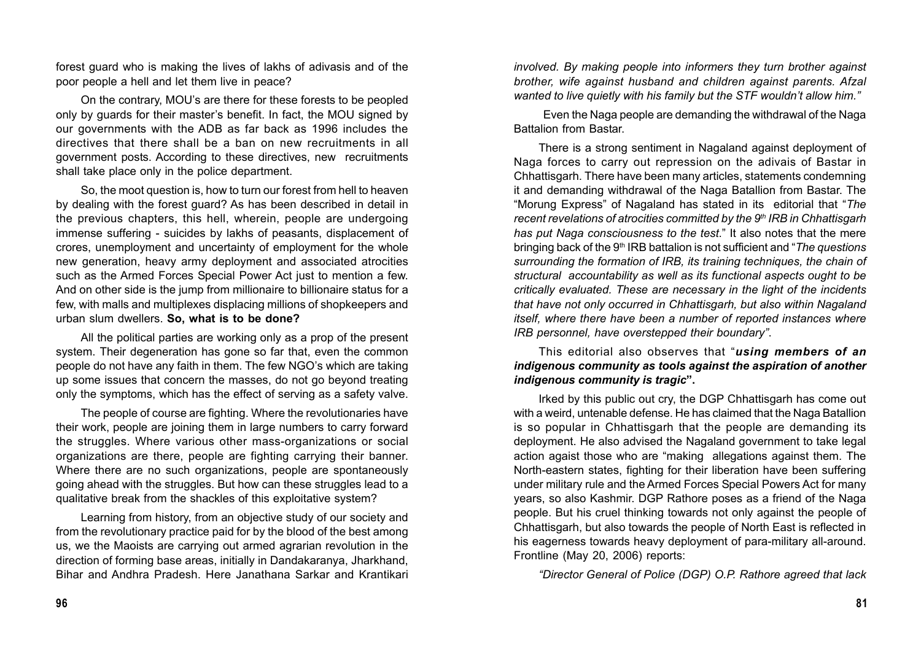forest guard who is making the lives of lakhs of adivasis and of the poor people a hell and let them live in peace?

On the contrary, MOU's are there for these forests to be peopled only by guards for their master's benefit. In fact, the MOU signed by our governments with the ADB as far back as 1996 includes the directives that there shall be a ban on new recruitments in all government posts. According to these directives, new recruitments shall take place only in the police department.

So, the moot question is, how to turn our forest from hell to heaven by dealing with the forest guard? As has been described in detail in the previous chapters, this hell, wherein, people are undergoing immense suffering - suicides by lakhs of peasants, displacement of crores, unemployment and uncertainty of employment for the whole new generation, heavy army deployment and associated atrocities such as the Armed Forces Special Power Act just to mention a few. And on other side is the jump from millionaire to billionaire status for a few, with malls and multiplexes displacing millions of shopkeepers and urban slum dwellers. **So, what is to be done?**

All the political parties are working only as a prop of the present system. Their degeneration has gone so far that, even the common people do not have any faith in them. The few NGO's which are taking up some issues that concern the masses, do not go beyond treating only the symptoms, which has the effect of serving as a safety valve.

The people of course are fighting. Where the revolutionaries have their work, people are joining them in large numbers to carry forward the struggles. Where various other mass-organizations or social organizations are there, people are fighting carrying their banner. Where there are no such organizations, people are spontaneously going ahead with the struggles. But how can these struggles lead to a qualitative break from the shackles of this exploitative system?

Learning from history, from an objective study of our society and from the revolutionary practice paid for by the blood of the best among us, we the Maoists are carrying out armed agrarian revolution in the direction of forming base areas, initially in Dandakaranya, Jharkhand, Bihar and Andhra Pradesh. Here Janathana Sarkar and Krantikari

*involved. By making people into informers they turn brother against brother, wife against husband and children against parents. Afzal wanted to live quietly with his family but the STF wouldn't allow him."*

Even the Naga people are demanding the withdrawal of the Naga Battalion from Bastar.

There is a strong sentiment in Nagaland against deployment of Naga forces to carry out repression on the adivais of Bastar in Chhattisgarh. There have been many articles, statements condemning it and demanding withdrawal of the Naga Batallion from Bastar. The "Morung Express" of Nagaland has stated in its editorial that "*The recent revelations of atrocities committed by the 9th IRB in Chhattisgarh has put Naga consciousness to the test*." It also notes that the mere bringing back of the 9th IRB battalion is not sufficient and "*The questions surrounding the formation of IRB, its training techniques, the chain of structural accountability as well as its functional aspects ought to be critically evaluated. These are necessary in the light of the incidents that have not only occurred in Chhattisgarh, but also within Nagaland itself, where there have been a number of reported instances where IRB personnel, have overstepped their boundary"*.

This editorial also observes that "***using members of an indigenous community as tools against the aspiration of another indigenous community is tragic*".**

Irked by this public out cry, the DGP Chhattisgarh has come out with a weird, untenable defense. He has claimed that the Naga Batallion is so popular in Chhattisgarh that the people are demanding its deployment. He also advised the Nagaland government to take legal action agaist those who are "making allegations against them. The North-eastern states, fighting for their liberation have been suffering under military rule and the Armed Forces Special Powers Act for many years, so also Kashmir. DGP Rathore poses as a friend of the Naga people. But his cruel thinking towards not only against the people of Chhattisgarh, but also towards the people of North East is reflected in his eagerness towards heavy deployment of para-military all-around. Frontline (May 20, 2006) reports:

*"Director General of Police (DGP) O.P. Rathore agreed that lack*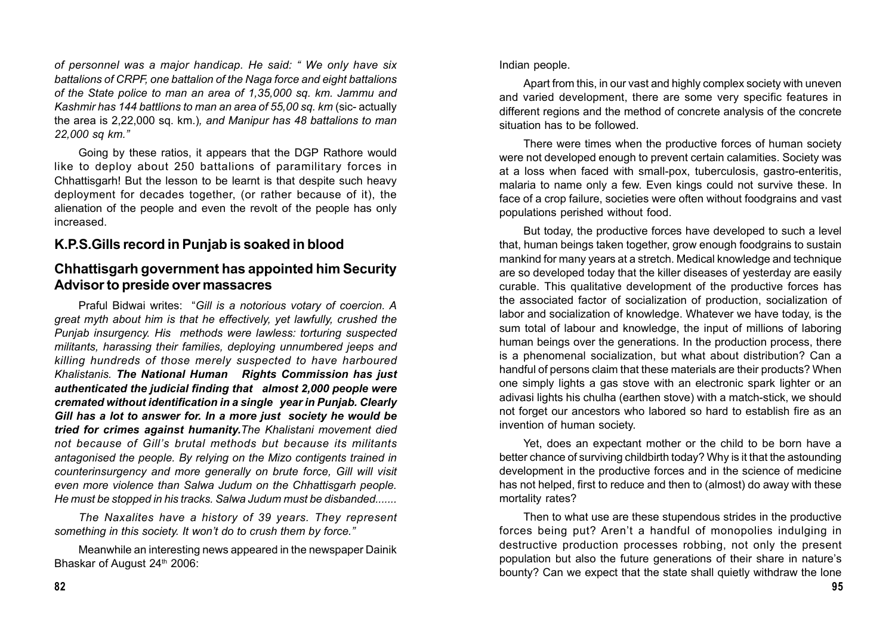*of personnel was a major handicap. He said: " We only have six battalions of CRPF, one battalion of the Naga force and eight battalions of the State police to man an area of 1,35,000 sq. km. Jammu and Kashmir has 144 battlions to man an area of 55,00 sq. km* (sic- actually the area is 2,22,000 sq. km.)*, and Manipur has 48 battalions to man 22,000 sq km."*

Going by these ratios, it appears that the DGP Rathore would like to deploy about 250 battalions of paramilitary forces in Chhattisgarh! But the lesson to be learnt is that despite such heavy deployment for decades together, (or rather because of it), the alienation of the people and even the revolt of the people has only increased.

## K.P.S.Gills record in Punjab is soaked in blood

## Chhattisgarh government has appointed him Security Advisor to preside over massacres

Praful Bidwai writes: "*Gill is a notorious votary of coercion. A great myth about him is that he effectively, yet lawfully, crushed the Punjab insurgency. His methods were lawless: torturing suspected militants, harassing their families, deploying unnumbered jeeps and killing hundreds of those merely suspected to have harboured Khalistanis.* ***The National Human Rights Commission has just authenticated the judicial finding that almost 2,000 people were cremated without identification in a single year in Punjab. Clearly Gill has a lot to answer for. In a more just society he would be tried for crimes against humanity.*** *The Khalistani movement died not because of Gill's brutal methods but because its militants antagonised the people. By relying on the Mizo contigents trained in counterinsurgency and more generally on brute force, Gill will visit even more violence than Salwa Judum on the Chhattisgarh people. He must be stopped in his tracks. Salwa Judum must be disbanded.......*

*The Naxalites have a history of 39 years. They represent something in this society. It won't do to crush them by force."*

Meanwhile an interesting news appeared in the newspaper Dainik Bhaskar of August 24th 2006:

Indian people.

Apart from this, in our vast and highly complex society with uneven and varied development, there are some very specific features in different regions and the method of concrete analysis of the concrete situation has to be followed.

There were times when the productive forces of human society were not developed enough to prevent certain calamities. Society was at a loss when faced with small-pox, tuberculosis, gastro-enteritis, malaria to name only a few. Even kings could not survive these. In face of a crop failure, societies were often without foodgrains and vast populations perished without food.

But today, the productive forces have developed to such a level that, human beings taken together, grow enough foodgrains to sustain mankind for many years at a stretch. Medical knowledge and technique are so developed today that the killer diseases of yesterday are easily curable. This qualitative development of the productive forces has the associated factor of socialization of production, socialization of labor and socialization of knowledge. Whatever we have today, is the sum total of labour and knowledge, the input of millions of laboring human beings over the generations. In the production process, there is a phenomenal socialization, but what about distribution? Can a handful of persons claim that these materials are their products? When one simply lights a gas stove with an electronic spark lighter or an adivasi lights his chulha (earthen stove) with a match-stick, we should not forget our ancestors who labored so hard to establish fire as an invention of human society.

Yet, does an expectant mother or the child to be born have a better chance of surviving childbirth today? Why is it that the astounding development in the productive forces and in the science of medicine has not helped, first to reduce and then to (almost) do away with these mortality rates?

Then to what use are these stupendous strides in the productive forces being put? Aren't a handful of monopolies indulging in destructive production processes robbing, not only the present population but also the future generations of their share in nature's bounty? Can we expect that the state shall quietly withdraw the lone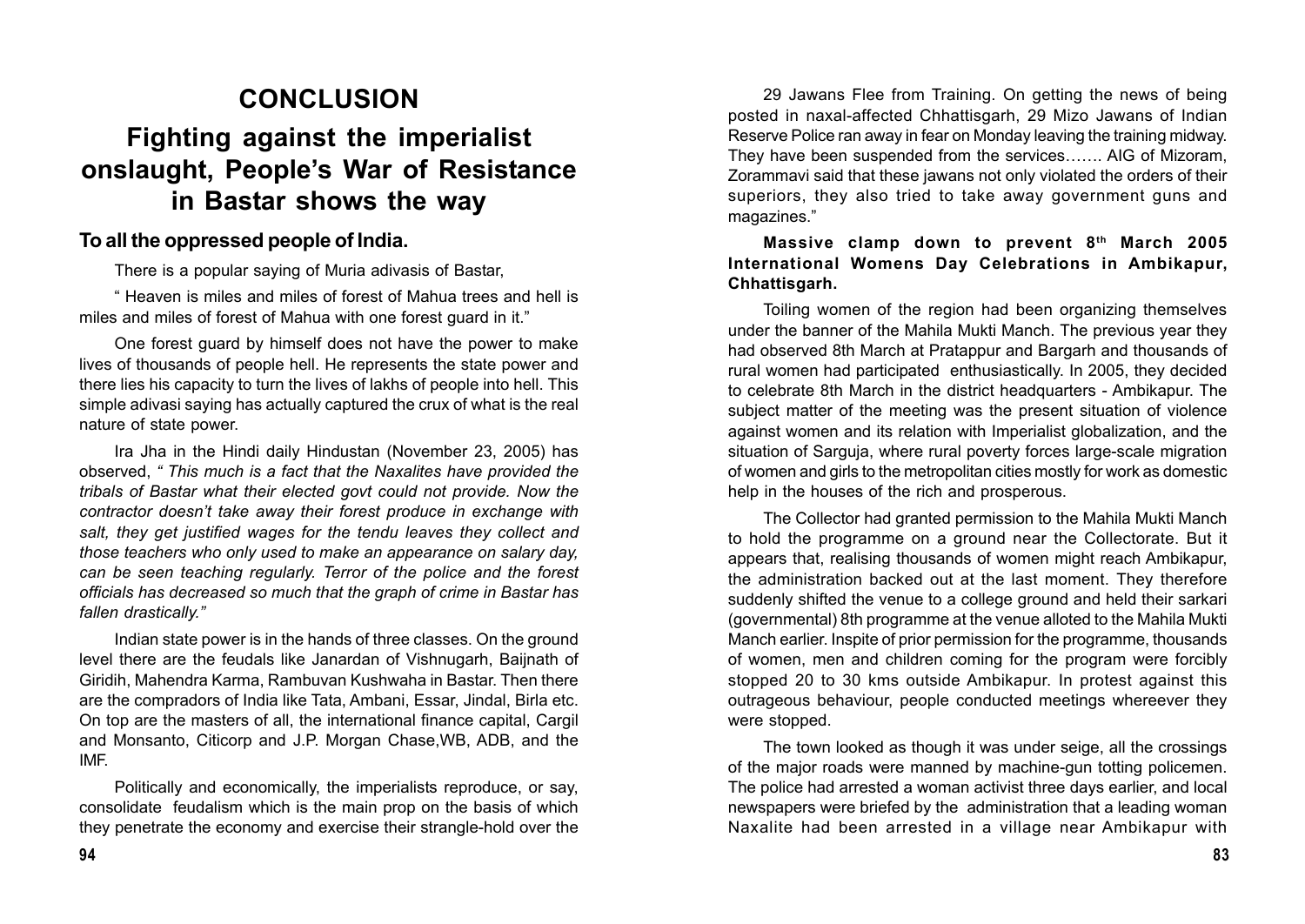# CONCLUSION

## Fighting against the imperialist onslaught, People's War of Resistance in Bastar shows the way

### To all the oppressed people of India.

There is a popular saying of Muria adivasis of Bastar,

" Heaven is miles and miles of forest of Mahua trees and hell is miles and miles of forest of Mahua with one forest guard in it."

One forest guard by himself does not have the power to make lives of thousands of people hell. He represents the state power and there lies his capacity to turn the lives of lakhs of people into hell. This simple adivasi saying has actually captured the crux of what is the real nature of state power.

Ira Jha in the Hindi daily Hindustan (November 23, 2005) has observed, *" This much is a fact that the Naxalites have provided the tribals of Bastar what their elected govt could not provide. Now the contractor doesn't take away their forest produce in exchange with salt, they get justified wages for the tendu leaves they collect and those teachers who only used to make an appearance on salary day, can be seen teaching regularly. Terror of the police and the forest officials has decreased so much that the graph of crime in Bastar has fallen drastically."*

Indian state power is in the hands of three classes. On the ground level there are the feudals like Janardan of Vishnugarh, Baijnath of Giridih, Mahendra Karma, Rambuvan Kushwaha in Bastar. Then there are the compradors of India like Tata, Ambani, Essar, Jindal, Birla etc. On top are the masters of all, the international finance capital, Cargil and Monsanto, Citicorp and J.P. Morgan Chase,WB, ADB, and the IMF.

Politically and economically, the imperialists reproduce, or say, consolidate feudalism which is the main prop on the basis of which they penetrate the economy and exercise their strangle-hold over the

29 Jawans Flee from Training. On getting the news of being posted in naxal-affected Chhattisgarh, 29 Mizo Jawans of Indian Reserve Police ran away in fear on Monday leaving the training midway. They have been suspended from the services……. AIG of Mizoram, Zorammavi said that these jawans not only violated the orders of their superiors, they also tried to take away government guns and magazines."

**Massive clamp down to prevent 8th March 2005 International Womens Day Celebrations in Ambikapur, Chhattisgarh.**

Toiling women of the region had been organizing themselves under the banner of the Mahila Mukti Manch. The previous year they had observed 8th March at Pratappur and Bargarh and thousands of rural women had participated enthusiastically. In 2005, they decided to celebrate 8th March in the district headquarters - Ambikapur. The subject matter of the meeting was the present situation of violence against women and its relation with Imperialist globalization, and the situation of Sarguja, where rural poverty forces large-scale migration of women and girls to the metropolitan cities mostly for work as domestic help in the houses of the rich and prosperous.

The Collector had granted permission to the Mahila Mukti Manch to hold the programme on a ground near the Collectorate. But it appears that, realising thousands of women might reach Ambikapur, the administration backed out at the last moment. They therefore suddenly shifted the venue to a college ground and held their sarkari (governmental) 8th programme at the venue alloted to the Mahila Mukti Manch earlier. Inspite of prior permission for the programme, thousands of women, men and children coming for the program were forcibly stopped 20 to 30 kms outside Ambikapur. In protest against this outrageous behaviour, people conducted meetings whereever they were stopped.

The town looked as though it was under seige, all the crossings of the major roads were manned by machine-gun totting policemen. The police had arrested a woman activist three days earlier, and local newspapers were briefed by the administration that a leading woman Naxalite had been arrested in a village near Ambikapur with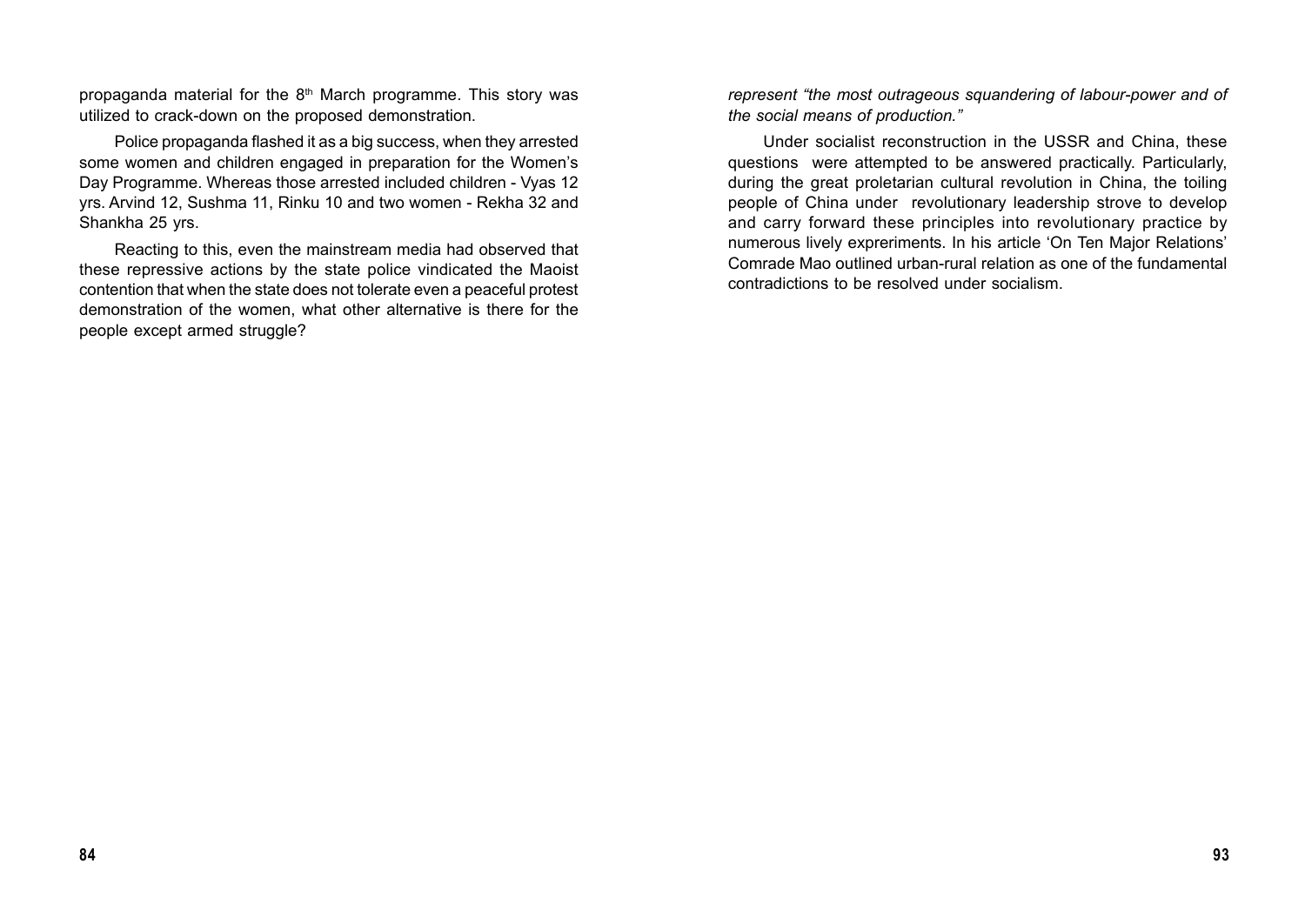propaganda material for the 8th March programme. This story was utilized to crack-down on the proposed demonstration.

Police propaganda flashed it as a big success, when they arrested some women and children engaged in preparation for the Women's Day Programme. Whereas those arrested included children - Vyas 12 yrs. Arvind 12, Sushma 11, Rinku 10 and two women - Rekha 32 and Shankha 25 yrs.

Reacting to this, even the mainstream media had observed that these repressive actions by the state police vindicated the Maoist contention that when the state does not tolerate even a peaceful protest demonstration of the women, what other alternative is there for the people except armed struggle?

*represent "the most outrageous squandering of labour-power and of the social means of production."*

Under socialist reconstruction in the USSR and China, these questions were attempted to be answered practically. Particularly, during the great proletarian cultural revolution in China, the toiling people of China under revolutionary leadership strove to develop and carry forward these principles into revolutionary practice by numerous lively expreriments. In his article 'On Ten Major Relations' Comrade Mao outlined urban-rural relation as one of the fundamental contradictions to be resolved under socialism.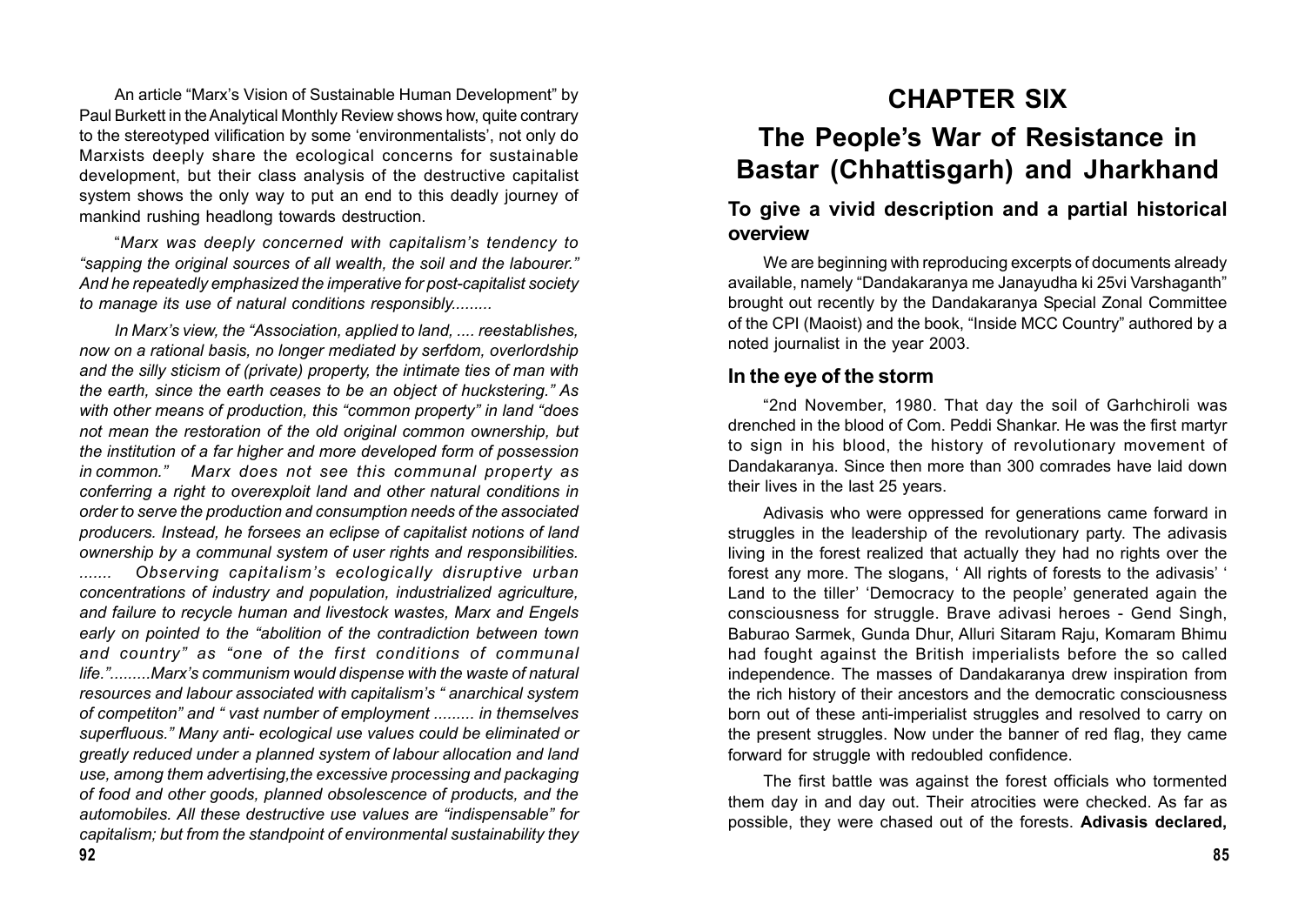An article "Marx's Vision of Sustainable Human Development" by Paul Burkett in the Analytical Monthly Review shows how, quite contrary to the stereotyped vilification by some 'environmentalists', not only do Marxists deeply share the ecological concerns for sustainable development, but their class analysis of the destructive capitalist system shows the only way to put an end to this deadly journey of mankind rushing headlong towards destruction.

"*Marx was deeply concerned with capitalism's tendency to "sapping the original sources of all wealth, the soil and the labourer." And he repeatedly emphasized the imperative for post-capitalist society to manage its use of natural conditions responsibly.........*

*In Marx's view, the "Association, applied to land, .... reestablishes, now on a rational basis, no longer mediated by serfdom, overlordship and the silly sticism of (private) property, the intimate ties of man with the earth, since the earth ceases to be an object of huckstering." As with other means of production, this "common property" in land "does not mean the restoration of the old original common ownership, but the institution of a far higher and more developed form of possession in common." Marx does not see this communal property as conferring a right to overexploit land and other natural conditions in order to serve the production and consumption needs of the associated producers. Instead, he forsees an eclipse of capitalist notions of land ownership by a communal system of user rights and responsibilities. ....... Observing capitalism's ecologically disruptive urban concentrations of industry and population, industrialized agriculture, and failure to recycle human and livestock wastes, Marx and Engels early on pointed to the "abolition of the contradiction between town and country" as "one of the first conditions of communal life.".........Marx's communism would dispense with the waste of natural resources and labour associated with capitalism's " anarchical system of competiton" and " vast number of employment ......... in themselves superfluous." Many anti- ecological use values could be eliminated or greatly reduced under a planned system of labour allocation and land use, among them advertising,the excessive processing and packaging of food and other goods, planned obsolescence of products, and the automobiles. All these destructive use values are "indispensable" for capitalism; but from the standpoint of environmental sustainability they*

# CHAPTER SIX

# The People's War of Resistance in Bastar (Chhattisgarh) and Jharkhand

## To give a vivid description and a partial historical overview

We are beginning with reproducing excerpts of documents already available, namely "Dandakaranya me Janayudha ki 25vi Varshaganth" brought out recently by the Dandakaranya Special Zonal Committee of the CPI (Maoist) and the book, "Inside MCC Country" authored by a noted journalist in the year 2003.

## In the eye of the storm

"2nd November, 1980. That day the soil of Garhchiroli was drenched in the blood of Com. Peddi Shankar. He was the first martyr to sign in his blood, the history of revolutionary movement of Dandakaranya. Since then more than 300 comrades have laid down their lives in the last 25 years.

Adivasis who were oppressed for generations came forward in struggles in the leadership of the revolutionary party. The adivasis living in the forest realized that actually they had no rights over the forest any more. The slogans, ' All rights of forests to the adivasis' ' Land to the tiller' 'Democracy to the people' generated again the consciousness for struggle. Brave adivasi heroes - Gend Singh, Baburao Sarmek, Gunda Dhur, Alluri Sitaram Raju, Komaram Bhimu had fought against the British imperialists before the so called independence. The masses of Dandakaranya drew inspiration from the rich history of their ancestors and the democratic consciousness born out of these anti-imperialist struggles and resolved to carry on the present struggles. Now under the banner of red flag, they came forward for struggle with redoubled confidence.

The first battle was against the forest officials who tormented them day in and day out. Their atrocities were checked. As far as possible, they were chased out of the forests. **Adivasis declared,**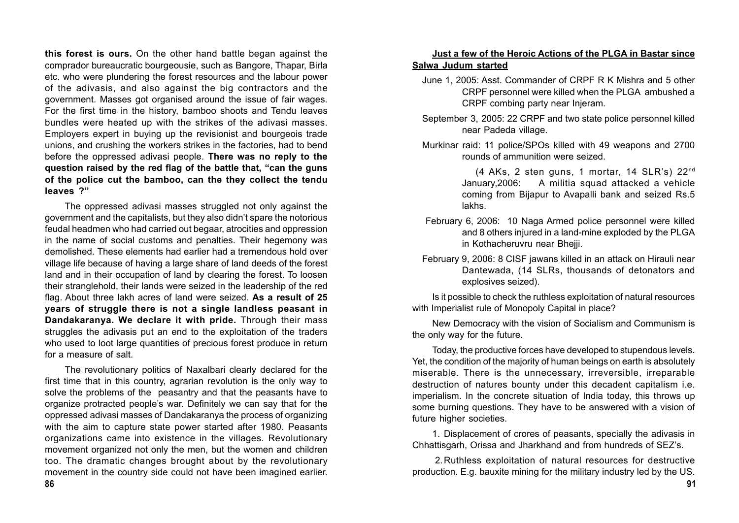**this forest is ours.** On the other hand battle began against the comprador bureaucratic bourgeousie, such as Bangore, Thapar, Birla etc. who were plundering the forest resources and the labour power of the adivasis, and also against the big contractors and the government. Masses got organised around the issue of fair wages. For the first time in the history, bamboo shoots and Tendu leaves bundles were heated up with the strikes of the adivasi masses. Employers expert in buying up the revisionist and bourgeois trade unions, and crushing the workers strikes in the factories, had to bend before the oppressed adivasi people. **There was no reply to the question raised by the red flag of the battle that, "can the guns of the police cut the bamboo, can the they collect the tendu leaves ?"**

The oppressed adivasi masses struggled not only against the government and the capitalists, but they also didn't spare the notorious feudal headmen who had carried out begaar, atrocities and oppression in the name of social customs and penalties. Their hegemony was demolished. These elements had earlier had a tremendous hold over village life because of having a large share of land deeds of the forest land and in their occupation of land by clearing the forest. To loosen their stranglehold, their lands were seized in the leadership of the red flag. About three lakh acres of land were seized. **As a result of 25 years of struggle there is not a single landless peasant in Dandakaranya. We declare it with pride.** Through their mass struggles the adivasis put an end to the exploitation of the traders who used to loot large quantities of precious forest produce in return for a measure of salt.

The revolutionary politics of Naxalbari clearly declared for the first time that in this country, agrarian revolution is the only way to solve the problems of the peasantry and that the peasants have to organize protracted people's war. Definitely we can say that for the oppressed adivasi masses of Dandakaranya the process of organizing with the aim to capture state power started after 1980. Peasants organizations came into existence in the villages. Revolutionary movement organized not only the men, but the women and children too. The dramatic changes brought about by the revolutionary movement in the country side could not have been imagined earlier.

**Just a few of the Heroic Actions of the PLGA in Bastar since Salwa Judum started**

June 1, 2005: Asst. Commander of CRPF R K Mishra and 5 other CRPF personnel were killed when the PLGA ambushed a CRPF combing party near Injeram.

September 3, 2005: 22 CRPF and two state police personnel killed near Padeda village.

Murkinar raid: 11 police/SPOs killed with 49 weapons and 2700 rounds of ammunition were seized.

(4 AKs, 2 sten guns, 1 mortar, 14 SLR's) 22nd January,2006: A militia squad attacked a vehicle coming from Bijapur to Avapalli bank and seized Rs.5 lakhs.

February 6, 2006: 10 Naga Armed police personnel were killed and 8 others injured in a land-mine exploded by the PLGA in Kothacheruvru near Bhejji.

February 9, 2006: 8 CISF jawans killed in an attack on Hirauli near Dantewada, (14 SLRs, thousands of detonators and explosives seized).

Is it possible to check the ruthless exploitation of natural resources with Imperialist rule of Monopoly Capital in place?

New Democracy with the vision of Socialism and Communism is the only way for the future.

Today, the productive forces have developed to stupendous levels. Yet, the condition of the majority of human beings on earth is absolutely miserable. There is the unnecessary, irreversible, irreparable destruction of natures bounty under this decadent capitalism i.e. imperialism. In the concrete situation of India today, this throws up some burning questions. They have to be answered with a vision of future higher societies.

1. Displacement of crores of peasants, specially the adivasis in Chhattisgarh, Orissa and Jharkhand and from hundreds of SEZ's.

2. Ruthless exploitation of natural resources for destructive production. E.g. bauxite mining for the military industry led by the US.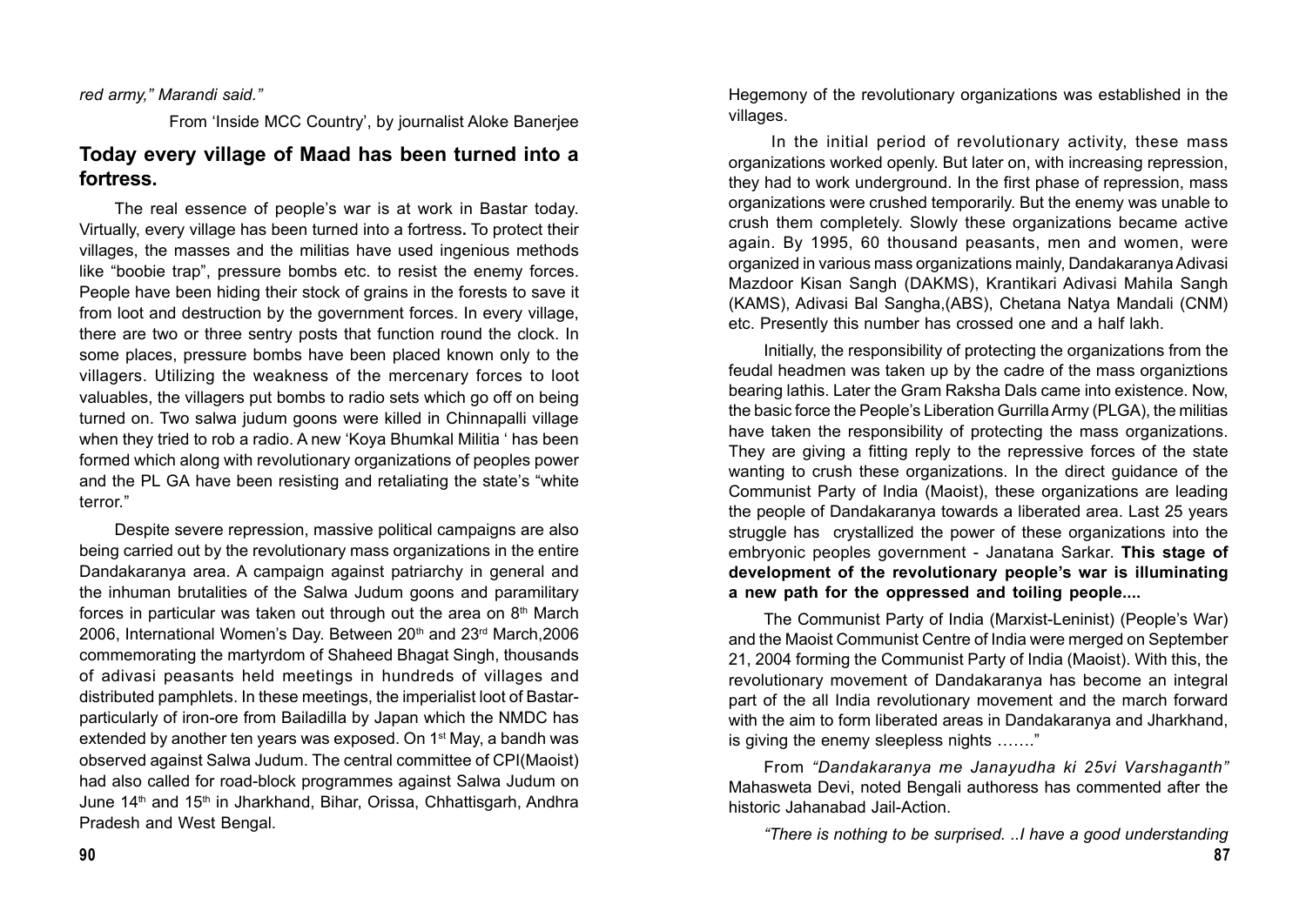*red army," Marandi said."*

From 'Inside MCC Country', by journalist Aloke Banerjee

## Today every village of Maad has been turned into a fortress.

The real essence of people's war is at work in Bastar today. Virtually, every village has been turned into a fortress**.** To protect their villages, the masses and the militias have used ingenious methods like "boobie trap", pressure bombs etc. to resist the enemy forces. People have been hiding their stock of grains in the forests to save it from loot and destruction by the government forces. In every village, there are two or three sentry posts that function round the clock. In some places, pressure bombs have been placed known only to the villagers. Utilizing the weakness of the mercenary forces to loot valuables, the villagers put bombs to radio sets which go off on being turned on. Two salwa judum goons were killed in Chinnapalli village when they tried to rob a radio. A new 'Koya Bhumkal Militia ' has been formed which along with revolutionary organizations of peoples power and the PL GA have been resisting and retaliating the state's "white terror."

Despite severe repression, massive political campaigns are also being carried out by the revolutionary mass organizations in the entire Dandakaranya area. A campaign against patriarchy in general and the inhuman brutalities of the Salwa Judum goons and paramilitary forces in particular was taken out through out the area on 8th March 2006, International Women's Day. Between 20th and 23rd March,2006 commemorating the martyrdom of Shaheed Bhagat Singh, thousands of adivasi peasants held meetings in hundreds of villages and distributed pamphlets. In these meetings, the imperialist loot of Bastar-particularly of iron-ore from Bailadilla by Japan which the NMDC has extended by another ten years was exposed. On 1st May, a bandh was observed against Salwa Judum. The central committee of CPI(Maoist) had also called for road-block programmes against Salwa Judum on June 14th and 15th in Jharkhand, Bihar, Orissa, Chhattisgarh, Andhra Pradesh and West Bengal.

Hegemony of the revolutionary organizations was established in the villages.

In the initial period of revolutionary activity, these mass organizations worked openly. But later on, with increasing repression, they had to work underground. In the first phase of repression, mass organizations were crushed temporarily. But the enemy was unable to crush them completely. Slowly these organizations became active again. By 1995, 60 thousand peasants, men and women, were organized in various mass organizations mainly, Dandakaranya Adivasi Mazdoor Kisan Sangh (DAKMS), Krantikari Adivasi Mahila Sangh (KAMS), Adivasi Bal Sangha,(ABS), Chetana Natya Mandali (CNM) etc. Presently this number has crossed one and a half lakh.

Initially, the responsibility of protecting the organizations from the feudal headmen was taken up by the cadre of the mass organiztions bearing lathis. Later the Gram Raksha Dals came into existence. Now, the basic force the People's Liberation Gurrilla Army (PLGA), the militias have taken the responsibility of protecting the mass organizations. They are giving a fitting reply to the repressive forces of the state wanting to crush these organizations. In the direct guidance of the Communist Party of India (Maoist), these organizations are leading the people of Dandakaranya towards a liberated area. Last 25 years struggle has crystallized the power of these organizations into the embryonic peoples government - Janatana Sarkar. **This stage of development of the revolutionary people's war is illuminating a new path for the oppressed and toiling people....**

The Communist Party of India (Marxist-Leninist) (People's War) and the Maoist Communist Centre of India were merged on September 21, 2004 forming the Communist Party of India (Maoist). With this, the revolutionary movement of Dandakaranya has become an integral part of the all India revolutionary movement and the march forward with the aim to form liberated areas in Dandakaranya and Jharkhand, is giving the enemy sleepless nights ……."

From *"Dandakaranya me Janayudha ki 25vi Varshaganth"* Mahasweta Devi, noted Bengali authoress has commented after the historic Jahanabad Jail-Action.

*"There is nothing to be surprised. ..I have a good understanding*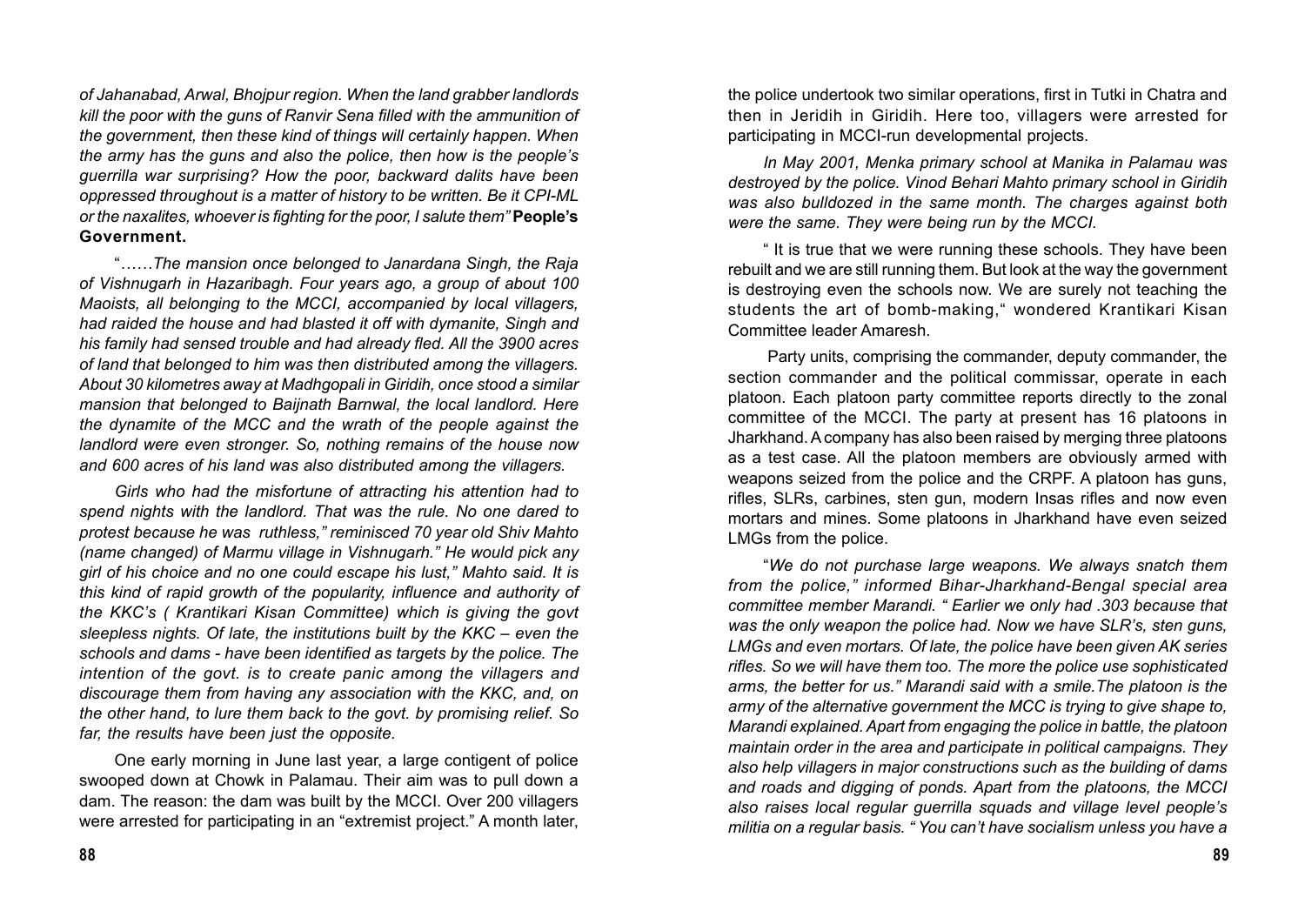*of Jahanabad, Arwal, Bhojpur region. When the land grabber landlords kill the poor with the guns of Ranvir Sena filled with the ammunition of the government, then these kind of things will certainly happen. When the army has the guns and also the police, then how is the people's guerrilla war surprising? How the poor, backward dalits have been oppressed throughout is a matter of history to be written. Be it CPI-ML or the naxalites, whoever is fighting for the poor, I salute them"* **People's Government.**

"*……The mansion once belonged to Janardana Singh, the Raja of Vishnugarh in Hazaribagh. Four years ago, a group of about 100 Maoists, all belonging to the MCCI, accompanied by local villagers, had raided the house and had blasted it off with dymanite, Singh and his family had sensed trouble and had already fled. All the 3900 acres of land that belonged to him was then distributed among the villagers. About 30 kilometres away at Madhgopali in Giridih, once stood a similar mansion that belonged to Baijnath Barnwal, the local landlord. Here the dynamite of the MCC and the wrath of the people against the landlord were even stronger. So, nothing remains of the house now and 600 acres of his land was also distributed among the villagers.*

*Girls who had the misfortune of attracting his attention had to spend nights with the landlord. That was the rule. No one dared to protest because he was ruthless," reminisced 70 year old Shiv Mahto (name changed) of Marmu village in Vishnugarh." He would pick any girl of his choice and no one could escape his lust," Mahto said. It is this kind of rapid growth of the popularity, influence and authority of the KKC's ( Krantikari Kisan Committee) which is giving the govt sleepless nights. Of late, the institutions built by the KKC – even the schools and dams - have been identified as targets by the police. The intention of the govt. is to create panic among the villagers and discourage them from having any association with the KKC, and, on the other hand, to lure them back to the govt. by promising relief. So far, the results have been just the opposite.*

One early morning in June last year, a large contigent of police swooped down at Chowk in Palamau. Their aim was to pull down a dam. The reason: the dam was built by the MCCI. Over 200 villagers were arrested for participating in an "extremist project." A month later, the police undertook two similar operations, first in Tutki in Chatra and then in Jeridih in Giridih. Here too, villagers were arrested for participating in MCCI-run developmental projects.

*In May 2001, Menka primary school at Manika in Palamau was destroyed by the police. Vinod Behari Mahto primary school in Giridih was also bulldozed in the same month. The charges against both were the same. They were being run by the MCCI.*

" It is true that we were running these schools. They have been rebuilt and we are still running them. But look at the way the government is destroying even the schools now. We are surely not teaching the students the art of bomb-making," wondered Krantikari Kisan Committee leader Amaresh.

Party units, comprising the commander, deputy commander, the section commander and the political commissar, operate in each platoon. Each platoon party committee reports directly to the zonal committee of the MCCI. The party at present has 16 platoons in Jharkhand. A company has also been raised by merging three platoons as a test case. All the platoon members are obviously armed with weapons seized from the police and the CRPF. A platoon has guns, rifles, SLRs, carbines, sten gun, modern Insas rifles and now even mortars and mines. Some platoons in Jharkhand have even seized LMGs from the police.

"*We do not purchase large weapons. We always snatch them from the police," informed Bihar-Jharkhand-Bengal special area committee member Marandi. " Earlier we only had .303 because that was the only weapon the police had. Now we have SLR's, sten guns, LMGs and even mortars. Of late, the police have been given AK series rifles. So we will have them too. The more the police use sophisticated arms, the better for us." Marandi said with a smile.The platoon is the army of the alternative government the MCC is trying to give shape to, Marandi explained. Apart from engaging the police in battle, the platoon maintain order in the area and participate in political campaigns. They also help villagers in major constructions such as the building of dams and roads and digging of ponds. Apart from the platoons, the MCCI also raises local regular guerrilla squads and village level people's militia on a regular basis. " You can't have socialism unless you have a*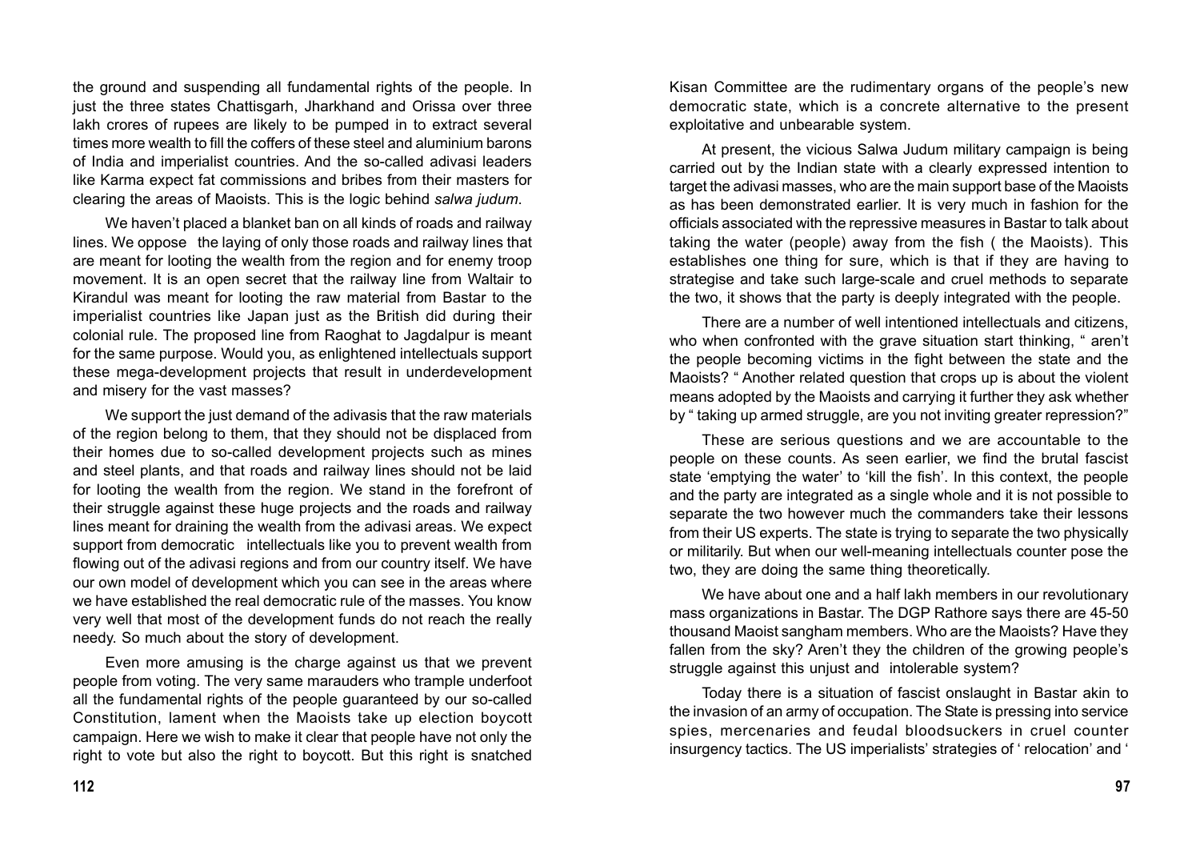the ground and suspending all fundamental rights of the people. In just the three states Chattisgarh, Jharkhand and Orissa over three lakh crores of rupees are likely to be pumped in to extract several times more wealth to fill the coffers of these steel and aluminium barons of India and imperialist countries. And the so-called adivasi leaders like Karma expect fat commissions and bribes from their masters for clearing the areas of Maoists. This is the logic behind *salwa judum*.

We haven't placed a blanket ban on all kinds of roads and railway lines. We oppose the laying of only those roads and railway lines that are meant for looting the wealth from the region and for enemy troop movement. It is an open secret that the railway line from Waltair to Kirandul was meant for looting the raw material from Bastar to the imperialist countries like Japan just as the British did during their colonial rule. The proposed line from Raoghat to Jagdalpur is meant for the same purpose. Would you, as enlightened intellectuals support these mega-development projects that result in underdevelopment and misery for the vast masses?

We support the just demand of the adivasis that the raw materials of the region belong to them, that they should not be displaced from their homes due to so-called development projects such as mines and steel plants, and that roads and railway lines should not be laid for looting the wealth from the region. We stand in the forefront of their struggle against these huge projects and the roads and railway lines meant for draining the wealth from the adivasi areas. We expect support from democratic intellectuals like you to prevent wealth from flowing out of the adivasi regions and from our country itself. We have our own model of development which you can see in the areas where we have established the real democratic rule of the masses. You know very well that most of the development funds do not reach the really needy. So much about the story of development.

Even more amusing is the charge against us that we prevent people from voting. The very same marauders who trample underfoot all the fundamental rights of the people guaranteed by our so-called Constitution, lament when the Maoists take up election boycott campaign. Here we wish to make it clear that people have not only the right to vote but also the right to boycott. But this right is snatched

Kisan Committee are the rudimentary organs of the people's new democratic state, which is a concrete alternative to the present exploitative and unbearable system.

At present, the vicious Salwa Judum military campaign is being carried out by the Indian state with a clearly expressed intention to target the adivasi masses, who are the main support base of the Maoists as has been demonstrated earlier. It is very much in fashion for the officials associated with the repressive measures in Bastar to talk about taking the water (people) away from the fish ( the Maoists). This establishes one thing for sure, which is that if they are having to strategise and take such large-scale and cruel methods to separate the two, it shows that the party is deeply integrated with the people.

There are a number of well intentioned intellectuals and citizens, who when confronted with the grave situation start thinking, " aren't the people becoming victims in the fight between the state and the Maoists? " Another related question that crops up is about the violent means adopted by the Maoists and carrying it further they ask whether by " taking up armed struggle, are you not inviting greater repression?"

These are serious questions and we are accountable to the people on these counts. As seen earlier, we find the brutal fascist state 'emptying the water' to 'kill the fish'. In this context, the people and the party are integrated as a single whole and it is not possible to separate the two however much the commanders take their lessons from their US experts. The state is trying to separate the two physically or militarily. But when our well-meaning intellectuals counter pose the two, they are doing the same thing theoretically.

We have about one and a half lakh members in our revolutionary mass organizations in Bastar. The DGP Rathore says there are 45-50 thousand Maoist sangham members. Who are the Maoists? Have they fallen from the sky? Aren't they the children of the growing people's struggle against this unjust and intolerable system?

Today there is a situation of fascist onslaught in Bastar akin to the invasion of an army of occupation. The State is pressing into service spies, mercenaries and feudal bloodsuckers in cruel counter insurgency tactics. The US imperialists' strategies of ' relocation' and '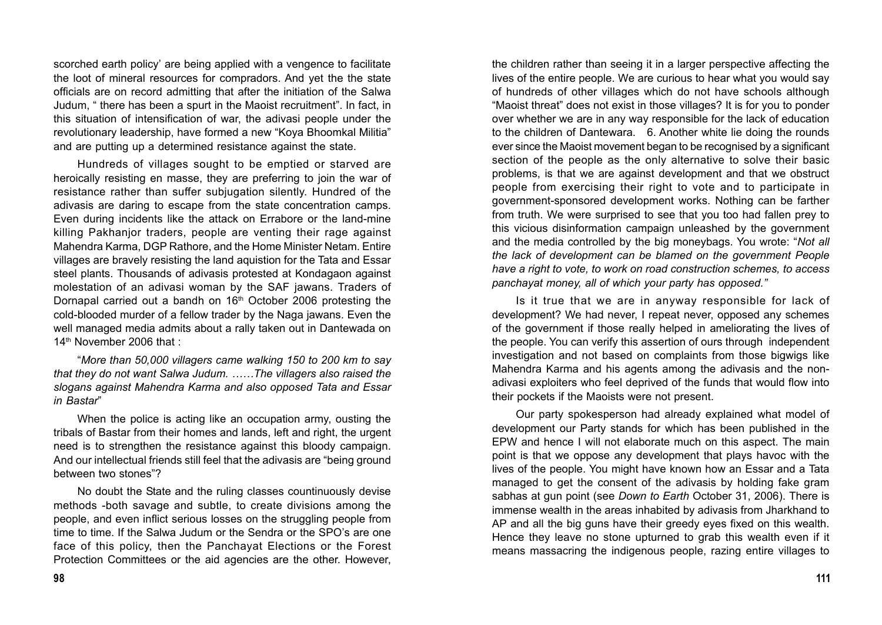scorched earth policy' are being applied with a vengence to facilitate the loot of mineral resources for compradors. And yet the the state officials are on record admitting that after the initiation of the Salwa Judum, " there has been a spurt in the Maoist recruitment". In fact, in this situation of intensification of war, the adivasi people under the revolutionary leadership, have formed a new "Koya Bhoomkal Militia" and are putting up a determined resistance against the state.

Hundreds of villages sought to be emptied or starved are heroically resisting en masse, they are preferring to join the war of resistance rather than suffer subjugation silently. Hundred of the adivasis are daring to escape from the state concentration camps. Even during incidents like the attack on Errabore or the land-mine killing Pakhanjor traders, people are venting their rage against Mahendra Karma, DGP Rathore, and the Home Minister Netam. Entire villages are bravely resisting the land aquistion for the Tata and Essar steel plants. Thousands of adivasis protested at Kondagaon against molestation of an adivasi woman by the SAF jawans. Traders of Dornapal carried out a bandh on 16th October 2006 protesting the cold-blooded murder of a fellow trader by the Naga jawans. Even the well managed media admits about a rally taken out in Dantewada on 14th November 2006 that :

"*More than 50,000 villagers came walking 150 to 200 km to say that they do not want Salwa Judum. ……The villagers also raised the slogans against Mahendra Karma and also opposed Tata and Essar in Bastar*"

When the police is acting like an occupation army, ousting the tribals of Bastar from their homes and lands, left and right, the urgent need is to strengthen the resistance against this bloody campaign. And our intellectual friends still feel that the adivasis are "being ground between two stones"?

No doubt the State and the ruling classes countinuously devise methods -both savage and subtle, to create divisions among the people, and even inflict serious losses on the struggling people from time to time. If the Salwa Judum or the Sendra or the SPO's are one face of this policy, then the Panchayat Elections or the Forest Protection Committees or the aid agencies are the other. However,

the children rather than seeing it in a larger perspective affecting the lives of the entire people. We are curious to hear what you would say of hundreds of other villages which do not have schools although "Maoist threat" does not exist in those villages? It is for you to ponder over whether we are in any way responsible for the lack of education to the children of Dantewara. 6. Another white lie doing the rounds ever since the Maoist movement began to be recognised by a significant section of the people as the only alternative to solve their basic problems, is that we are against development and that we obstruct people from exercising their right to vote and to participate in government-sponsored development works. Nothing can be farther from truth. We were surprised to see that you too had fallen prey to this vicious disinformation campaign unleashed by the government and the media controlled by the big moneybags. You wrote: "*Not all the lack of development can be blamed on the government People have a right to vote, to work on road construction schemes, to access panchayat money, all of which your party has opposed.*"

Is it true that we are in anyway responsible for lack of development? We had never, I repeat never, opposed any schemes of the government if those really helped in ameliorating the lives of the people. You can verify this assertion of ours through independent investigation and not based on complaints from those bigwigs like Mahendra Karma and his agents among the adivasis and the non-adivasi exploiters who feel deprived of the funds that would flow into their pockets if the Maoists were not present.

Our party spokesperson had already explained what model of development our Party stands for which has been published in the EPW and hence I will not elaborate much on this aspect. The main point is that we oppose any development that plays havoc with the lives of the people. You might have known how an Essar and a Tata managed to get the consent of the adivasis by holding fake gram sabhas at gun point (see *Down to Earth* October 31, 2006). There is immense wealth in the areas inhabited by adivasis from Jharkhand to AP and all the big guns have their greedy eyes fixed on this wealth. Hence they leave no stone upturned to grab this wealth even if it means massacring the indigenous people, razing entire villages to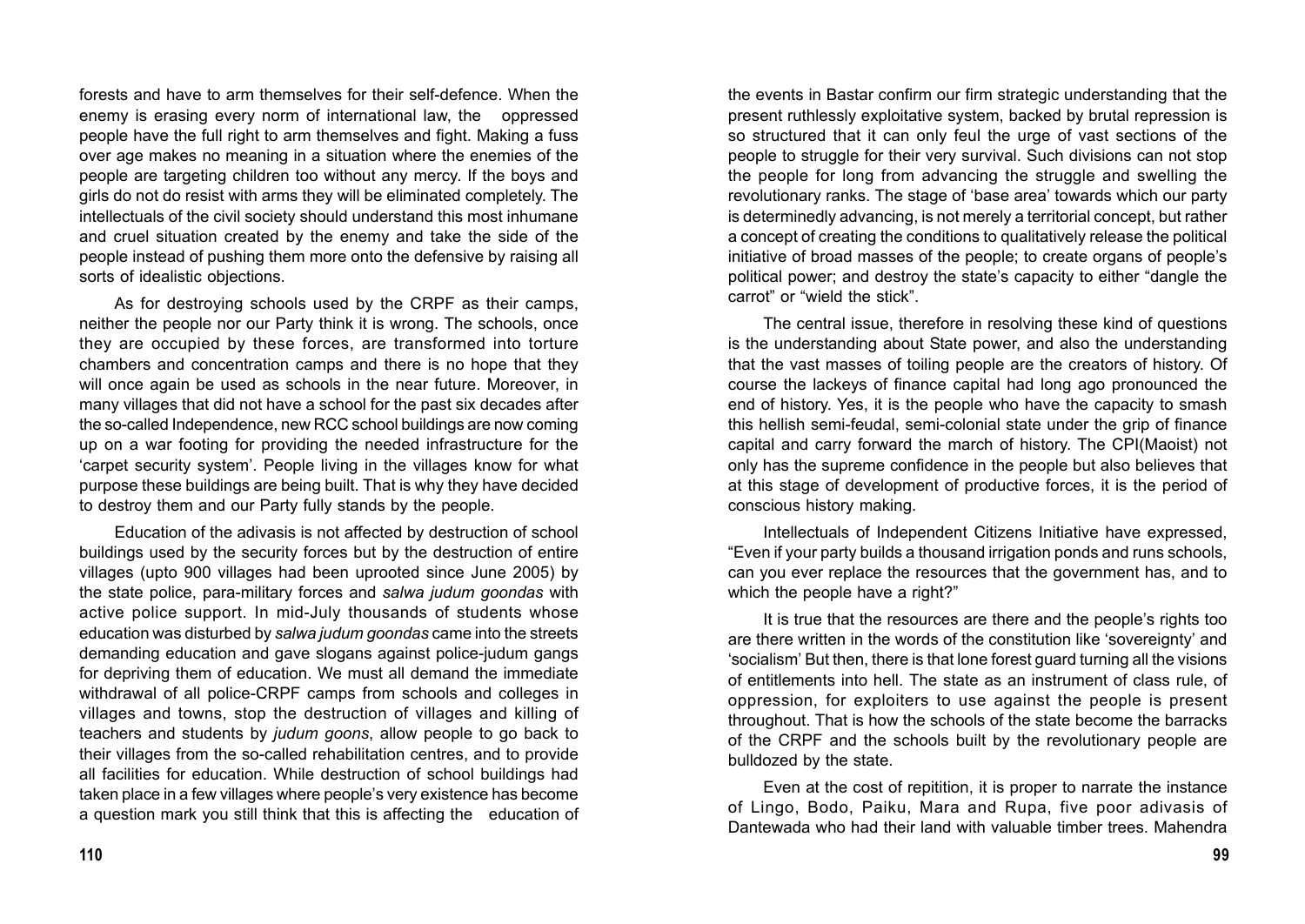forests and have to arm themselves for their self-defence. When the enemy is erasing every norm of international law, the oppressed people have the full right to arm themselves and fight. Making a fuss over age makes no meaning in a situation where the enemies of the people are targeting children too without any mercy. If the boys and girls do not do resist with arms they will be eliminated completely. The intellectuals of the civil society should understand this most inhumane and cruel situation created by the enemy and take the side of the people instead of pushing them more onto the defensive by raising all sorts of idealistic objections.

As for destroying schools used by the CRPF as their camps, neither the people nor our Party think it is wrong. The schools, once they are occupied by these forces, are transformed into torture chambers and concentration camps and there is no hope that they will once again be used as schools in the near future. Moreover, in many villages that did not have a school for the past six decades after the so-called Independence, new RCC school buildings are now coming up on a war footing for providing the needed infrastructure for the 'carpet security system'. People living in the villages know for what purpose these buildings are being built. That is why they have decided to destroy them and our Party fully stands by the people.

Education of the adivasis is not affected by destruction of school buildings used by the security forces but by the destruction of entire villages (upto 900 villages had been uprooted since June 2005) by the state police, para-military forces and *salwa judum goondas* with active police support. In mid-July thousands of students whose education was disturbed by *salwa judum goondas* came into the streets demanding education and gave slogans against police-judum gangs for depriving them of education. We must all demand the immediate withdrawal of all police-CRPF camps from schools and colleges in villages and towns, stop the destruction of villages and killing of teachers and students by *judum goons*, allow people to go back to their villages from the so-called rehabilitation centres, and to provide all facilities for education. While destruction of school buildings had taken place in a few villages where people's very existence has become a question mark you still think that this is affecting the education of

the events in Bastar confirm our firm strategic understanding that the present ruthlessly exploitative system, backed by brutal repression is so structured that it can only feul the urge of vast sections of the people to struggle for their very survival. Such divisions can not stop the people for long from advancing the struggle and swelling the revolutionary ranks. The stage of 'base area' towards which our party is determinedly advancing, is not merely a territorial concept, but rather a concept of creating the conditions to qualitatively release the political initiative of broad masses of the people; to create organs of people's political power; and destroy the state's capacity to either "dangle the carrot" or "wield the stick".

The central issue, therefore in resolving these kind of questions is the understanding about State power, and also the understanding that the vast masses of toiling people are the creators of history. Of course the lackeys of finance capital had long ago pronounced the end of history. Yes, it is the people who have the capacity to smash this hellish semi-feudal, semi-colonial state under the grip of finance capital and carry forward the march of history. The CPI(Maoist) not only has the supreme confidence in the people but also believes that at this stage of development of productive forces, it is the period of conscious history making.

Intellectuals of Independent Citizens Initiative have expressed, "Even if your party builds a thousand irrigation ponds and runs schools, can you ever replace the resources that the government has, and to which the people have a right?"

It is true that the resources are there and the people's rights too are there written in the words of the constitution like 'sovereignty' and 'socialism' But then, there is that lone forest guard turning all the visions of entitlements into hell. The state as an instrument of class rule, of oppression, for exploiters to use against the people is present throughout. That is how the schools of the state become the barracks of the CRPF and the schools built by the revolutionary people are bulldozed by the state.

Even at the cost of repitition, it is proper to narrate the instance of Lingo, Bodo, Paiku, Mara and Rupa, five poor adivasis of Dantewada who had their land with valuable timber trees. Mahendra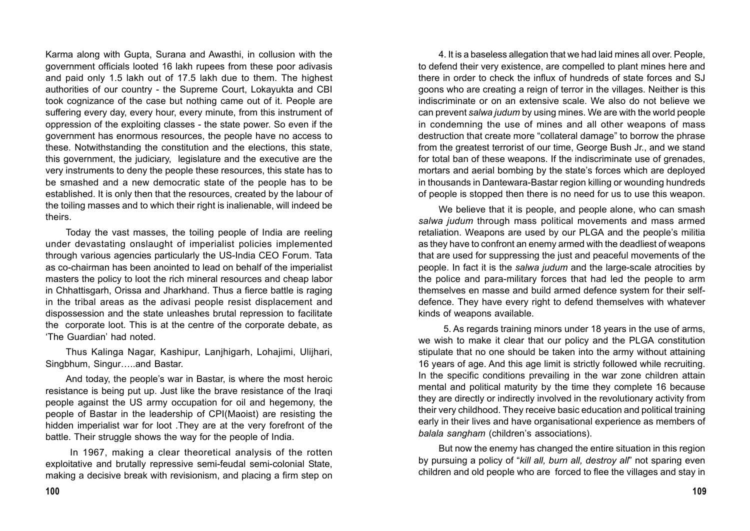Karma along with Gupta, Surana and Awasthi, in collusion with the government officials looted 16 lakh rupees from these poor adivasis and paid only 1.5 lakh out of 17.5 lakh due to them. The highest authorities of our country - the Supreme Court, Lokayukta and CBI took cognizance of the case but nothing came out of it. People are suffering every day, every hour, every minute, from this instrument of oppression of the exploiting classes - the state power. So even if the government has enormous resources, the people have no access to these. Notwithstanding the constitution and the elections, this state, this government, the judiciary, legislature and the executive are the very instruments to deny the people these resources, this state has to be smashed and a new democratic state of the people has to be established. It is only then that the resources, created by the labour of the toiling masses and to which their right is inalienable, will indeed be theirs.

Today the vast masses, the toiling people of India are reeling under devastating onslaught of imperialist policies implemented through various agencies particularly the US-India CEO Forum. Tata as co-chairman has been anointed to lead on behalf of the imperialist masters the policy to loot the rich mineral resources and cheap labor in Chhattisgarh, Orissa and Jharkhand. Thus a fierce battle is raging in the tribal areas as the adivasi people resist displacement and dispossession and the state unleashes brutal repression to facilitate the corporate loot. This is at the centre of the corporate debate, as 'The Guardian' had noted.

Thus Kalinga Nagar, Kashipur, Lanjhigarh, Lohajimi, Ulijhari, Singbhum, Singur…..and Bastar.

And today, the people's war in Bastar, is where the most heroic resistance is being put up. Just like the brave resistance of the Iraqi people against the US army occupation for oil and hegemony, the people of Bastar in the leadership of CPI(Maoist) are resisting the hidden imperialist war for loot .They are at the very forefront of the battle. Their struggle shows the way for the people of India.

In 1967, making a clear theoretical analysis of the rotten exploitative and brutally repressive semi-feudal semi-colonial State, making a decisive break with revisionism, and placing a firm step on

4. It is a baseless allegation that we had laid mines all over. People, to defend their very existence, are compelled to plant mines here and there in order to check the influx of hundreds of state forces and SJ goons who are creating a reign of terror in the villages. Neither is this indiscriminate or on an extensive scale. We also do not believe we can prevent *salwa judum* by using mines. We are with the world people in condemning the use of mines and all other weapons of mass destruction that create more "collateral damage" to borrow the phrase from the greatest terrorist of our time, George Bush Jr., and we stand for total ban of these weapons. If the indiscriminate use of grenades, mortars and aerial bombing by the state's forces which are deployed in thousands in Dantewara-Bastar region killing or wounding hundreds of people is stopped then there is no need for us to use this weapon.

We believe that it is people, and people alone, who can smash *salwa judum* through mass political movements and mass armed retaliation. Weapons are used by our PLGA and the people's militia as they have to confront an enemy armed with the deadliest of weapons that are used for suppressing the just and peaceful movements of the people. In fact it is the *salwa judum* and the large-scale atrocities by the police and para-military forces that had led the people to arm themselves en masse and build armed defence system for their self-defence. They have every right to defend themselves with whatever kinds of weapons available.

5. As regards training minors under 18 years in the use of arms, we wish to make it clear that our policy and the PLGA constitution stipulate that no one should be taken into the army without attaining 16 years of age. And this age limit is strictly followed while recruiting. In the specific conditions prevailing in the war zone children attain mental and political maturity by the time they complete 16 because they are directly or indirectly involved in the revolutionary activity from their very childhood. They receive basic education and political training early in their lives and have organisational experience as members of *balala sangham* (children's associations).

But now the enemy has changed the entire situation in this region by pursuing a policy of "*kill all, burn all, destroy all*" not sparing even children and old people who are forced to flee the villages and stay in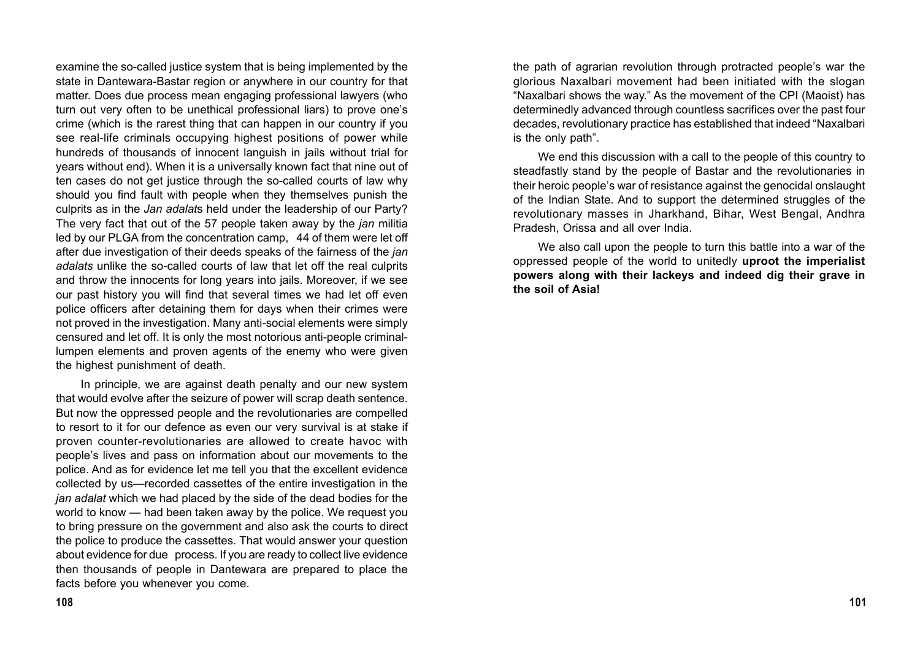examine the so-called justice system that is being implemented by the state in Dantewara-Bastar region or anywhere in our country for that matter. Does due process mean engaging professional lawyers (who turn out very often to be unethical professional liars) to prove one's crime (which is the rarest thing that can happen in our country if you see real-life criminals occupying highest positions of power while hundreds of thousands of innocent languish in jails without trial for years without end). When it is a universally known fact that nine out of ten cases do not get justice through the so-called courts of law why should you find fault with people when they themselves punish the culprits as in the *Jan adalat*s held under the leadership of our Party? The very fact that out of the 57 people taken away by the *jan* militia led by our PLGA from the concentration camp, 44 of them were let off after due investigation of their deeds speaks of the fairness of the *jan adalats* unlike the so-called courts of law that let off the real culprits and throw the innocents for long years into jails. Moreover, if we see our past history you will find that several times we had let off even police officers after detaining them for days when their crimes were not proved in the investigation. Many anti-social elements were simply censured and let off. It is only the most notorious anti-people criminal-lumpen elements and proven agents of the enemy who were given the highest punishment of death.

In principle, we are against death penalty and our new system that would evolve after the seizure of power will scrap death sentence. But now the oppressed people and the revolutionaries are compelled to resort to it for our defence as even our very survival is at stake if proven counter-revolutionaries are allowed to create havoc with people's lives and pass on information about our movements to the police. And as for evidence let me tell you that the excellent evidence collected by us—recorded cassettes of the entire investigation in the *jan adalat* which we had placed by the side of the dead bodies for the world to know — had been taken away by the police. We request you to bring pressure on the government and also ask the courts to direct the police to produce the cassettes. That would answer your question about evidence for due process. If you are ready to collect live evidence then thousands of people in Dantewara are prepared to place the facts before you whenever you come.

the path of agrarian revolution through protracted people's war the glorious Naxalbari movement had been initiated with the slogan "Naxalbari shows the way." As the movement of the CPI (Maoist) has determinedly advanced through countless sacrifices over the past four decades, revolutionary practice has established that indeed "Naxalbari is the only path".

We end this discussion with a call to the people of this country to steadfastly stand by the people of Bastar and the revolutionaries in their heroic people's war of resistance against the genocidal onslaught of the Indian State. And to support the determined struggles of the revolutionary masses in Jharkhand, Bihar, West Bengal, Andhra Pradesh, Orissa and all over India.

We also call upon the people to turn this battle into a war of the oppressed people of the world to unitedly **uproot the imperialist powers along with their lackeys and indeed dig their grave in the soil of Asia!**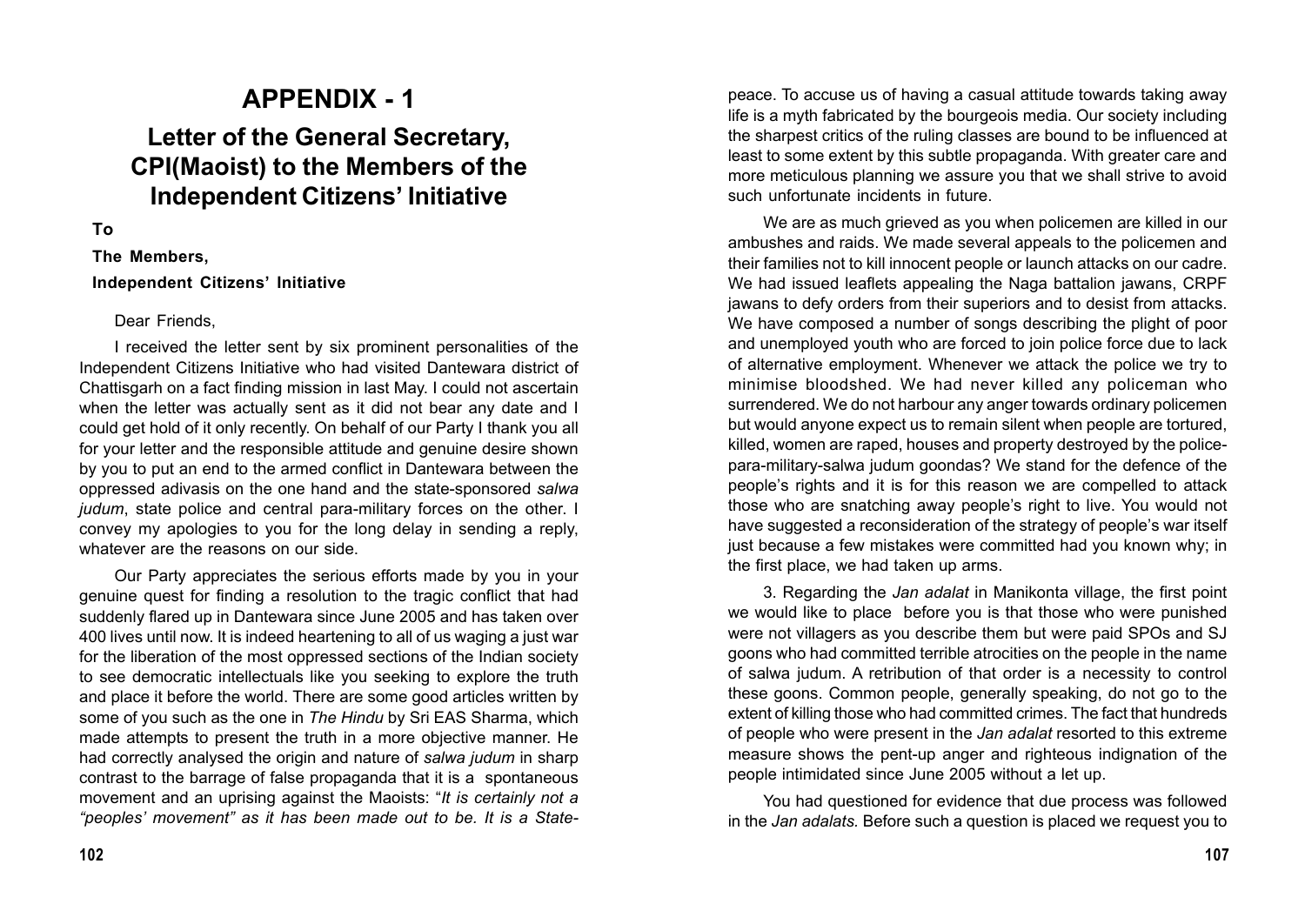# APPENDIX - 1

## Letter of the General Secretary, CPI(Maoist) to the Members of the Independent Citizens' Initiative

**To**

**The Members,**

**Independent Citizens' Initiative**

Dear Friends,

I received the letter sent by six prominent personalities of the Independent Citizens Initiative who had visited Dantewara district of Chattisgarh on a fact finding mission in last May. I could not ascertain when the letter was actually sent as it did not bear any date and I could get hold of it only recently. On behalf of our Party I thank you all for your letter and the responsible attitude and genuine desire shown by you to put an end to the armed conflict in Dantewara between the oppressed adivasis on the one hand and the state-sponsored *salwa judum*, state police and central para-military forces on the other. I convey my apologies to you for the long delay in sending a reply, whatever are the reasons on our side.

Our Party appreciates the serious efforts made by you in your genuine quest for finding a resolution to the tragic conflict that had suddenly flared up in Dantewara since June 2005 and has taken over 400 lives until now. It is indeed heartening to all of us waging a just war for the liberation of the most oppressed sections of the Indian society to see democratic intellectuals like you seeking to explore the truth and place it before the world. There are some good articles written by some of you such as the one in *The Hindu* by Sri EAS Sharma, which made attempts to present the truth in a more objective manner. He had correctly analysed the origin and nature of *salwa judum* in sharp contrast to the barrage of false propaganda that it is a spontaneous movement and an uprising against the Maoists: "*It is certainly not a "peoples' movement" as it has been made out to be. It is a State-*

peace. To accuse us of having a casual attitude towards taking away life is a myth fabricated by the bourgeois media. Our society including the sharpest critics of the ruling classes are bound to be influenced at least to some extent by this subtle propaganda. With greater care and more meticulous planning we assure you that we shall strive to avoid such unfortunate incidents in future.

We are as much grieved as you when policemen are killed in our ambushes and raids. We made several appeals to the policemen and their families not to kill innocent people or launch attacks on our cadre. We had issued leaflets appealing the Naga battalion jawans, CRPF jawans to defy orders from their superiors and to desist from attacks. We have composed a number of songs describing the plight of poor and unemployed youth who are forced to join police force due to lack of alternative employment. Whenever we attack the police we try to minimise bloodshed. We had never killed any policeman who surrendered. We do not harbour any anger towards ordinary policemen but would anyone expect us to remain silent when people are tortured, killed, women are raped, houses and property destroyed by the police-para-military-salwa judum goondas? We stand for the defence of the people's rights and it is for this reason we are compelled to attack those who are snatching away people's right to live. You would not have suggested a reconsideration of the strategy of people's war itself just because a few mistakes were committed had you known why; in the first place, we had taken up arms.

3. Regarding the *Jan adalat* in Manikonta village, the first point we would like to place before you is that those who were punished were not villagers as you describe them but were paid SPOs and SJ goons who had committed terrible atrocities on the people in the name of salwa judum. A retribution of that order is a necessity to control these goons. Common people, generally speaking, do not go to the extent of killing those who had committed crimes. The fact that hundreds of people who were present in the *Jan adalat* resorted to this extreme measure shows the pent-up anger and righteous indignation of the people intimidated since June 2005 without a let up.

You had questioned for evidence that due process was followed in the *Jan adalats*. Before such a question is placed we request you to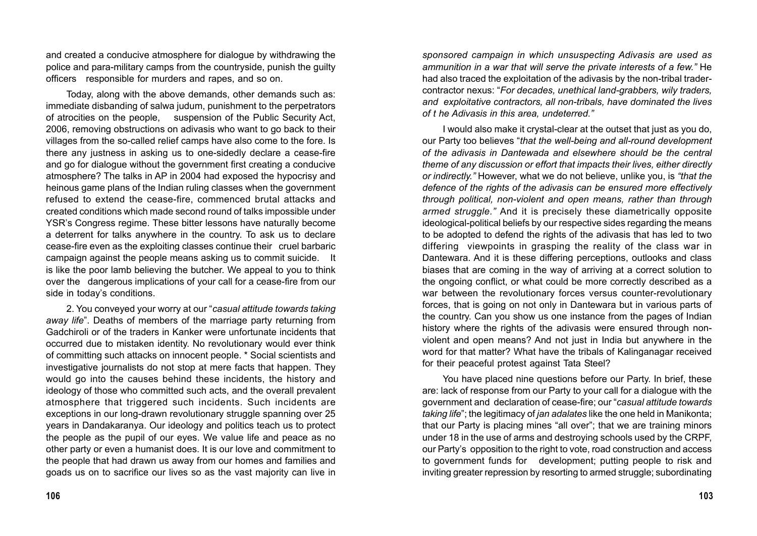and created a conducive atmosphere for dialogue by withdrawing the police and para-military camps from the countryside, punish the guilty officers responsible for murders and rapes, and so on.

Today, along with the above demands, other demands such as: immediate disbanding of salwa judum, punishment to the perpetrators of atrocities on the people, suspension of the Public Security Act, 2006, removing obstructions on adivasis who want to go back to their villages from the so-called relief camps have also come to the fore. Is there any justness in asking us to one-sidedly declare a cease-fire and go for dialogue without the government first creating a conducive atmosphere? The talks in AP in 2004 had exposed the hypocrisy and heinous game plans of the Indian ruling classes when the government refused to extend the cease-fire, commenced brutal attacks and created conditions which made second round of talks impossible under YSR's Congress regime. These bitter lessons have naturally become a deterrent for talks anywhere in the country. To ask us to declare cease-fire even as the exploiting classes continue their cruel barbaric campaign against the people means asking us to commit suicide. It is like the poor lamb believing the butcher. We appeal to you to think over the dangerous implications of your call for a cease-fire from our side in today's conditions.

2. You conveyed your worry at our "*casual attitude towards taking away life*". Deaths of members of the marriage party returning from Gadchiroli or of the traders in Kanker were unfortunate incidents that occurred due to mistaken identity. No revolutionary would ever think of committing such attacks on innocent people. * Social scientists and investigative journalists do not stop at mere facts that happen. They would go into the causes behind these incidents, the history and ideology of those who committed such acts, and the overall prevalent atmosphere that triggered such incidents. Such incidents are exceptions in our long-drawn revolutionary struggle spanning over 25 years in Dandakaranya. Our ideology and politics teach us to protect the people as the pupil of our eyes. We value life and peace as no other party or even a humanist does. It is our love and commitment to the people that had drawn us away from our homes and families and goads us on to sacrifice our lives so as the vast majority can live in

*sponsored campaign in which unsuspecting Adivasis are used as ammunition in a war that will serve the private interests of a few."* He had also traced the exploitation of the adivasis by the non-tribal trader-contractor nexus: "*For decades, unethical land-grabbers, wily traders, and exploitative contractors, all non-tribals, have dominated the lives of t he Adivasis in this area, undeterred."*

I would also make it crystal-clear at the outset that just as you do, our Party too believes "*that the well-being and all-round development of the adivasis in Dantewada and elsewhere should be the central theme of any discussion or effort that impacts their lives, either directly or indirectly."* However, what we do not believe, unlike you, is *"that the defence of the rights of the adivasis can be ensured more effectively through political, non-violent and open means, rather than through armed struggle."* And it is precisely these diametrically opposite ideological-political beliefs by our respective sides regarding the means to be adopted to defend the rights of the adivasis that has led to two differing viewpoints in grasping the reality of the class war in Dantewara. And it is these differing perceptions, outlooks and class biases that are coming in the way of arriving at a correct solution to the ongoing conflict, or what could be more correctly described as a war between the revolutionary forces versus counter-revolutionary forces, that is going on not only in Dantewara but in various parts of the country. Can you show us one instance from the pages of Indian history where the rights of the adivasis were ensured through non-violent and open means? And not just in India but anywhere in the word for that matter? What have the tribals of Kalinganagar received for their peaceful protest against Tata Steel?

You have placed nine questions before our Party. In brief, these are: lack of response from our Party to your call for a dialogue with the government and declaration of cease-fire; our "*casual attitude towards taking life*"; the legitimacy of *jan adalates* like the one held in Manikonta; that our Party is placing mines "all over"; that we are training minors under 18 in the use of arms and destroying schools used by the CRPF, our Party's opposition to the right to vote, road construction and access to government funds for development; putting people to risk and inviting greater repression by resorting to armed struggle; subordinating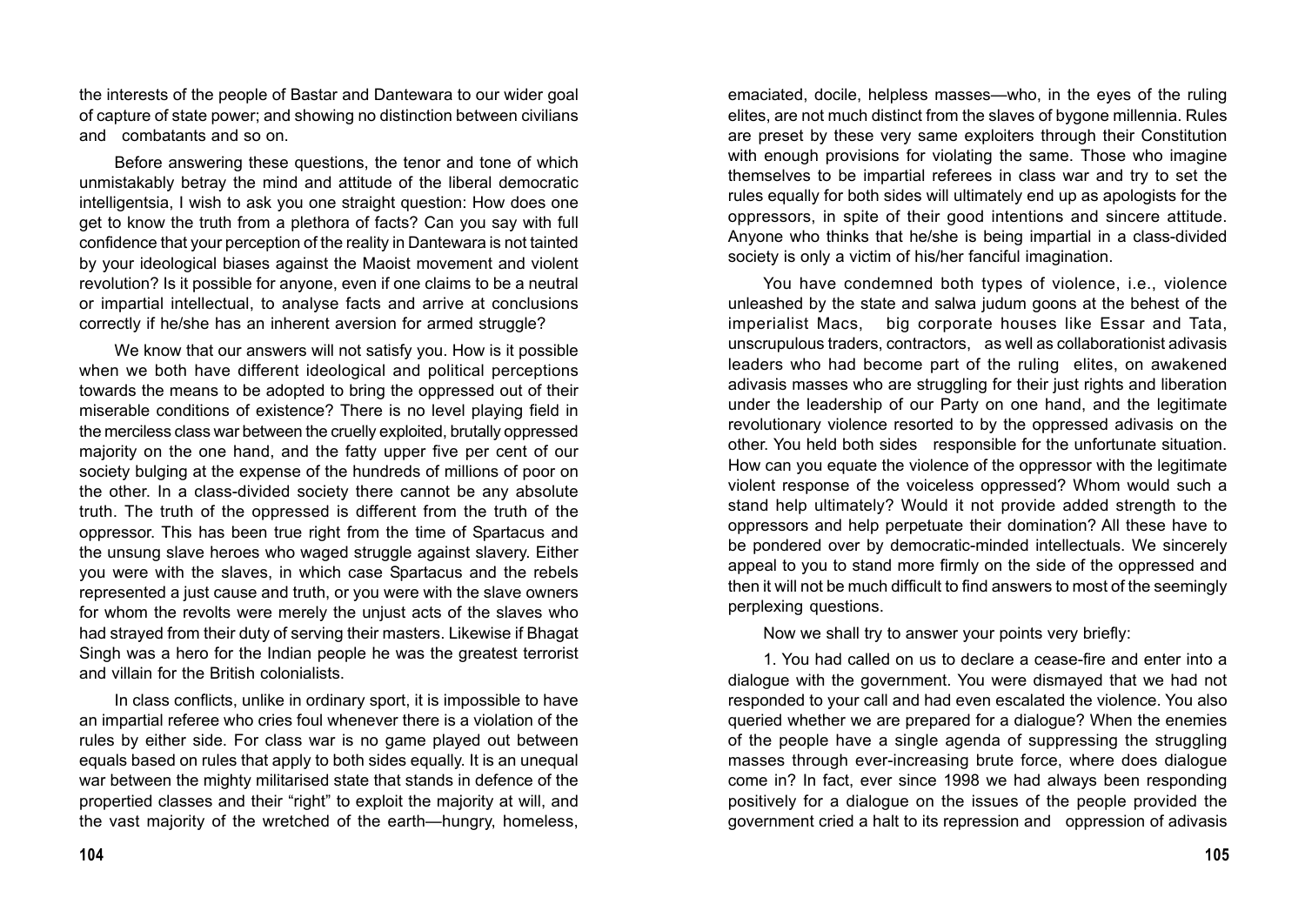the interests of the people of Bastar and Dantewara to our wider goal of capture of state power; and showing no distinction between civilians and combatants and so on.

Before answering these questions, the tenor and tone of which unmistakably betray the mind and attitude of the liberal democratic intelligentsia, I wish to ask you one straight question: How does one get to know the truth from a plethora of facts? Can you say with full confidence that your perception of the reality in Dantewara is not tainted by your ideological biases against the Maoist movement and violent revolution? Is it possible for anyone, even if one claims to be a neutral or impartial intellectual, to analyse facts and arrive at conclusions correctly if he/she has an inherent aversion for armed struggle?

We know that our answers will not satisfy you. How is it possible when we both have different ideological and political perceptions towards the means to be adopted to bring the oppressed out of their miserable conditions of existence? There is no level playing field in the merciless class war between the cruelly exploited, brutally oppressed majority on the one hand, and the fatty upper five per cent of our society bulging at the expense of the hundreds of millions of poor on the other. In a class-divided society there cannot be any absolute truth. The truth of the oppressed is different from the truth of the oppressor. This has been true right from the time of Spartacus and the unsung slave heroes who waged struggle against slavery. Either you were with the slaves, in which case Spartacus and the rebels represented a just cause and truth, or you were with the slave owners for whom the revolts were merely the unjust acts of the slaves who had strayed from their duty of serving their masters. Likewise if Bhagat Singh was a hero for the Indian people he was the greatest terrorist and villain for the British colonialists.

In class conflicts, unlike in ordinary sport, it is impossible to have an impartial referee who cries foul whenever there is a violation of the rules by either side. For class war is no game played out between equals based on rules that apply to both sides equally. It is an unequal war between the mighty militarised state that stands in defence of the propertied classes and their "right" to exploit the majority at will, and the vast majority of the wretched of the earth—hungry, homeless, emaciated, docile, helpless masses—who, in the eyes of the ruling elites, are not much distinct from the slaves of bygone millennia. Rules are preset by these very same exploiters through their Constitution with enough provisions for violating the same. Those who imagine themselves to be impartial referees in class war and try to set the rules equally for both sides will ultimately end up as apologists for the oppressors, in spite of their good intentions and sincere attitude. Anyone who thinks that he/she is being impartial in a class-divided society is only a victim of his/her fanciful imagination.

You have condemned both types of violence, i.e., violence unleashed by the state and salwa judum goons at the behest of the imperialist Macs, big corporate houses like Essar and Tata, unscrupulous traders, contractors, as well as collaborationist adivasis leaders who had become part of the ruling elites, on awakened adivasis masses who are struggling for their just rights and liberation under the leadership of our Party on one hand, and the legitimate revolutionary violence resorted to by the oppressed adivasis on the other. You held both sides responsible for the unfortunate situation. How can you equate the violence of the oppressor with the legitimate violent response of the voiceless oppressed? Whom would such a stand help ultimately? Would it not provide added strength to the oppressors and help perpetuate their domination? All these have to be pondered over by democratic-minded intellectuals. We sincerely appeal to you to stand more firmly on the side of the oppressed and then it will not be much difficult to find answers to most of the seemingly perplexing questions.

Now we shall try to answer your points very briefly:

1. You had called on us to declare a cease-fire and enter into a dialogue with the government. You were dismayed that we had not responded to your call and had even escalated the violence. You also queried whether we are prepared for a dialogue? When the enemies of the people have a single agenda of suppressing the struggling masses through ever-increasing brute force, where does dialogue come in? In fact, ever since 1998 we had always been responding positively for a dialogue on the issues of the people provided the government cried a halt to its repression and oppression of adivasis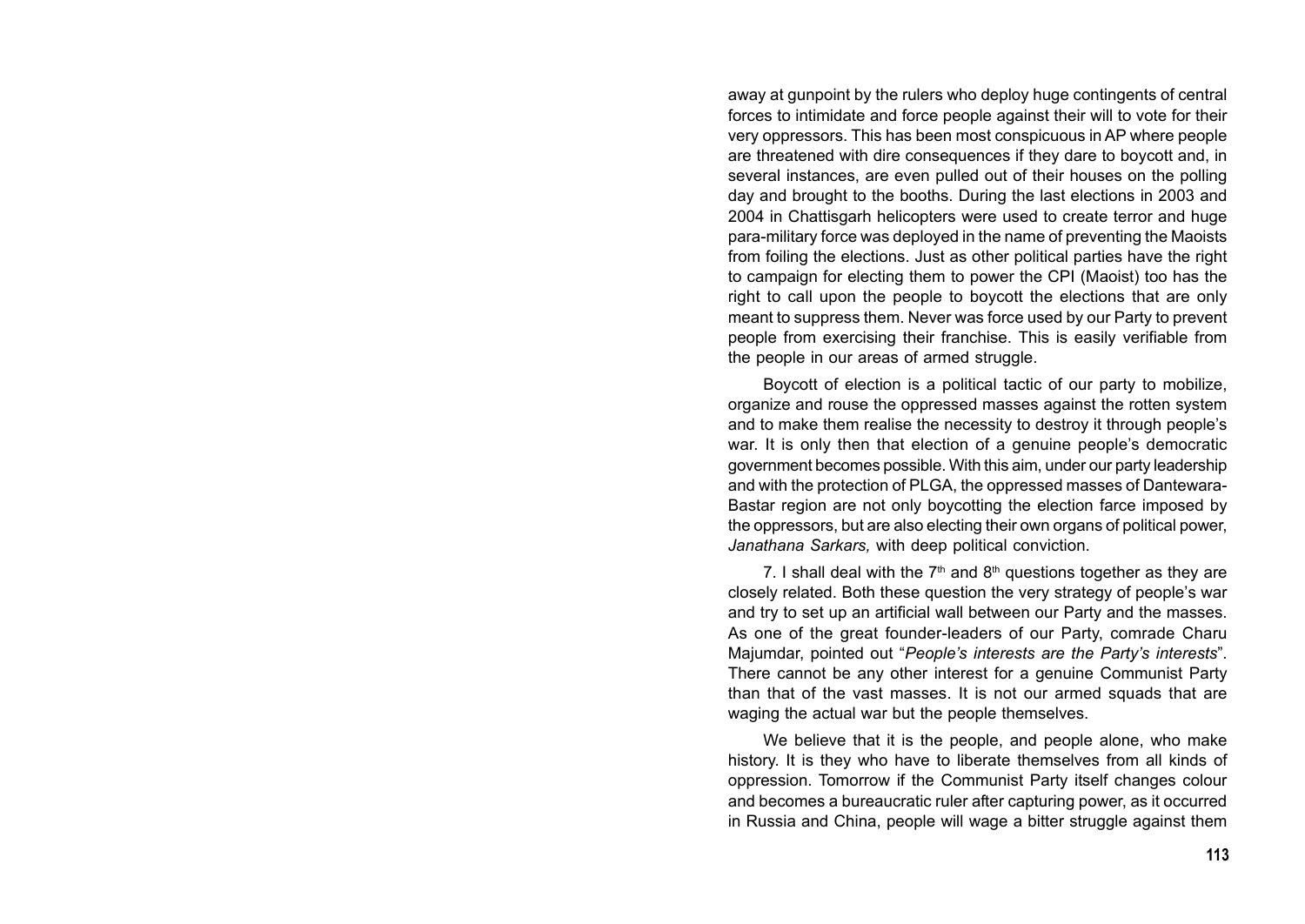away at gunpoint by the rulers who deploy huge contingents of central forces to intimidate and force people against their will to vote for their very oppressors. This has been most conspicuous in AP where people are threatened with dire consequences if they dare to boycott and, in several instances, are even pulled out of their houses on the polling day and brought to the booths. During the last elections in 2003 and 2004 in Chattisgarh helicopters were used to create terror and huge para-military force was deployed in the name of preventing the Maoists from foiling the elections. Just as other political parties have the right to campaign for electing them to power the CPI (Maoist) too has the right to call upon the people to boycott the elections that are only meant to suppress them. Never was force used by our Party to prevent people from exercising their franchise. This is easily verifiable from the people in our areas of armed struggle.

Boycott of election is a political tactic of our party to mobilize, organize and rouse the oppressed masses against the rotten system and to make them realise the necessity to destroy it through people's war. It is only then that election of a genuine people's democratic government becomes possible. With this aim, under our party leadership and with the protection of PLGA, the oppressed masses of Dantewara-Bastar region are not only boycotting the election farce imposed by the oppressors, but are also electing their own organs of political power, *Janathana Sarkars,* with deep political conviction.

7. I shall deal with the 7th and 8th questions together as they are closely related. Both these question the very strategy of people's war and try to set up an artificial wall between our Party and the masses. As one of the great founder-leaders of our Party, comrade Charu Majumdar, pointed out "*People's interests are the Party's interests*". There cannot be any other interest for a genuine Communist Party than that of the vast masses. It is not our armed squads that are waging the actual war but the people themselves.

We believe that it is the people, and people alone, who make history. It is they who have to liberate themselves from all kinds of oppression. Tomorrow if the Communist Party itself changes colour and becomes a bureaucratic ruler after capturing power, as it occurred in Russia and China, people will wage a bitter struggle against them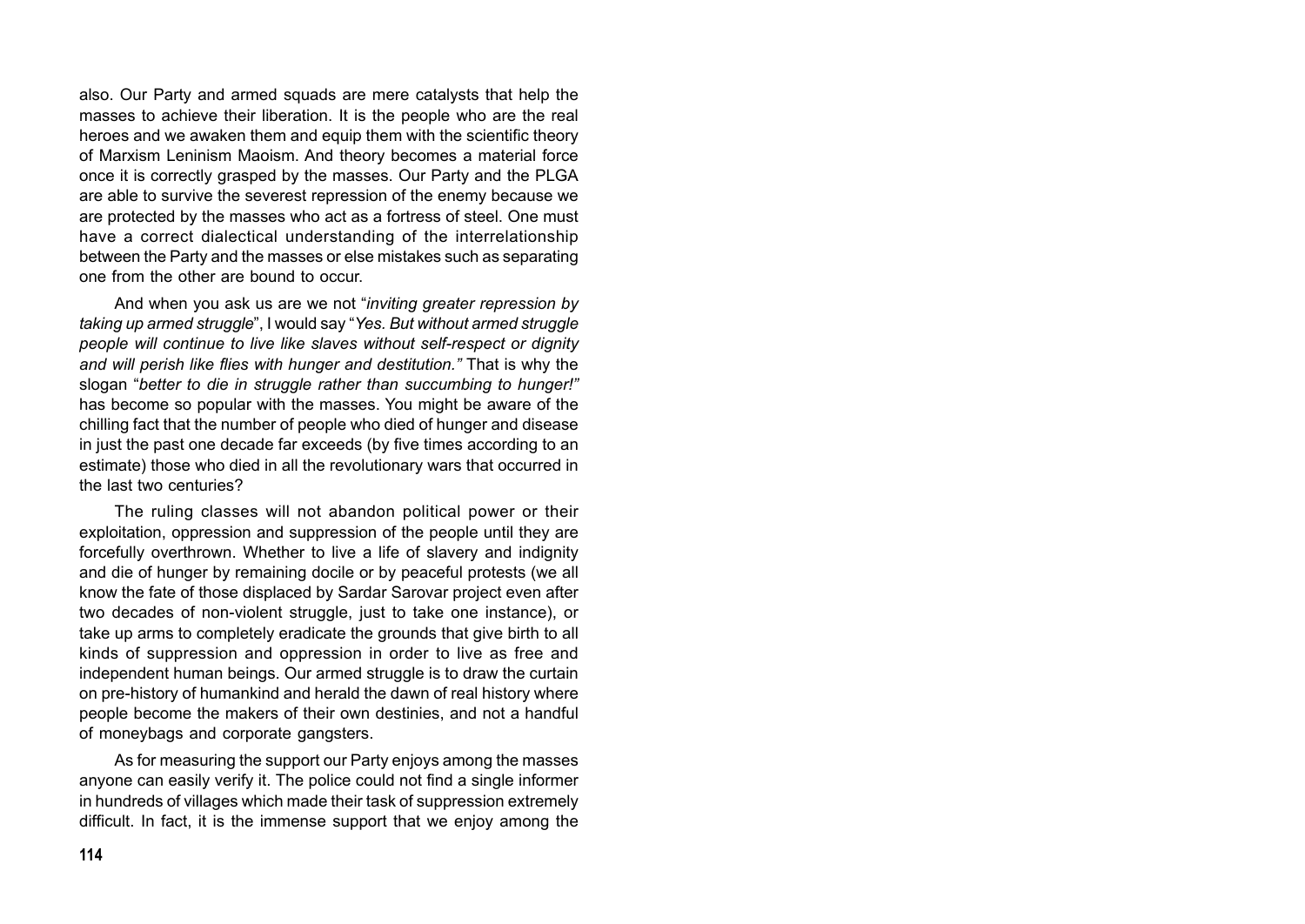also. Our Party and armed squads are mere catalysts that help the masses to achieve their liberation. It is the people who are the real heroes and we awaken them and equip them with the scientific theory of Marxism Leninism Maoism. And theory becomes a material force once it is correctly grasped by the masses. Our Party and the PLGA are able to survive the severest repression of the enemy because we are protected by the masses who act as a fortress of steel. One must have a correct dialectical understanding of the interrelationship between the Party and the masses or else mistakes such as separating one from the other are bound to occur.

And when you ask us are we not "*inviting greater repression by taking up armed struggle*", I would say "*Yes. But without armed struggle people will continue to live like slaves without self-respect or dignity and will perish like flies with hunger and destitution.*" That is why the slogan "*better to die in struggle rather than succumbing to hunger!*" has become so popular with the masses. You might be aware of the chilling fact that the number of people who died of hunger and disease in just the past one decade far exceeds (by five times according to an estimate) those who died in all the revolutionary wars that occurred in the last two centuries?

The ruling classes will not abandon political power or their exploitation, oppression and suppression of the people until they are forcefully overthrown. Whether to live a life of slavery and indignity and die of hunger by remaining docile or by peaceful protests (we all know the fate of those displaced by Sardar Sarovar project even after two decades of non-violent struggle, just to take one instance), or take up arms to completely eradicate the grounds that give birth to all kinds of suppression and oppression in order to live as free and independent human beings. Our armed struggle is to draw the curtain on pre-history of humankind and herald the dawn of real history where people become the makers of their own destinies, and not a handful of moneybags and corporate gangsters.

As for measuring the support our Party enjoys among the masses anyone can easily verify it. The police could not find a single informer in hundreds of villages which made their task of suppression extremely difficult. In fact, it is the immense support that we enjoy among the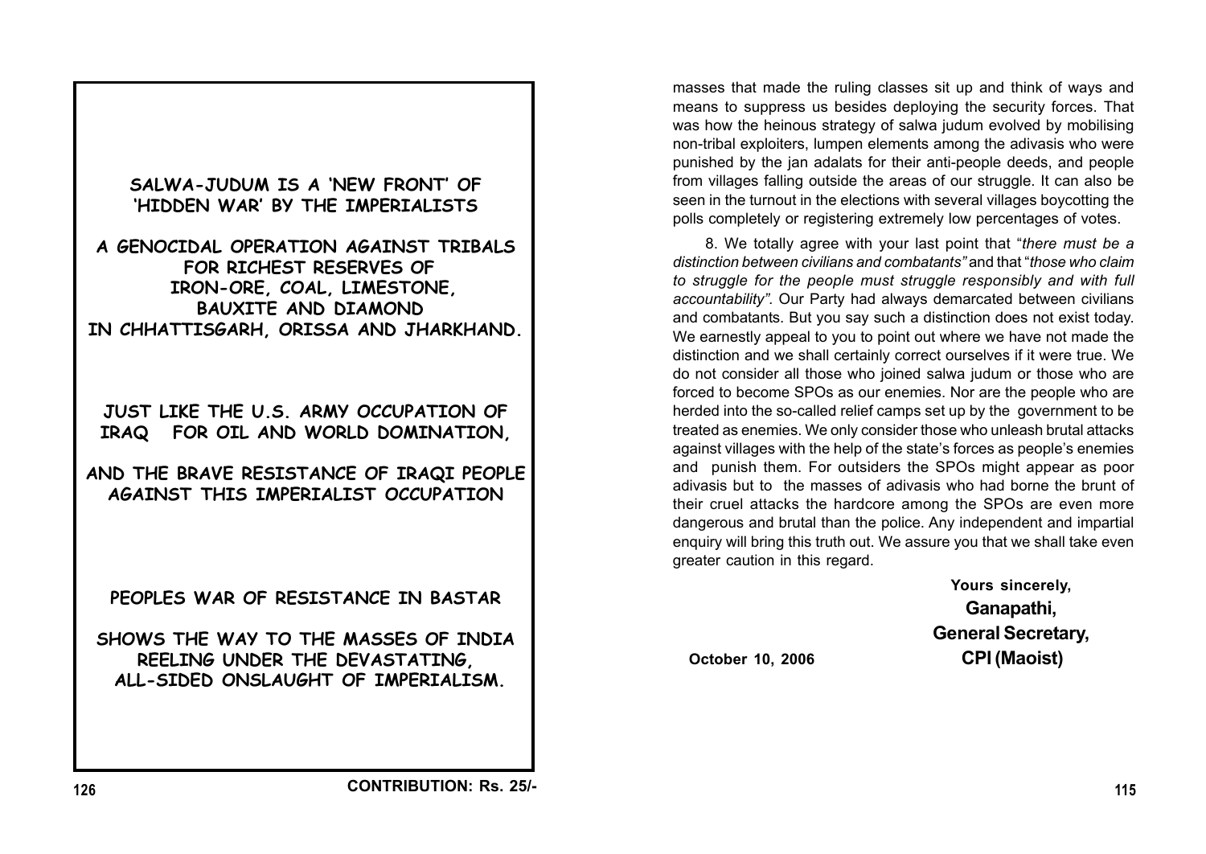**SALWA-JUDUM IS A 'NEW FRONT' OF 'HIDDEN WAR' BY THE IMPERIALISTS**

**A GENOCIDAL OPERATION AGAINST TRIBALS FOR RICHEST RESERVES OF IRON-ORE, COAL, LIMESTONE, BAUXITE AND DIAMOND IN CHHATTISGARH, ORISSA AND JHARKHAND.**

**JUST LIKE THE U.S. ARMY OCCUPATION OF IRAQ FOR OIL AND WORLD DOMINATION,**

**AND THE BRAVE RESISTANCE OF IRAQI PEOPLE AGAINST THIS IMPERIALIST OCCUPATION**

**PEOPLES WAR OF RESISTANCE IN BASTAR**

**SHOWS THE WAY TO THE MASSES OF INDIA REELING UNDER THE DEVASTATING, ALL-SIDED ONSLAUGHT OF IMPERIALISM.**

**CONTRIBUTION: Rs. 25/-**

masses that made the ruling classes sit up and think of ways and means to suppress us besides deploying the security forces. That was how the heinous strategy of salwa judum evolved by mobilising non-tribal exploiters, lumpen elements among the adivasis who were punished by the jan adalats for their anti-people deeds, and people from villages falling outside the areas of our struggle. It can also be seen in the turnout in the elections with several villages boycotting the polls completely or registering extremely low percentages of votes.

8. We totally agree with your last point that "*there must be a distinction between civilians and combatants"* and that "*those who claim to struggle for the people must struggle responsibly and with full accountability"*. Our Party had always demarcated between civilians and combatants. But you say such a distinction does not exist today. We earnestly appeal to you to point out where we have not made the distinction and we shall certainly correct ourselves if it were true. We do not consider all those who joined salwa judum or those who are forced to become SPOs as our enemies. Nor are the people who are herded into the so-called relief camps set up by the government to be treated as enemies. We only consider those who unleash brutal attacks against villages with the help of the state's forces as people's enemies and punish them. For outsiders the SPOs might appear as poor adivasis but to the masses of adivasis who had borne the brunt of their cruel attacks the hardcore among the SPOs are even more dangerous and brutal than the police. Any independent and impartial enquiry will bring this truth out. We assure you that we shall take even greater caution in this regard.

**Yours sincerely,**
**Ganapathi,**
**General Secretary,**
**CPI (Maoist)**

**October 10, 2006**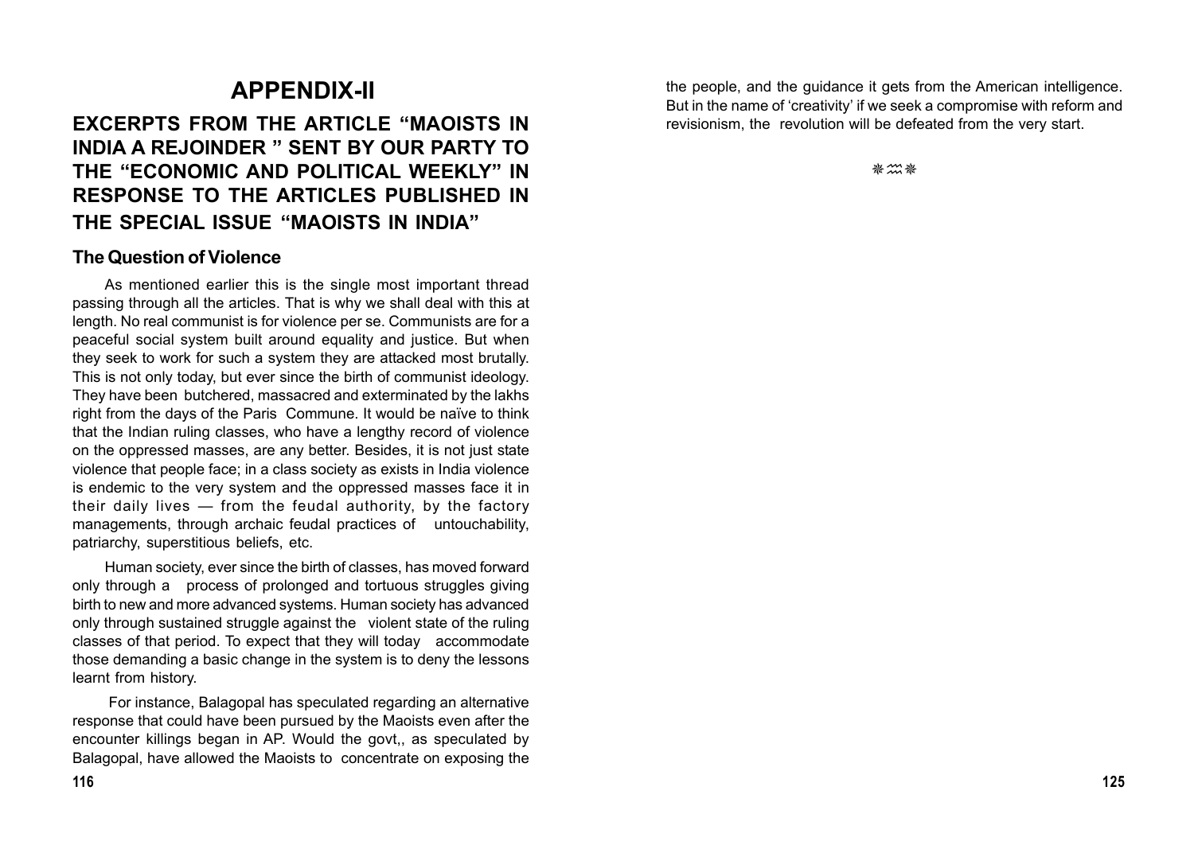# APPENDIX-II

## EXCERPTS FROM THE ARTICLE "MAOISTS IN INDIA A REJOINDER " SENT BY OUR PARTY TO THE "ECONOMIC AND POLITICAL WEEKLY" IN RESPONSE TO THE ARTICLES PUBLISHED IN THE SPECIAL ISSUE "MAOISTS IN INDIA"

### The Question of Violence

As mentioned earlier this is the single most important thread passing through all the articles. That is why we shall deal with this at length. No real communist is for violence per se. Communists are for a peaceful social system built around equality and justice. But when they seek to work for such a system they are attacked most brutally. This is not only today, but ever since the birth of communist ideology. They have been butchered, massacred and exterminated by the lakhs right from the days of the Paris Commune. It would be naïve to think that the Indian ruling classes, who have a lengthy record of violence on the oppressed masses, are any better. Besides, it is not just state violence that people face; in a class society as exists in India violence is endemic to the very system and the oppressed masses face it in their daily lives — from the feudal authority, by the factory managements, through archaic feudal practices of untouchability, patriarchy, superstitious beliefs, etc.

Human society, ever since the birth of classes, has moved forward only through a process of prolonged and tortuous struggles giving birth to new and more advanced systems. Human society has advanced only through sustained struggle against the violent state of the ruling classes of that period. To expect that they will today accommodate those demanding a basic change in the system is to deny the lessons learnt from history.

For instance, Balagopal has speculated regarding an alternative response that could have been pursued by the Maoists even after the encounter killings began in AP. Would the govt,, as speculated by Balagopal, have allowed the Maoists to concentrate on exposing the

the people, and the guidance it gets from the American intelligence. But in the name of 'creativity' if we seek a compromise with reform and revisionism, the revolution will be defeated from the very start.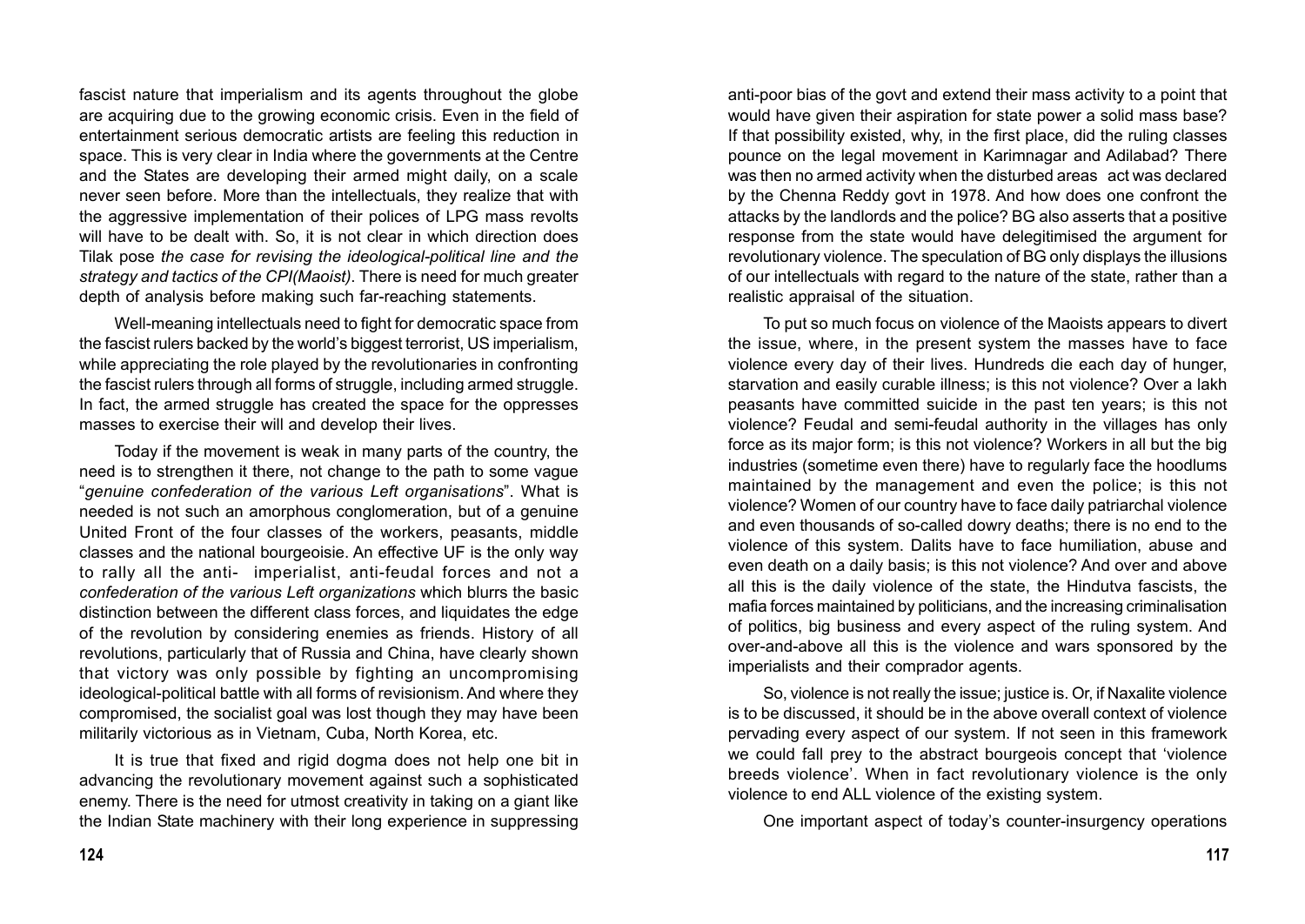fascist nature that imperialism and its agents throughout the globe are acquiring due to the growing economic crisis. Even in the field of entertainment serious democratic artists are feeling this reduction in space. This is very clear in India where the governments at the Centre and the States are developing their armed might daily, on a scale never seen before. More than the intellectuals, they realize that with the aggressive implementation of their polices of LPG mass revolts will have to be dealt with. So, it is not clear in which direction does Tilak pose *the case for revising the ideological-political line and the strategy and tactics of the CPI(Maoist)*. There is need for much greater depth of analysis before making such far-reaching statements.

Well-meaning intellectuals need to fight for democratic space from the fascist rulers backed by the world's biggest terrorist, US imperialism, while appreciating the role played by the revolutionaries in confronting the fascist rulers through all forms of struggle, including armed struggle. In fact, the armed struggle has created the space for the oppresses masses to exercise their will and develop their lives.

Today if the movement is weak in many parts of the country, the need is to strengthen it there, not change to the path to some vague "*genuine confederation of the various Left organisations*". What is needed is not such an amorphous conglomeration, but of a genuine United Front of the four classes of the workers, peasants, middle classes and the national bourgeoisie. An effective UF is the only way to rally all the anti- imperialist, anti-feudal forces and not a *confederation of the various Left organizations* which blurrs the basic distinction between the different class forces, and liquidates the edge of the revolution by considering enemies as friends. History of all revolutions, particularly that of Russia and China, have clearly shown that victory was only possible by fighting an uncompromising ideological-political battle with all forms of revisionism. And where they compromised, the socialist goal was lost though they may have been militarily victorious as in Vietnam, Cuba, North Korea, etc.

It is true that fixed and rigid dogma does not help one bit in advancing the revolutionary movement against such a sophisticated enemy. There is the need for utmost creativity in taking on a giant like the Indian State machinery with their long experience in suppressing

anti-poor bias of the govt and extend their mass activity to a point that would have given their aspiration for state power a solid mass base? If that possibility existed, why, in the first place, did the ruling classes pounce on the legal movement in Karimnagar and Adilabad? There was then no armed activity when the disturbed areas act was declared by the Chenna Reddy govt in 1978. And how does one confront the attacks by the landlords and the police? BG also asserts that a positive response from the state would have delegitimised the argument for revolutionary violence. The speculation of BG only displays the illusions of our intellectuals with regard to the nature of the state, rather than a realistic appraisal of the situation.

To put so much focus on violence of the Maoists appears to divert the issue, where, in the present system the masses have to face violence every day of their lives. Hundreds die each day of hunger, starvation and easily curable illness; is this not violence? Over a lakh peasants have committed suicide in the past ten years; is this not violence? Feudal and semi-feudal authority in the villages has only force as its major form; is this not violence? Workers in all but the big industries (sometime even there) have to regularly face the hoodlums maintained by the management and even the police; is this not violence? Women of our country have to face daily patriarchal violence and even thousands of so-called dowry deaths; there is no end to the violence of this system. Dalits have to face humiliation, abuse and even death on a daily basis; is this not violence? And over and above all this is the daily violence of the state, the Hindutva fascists, the mafia forces maintained by politicians, and the increasing criminalisation of politics, big business and every aspect of the ruling system. And over-and-above all this is the violence and wars sponsored by the imperialists and their comprador agents.

So, violence is not really the issue; justice is. Or, if Naxalite violence is to be discussed, it should be in the above overall context of violence pervading every aspect of our system. If not seen in this framework we could fall prey to the abstract bourgeois concept that 'violence breeds violence'. When in fact revolutionary violence is the only violence to end ALL violence of the existing system.

One important aspect of today's counter-insurgency operations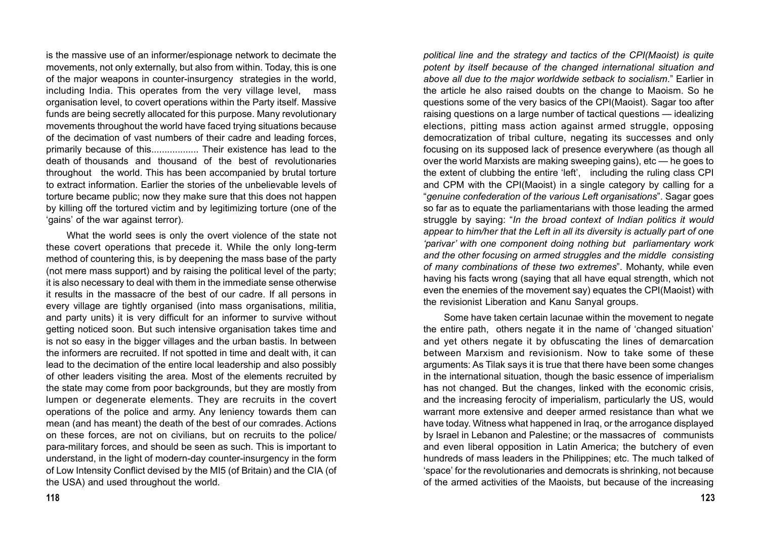is the massive use of an informer/espionage network to decimate the movements, not only externally, but also from within. Today, this is one of the major weapons in counter-insurgency strategies in the world, including India. This operates from the very village level, mass organisation level, to covert operations within the Party itself. Massive funds are being secretly allocated for this purpose. Many revolutionary movements throughout the world have faced trying situations because of the decimation of vast numbers of their cadre and leading forces, primarily because of this.................. Their existence has lead to the death of thousands and thousand of the best of revolutionaries throughout the world. This has been accompanied by brutal torture to extract information. Earlier the stories of the unbelievable levels of torture became public; now they make sure that this does not happen by killing off the tortured victim and by legitimizing torture (one of the 'gains' of the war against terror).

What the world sees is only the overt violence of the state not these covert operations that precede it. While the only long-term method of countering this, is by deepening the mass base of the party (not mere mass support) and by raising the political level of the party; it is also necessary to deal with them in the immediate sense otherwise it results in the massacre of the best of our cadre. If all persons in every village are tightly organised (into mass organisations, militia, and party units) it is very difficult for an informer to survive without getting noticed soon. But such intensive organisation takes time and is not so easy in the bigger villages and the urban bastis. In between the informers are recruited. If not spotted in time and dealt with, it can lead to the decimation of the entire local leadership and also possibly of other leaders visiting the area. Most of the elements recruited by the state may come from poor backgrounds, but they are mostly from lumpen or degenerate elements. They are recruits in the covert operations of the police and army. Any leniency towards them can mean (and has meant) the death of the best of our comrades. Actions on these forces, are not on civilians, but on recruits to the police/ para-military forces, and should be seen as such. This is important to understand, in the light of modern-day counter-insurgency in the form of Low Intensity Conflict devised by the MI5 (of Britain) and the CIA (of the USA) and used throughout the world.

*political line and the strategy and tactics of the CPI(Maoist) is quite potent by itself because of the changed international situation and above all due to the major worldwide setback to socialism*." Earlier in the article he also raised doubts on the change to Maoism. So he questions some of the very basics of the CPI(Maoist). Sagar too after raising questions on a large number of tactical questions — idealizing elections, pitting mass action against armed struggle, opposing democratization of tribal culture, negating its successes and only focusing on its supposed lack of presence everywhere (as though all over the world Marxists are making sweeping gains), etc — he goes to the extent of clubbing the entire 'left', including the ruling class CPI and CPM with the CPI(Maoist) in a single category by calling for a "*genuine confederation of the various Left organisations*". Sagar goes so far as to equate the parliamentarians with those leading the armed struggle by saying: "*In the broad context of Indian politics it would appear to him/her that the Left in all its diversity is actually part of one 'parivar' with one component doing nothing but parliamentary work and the other focusing on armed struggles and the middle consisting of many combinations of these two extremes*". Mohanty, while even having his facts wrong (saying that all have equal strength, which not even the enemies of the movement say) equates the CPI(Maoist) with the revisionist Liberation and Kanu Sanyal groups.

Some have taken certain lacunae within the movement to negate the entire path, others negate it in the name of 'changed situation' and yet others negate it by obfuscating the lines of demarcation between Marxism and revisionism. Now to take some of these arguments: As Tilak says it is true that there have been some changes in the international situation, though the basic essence of imperialism has not changed. But the changes, linked with the economic crisis, and the increasing ferocity of imperialism, particularly the US, would warrant more extensive and deeper armed resistance than what we have today. Witness what happened in Iraq, or the arrogance displayed by Israel in Lebanon and Palestine; or the massacres of communists and even liberal opposition in Latin America; the butchery of even hundreds of mass leaders in the Philippines; etc. The much talked of 'space' for the revolutionaries and democrats is shrinking, not because of the armed activities of the Maoists, but because of the increasing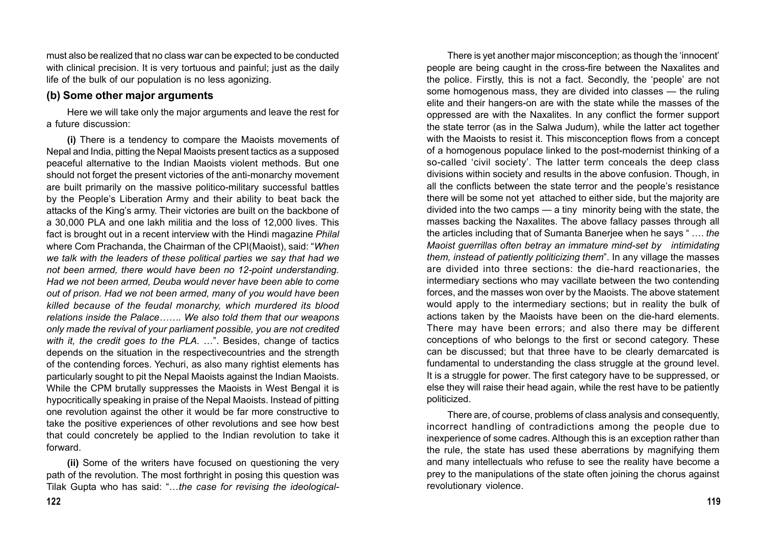must also be realized that no class war can be expected to be conducted with clinical precision. It is very tortuous and painful; just as the daily life of the bulk of our population is no less agonizing.

### (b) Some other major arguments

Here we will take only the major arguments and leave the rest for a future discussion:

**(i)** There is a tendency to compare the Maoists movements of Nepal and India, pitting the Nepal Maoists present tactics as a supposed peaceful alternative to the Indian Maoists violent methods. But one should not forget the present victories of the anti-monarchy movement are built primarily on the massive politico-military successful battles by the People's Liberation Army and their ability to beat back the attacks of the King's army. Their victories are built on the backbone of a 30,000 PLA and one lakh militia and the loss of 12,000 lives. This fact is brought out in a recent interview with the Hindi magazine *Philal* where Com Prachanda, the Chairman of the CPI(Maoist), said: "*When we talk with the leaders of these political parties we say that had we not been armed, there would have been no 12-point understanding. Had we not been armed, Deuba would never have been able to come out of prison. Had we not been armed, many of you would have been killed because of the feudal monarchy, which murdered its blood relations inside the Palace……. We also told them that our weapons only made the revival of your parliament possible, you are not credited with it, the credit goes to the PLA.* …". Besides, change of tactics depends on the situation in the respectivecountries and the strength of the contending forces. Yechuri, as also many rightist elements has particularly sought to pit the Nepal Maoists against the Indian Maoists. While the CPM brutally suppresses the Maoists in West Bengal it is hypocritically speaking in praise of the Nepal Maoists. Instead of pitting one revolution against the other it would be far more constructive to take the positive experiences of other revolutions and see how best that could concretely be applied to the Indian revolution to take it forward.

**(ii)** Some of the writers have focused on questioning the very path of the revolution. The most forthright in posing this question was Tilak Gupta who has said: "…*the case for revising the ideological-*

There is yet another major misconception; as though the 'innocent' people are being caught in the cross-fire between the Naxalites and the police. Firstly, this is not a fact. Secondly, the 'people' are not some homogenous mass, they are divided into classes — the ruling elite and their hangers-on are with the state while the masses of the oppressed are with the Naxalites. In any conflict the former support the state terror (as in the Salwa Judum), while the latter act together with the Maoists to resist it. This misconception flows from a concept of a homogenous populace linked to the post-modernist thinking of a so-called 'civil society'. The latter term conceals the deep class divisions within society and results in the above confusion. Though, in all the conflicts between the state terror and the people's resistance there will be some not yet attached to either side, but the majority are divided into the two camps — a tiny minority being with the state, the masses backing the Naxalites. The above fallacy passes through all the articles including that of Sumanta Banerjee when he says " …. *the Maoist guerrillas often betray an immature mind-set by intimidating them, instead of patiently politicizing them*". In any village the masses are divided into three sections: the die-hard reactionaries, the intermediary sections who may vacillate between the two contending forces, and the masses won over by the Maoists. The above statement would apply to the intermediary sections; but in reality the bulk of actions taken by the Maoists have been on the die-hard elements. There may have been errors; and also there may be different conceptions of who belongs to the first or second category. These can be discussed; but that three have to be clearly demarcated is fundamental to understanding the class struggle at the ground level. It is a struggle for power. The first category have to be suppressed, or else they will raise their head again, while the rest have to be patiently politicized.

There are, of course, problems of class analysis and consequently, incorrect handling of contradictions among the people due to inexperience of some cadres. Although this is an exception rather than the rule, the state has used these aberrations by magnifying them and many intellectuals who refuse to see the reality have become a prey to the manipulations of the state often joining the chorus against revolutionary violence.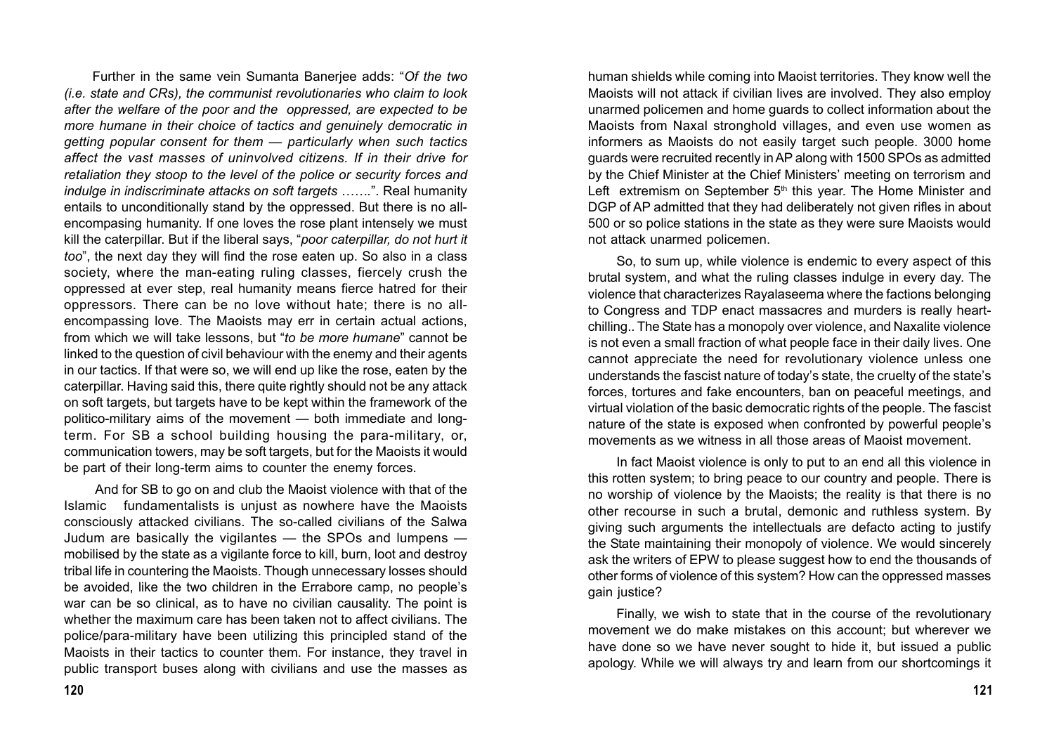Further in the same vein Sumanta Banerjee adds: "*Of the two (i.e. state and CRs), the communist revolutionaries who claim to look after the welfare of the poor and the oppressed, are expected to be more humane in their choice of tactics and genuinely democratic in getting popular consent for them — particularly when such tactics affect the vast masses of uninvolved citizens. If in their drive for retaliation they stoop to the level of the police or security forces and indulge in indiscriminate attacks on soft targets …….*". Real humanity entails to unconditionally stand by the oppressed. But there is no all-encompasing humanity. If one loves the rose plant intensely we must kill the caterpillar. But if the liberal says, "*poor caterpillar, do not hurt it too*", the next day they will find the rose eaten up. So also in a class society, where the man-eating ruling classes, fiercely crush the oppressed at ever step, real humanity means fierce hatred for their oppressors. There can be no love without hate; there is no all-encompassing love. The Maoists may err in certain actual actions, from which we will take lessons, but "*to be more humane*" cannot be linked to the question of civil behaviour with the enemy and their agents in our tactics. If that were so, we will end up like the rose, eaten by the caterpillar. Having said this, there quite rightly should not be any attack on soft targets, but targets have to be kept within the framework of the politico-military aims of the movement — both immediate and long-term. For SB a school building housing the para-military, or, communication towers, may be soft targets, but for the Maoists it would be part of their long-term aims to counter the enemy forces.

And for SB to go on and club the Maoist violence with that of the Islamic fundamentalists is unjust as nowhere have the Maoists consciously attacked civilians. The so-called civilians of the Salwa Judum are basically the vigilantes — the SPOs and lumpens — mobilised by the state as a vigilante force to kill, burn, loot and destroy tribal life in countering the Maoists. Though unnecessary losses should be avoided, like the two children in the Errabore camp, no people's war can be so clinical, as to have no civilian causality. The point is whether the maximum care has been taken not to affect civilians. The police/para-military have been utilizing this principled stand of the Maoists in their tactics to counter them. For instance, they travel in public transport buses along with civilians and use the masses as human shields while coming into Maoist territories. They know well the Maoists will not attack if civilian lives are involved. They also employ unarmed policemen and home guards to collect information about the Maoists from Naxal stronghold villages, and even use women as informers as Maoists do not easily target such people. 3000 home guards were recruited recently in AP along with 1500 SPOs as admitted by the Chief Minister at the Chief Ministers' meeting on terrorism and Left extremism on September 5th this year. The Home Minister and DGP of AP admitted that they had deliberately not given rifles in about 500 or so police stations in the state as they were sure Maoists would not attack unarmed policemen.

So, to sum up, while violence is endemic to every aspect of this brutal system, and what the ruling classes indulge in every day. The violence that characterizes Rayalaseema where the factions belonging to Congress and TDP enact massacres and murders is really heart-chilling.. The State has a monopoly over violence, and Naxalite violence is not even a small fraction of what people face in their daily lives. One cannot appreciate the need for revolutionary violence unless one understands the fascist nature of today's state, the cruelty of the state's forces, tortures and fake encounters, ban on peaceful meetings, and virtual violation of the basic democratic rights of the people. The fascist nature of the state is exposed when confronted by powerful people's movements as we witness in all those areas of Maoist movement.

In fact Maoist violence is only to put to an end all this violence in this rotten system; to bring peace to our country and people. There is no worship of violence by the Maoists; the reality is that there is no other recourse in such a brutal, demonic and ruthless system. By giving such arguments the intellectuals are defacto acting to justify the State maintaining their monopoly of violence. We would sincerely ask the writers of EPW to please suggest how to end the thousands of other forms of violence of this system? How can the oppressed masses gain justice?

Finally, we wish to state that in the course of the revolutionary movement we do make mistakes on this account; but wherever we have done so we have never sought to hide it, but issued a public apology. While we will always try and learn from our shortcomings it